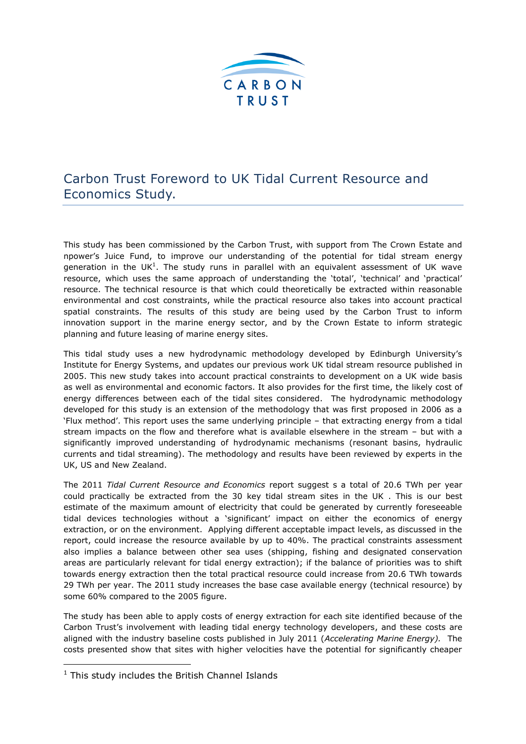CARBON TRUST

# Carbon Trust Foreword to UK Tidal Current Resource and Economics Study.

This study has been commissioned by the Carbon Trust, with support from The Crown Estate and npower's Juice Fund, to improve our understanding of the potential for tidal stream energy generation in the UK[1]. The study runs in parallel with an equivalent assessment of UK wave resource, which uses the same approach of understanding the 'total', 'technical' and 'practical' resource. The technical resource is that which could theoretically be extracted within reasonable environmental and cost constraints, while the practical resource also takes into account practical spatial constraints. The results of this study are being used by the Carbon Trust to inform innovation support in the marine energy sector, and by the Crown Estate to inform strategic planning and future leasing of marine energy sites.

This tidal study uses a new hydrodynamic methodology developed by Edinburgh University's Institute for Energy Systems, and updates our previous work UK tidal stream resource published in 2005. This new study takes into account practical constraints to development on a UK wide basis as well as environmental and economic factors. It also provides for the first time, the likely cost of energy differences between each of the tidal sites considered. The hydrodynamic methodology developed for this study is an extension of the methodology that was first proposed in 2006 as a 'Flux method'. This report uses the same underlying principle – that extracting energy from a tidal stream impacts on the flow and therefore what is available elsewhere in the stream – but with a significantly improved understanding of hydrodynamic mechanisms (resonant basins, hydraulic currents and tidal streaming). The methodology and results have been reviewed by experts in the UK, US and New Zealand.

The 2011 *Tidal Current Resource and Economics* report suggest s a total of 20.6 TWh per year could practically be extracted from the 30 key tidal stream sites in the UK . This is our best estimate of the maximum amount of electricity that could be generated by currently foreseeable tidal devices technologies without a 'significant' impact on either the economics of energy extraction, or on the environment. Applying different acceptable impact levels, as discussed in the report, could increase the resource available by up to 40%. The practical constraints assessment also implies a balance between other sea uses (shipping, fishing and designated conservation areas are particularly relevant for tidal energy extraction); if the balance of priorities was to shift towards energy extraction then the total practical resource could increase from 20.6 TWh towards 29 TWh per year. The 2011 study increases the base case available energy (technical resource) by some 60% compared to the 2005 figure.

The study has been able to apply costs of energy extraction for each site identified because of the Carbon Trust's involvement with leading tidal energy technology developers, and these costs are aligned with the industry baseline costs published in July 2011 (*Accelerating Marine Energy).* The costs presented show that sites with higher velocities have the potential for significantly cheaper

[1] This study includes the British Channel Islands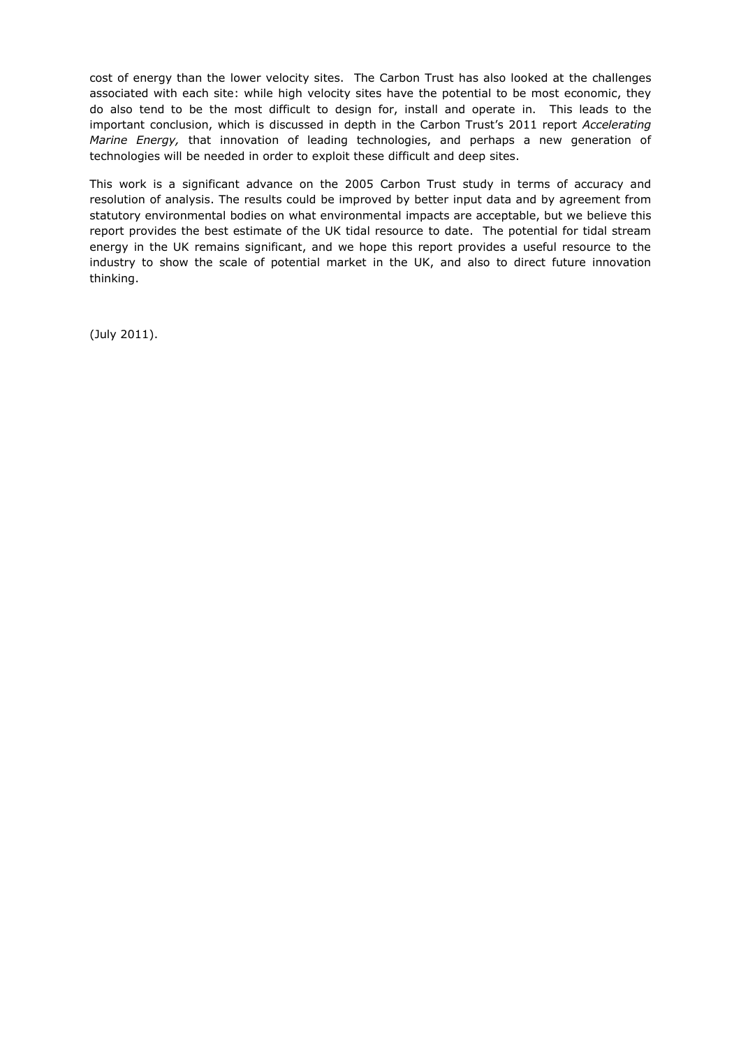cost of energy than the lower velocity sites. The Carbon Trust has also looked at the challenges associated with each site: while high velocity sites have the potential to be most economic, they do also tend to be the most difficult to design for, install and operate in. This leads to the important conclusion, which is discussed in depth in the Carbon Trust's 2011 report *Accelerating Marine Energy,* that innovation of leading technologies, and perhaps a new generation of technologies will be needed in order to exploit these difficult and deep sites.

This work is a significant advance on the 2005 Carbon Trust study in terms of accuracy and resolution of analysis. The results could be improved by better input data and by agreement from statutory environmental bodies on what environmental impacts are acceptable, but we believe this report provides the best estimate of the UK tidal resource to date. The potential for tidal stream energy in the UK remains significant, and we hope this report provides a useful resource to the industry to show the scale of potential market in the UK, and also to direct future innovation thinking.

(July 2011).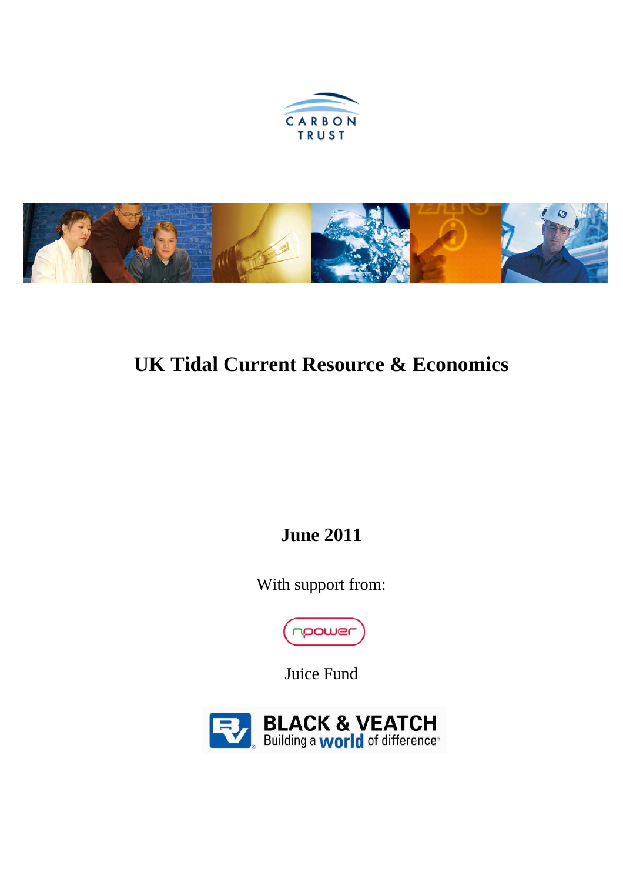CARBON TRUST

# UK Tidal Current Resource & Economics

**June 2011**

With support from:

npower

Juice Fund

BLACK & VEATCH

Building a world of difference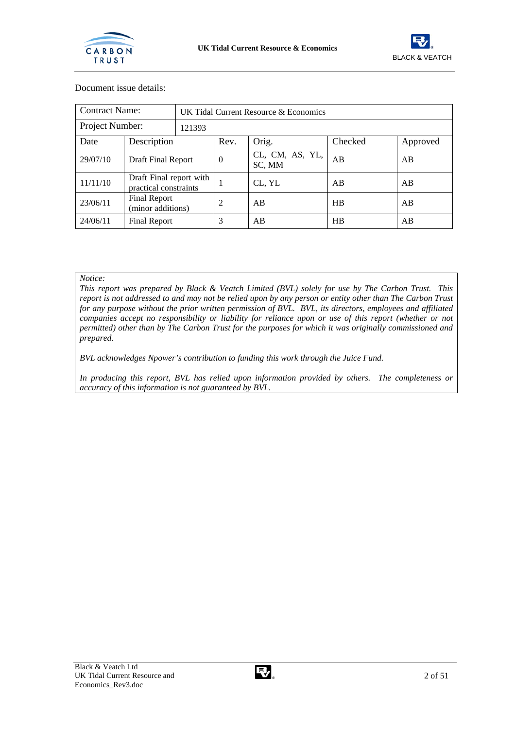Document issue details:

| Contract Name: | | UK Tidal Current Resource & Economics | | | |
|---|---|---|---|---|---|
| Project Number: | | 121393 | | | |
| Date | Description | Rev. | Orig. | Checked | Approved |
| 29/07/10 | Draft Final Report | 0 | CL, CM, AS, YL, SC, MM | AB | AB |
| 11/11/10 | Draft Final report with practical constraints | 1 | CL, YL | AB | AB |
| 23/06/11 | Final Report (minor additions) | 2 | AB | HB | AB |
| 24/06/11 | Final Report | 3 | AB | HB | AB |

*Notice:*
*This report was prepared by Black & Veatch Limited (BVL) solely for use by The Carbon Trust. This report is not addressed to and may not be relied upon by any person or entity other than The Carbon Trust for any purpose without the prior written permission of BVL. BVL, its directors, employees and affiliated companies accept no responsibility or liability for reliance upon or use of this report (whether or not permitted) other than by The Carbon Trust for the purposes for which it was originally commissioned and prepared.*

*BVL acknowledges Npower's contribution to funding this work through the Juice Fund.*

*In producing this report, BVL has relied upon information provided by others. The completeness or accuracy of this information is not guaranteed by BVL.*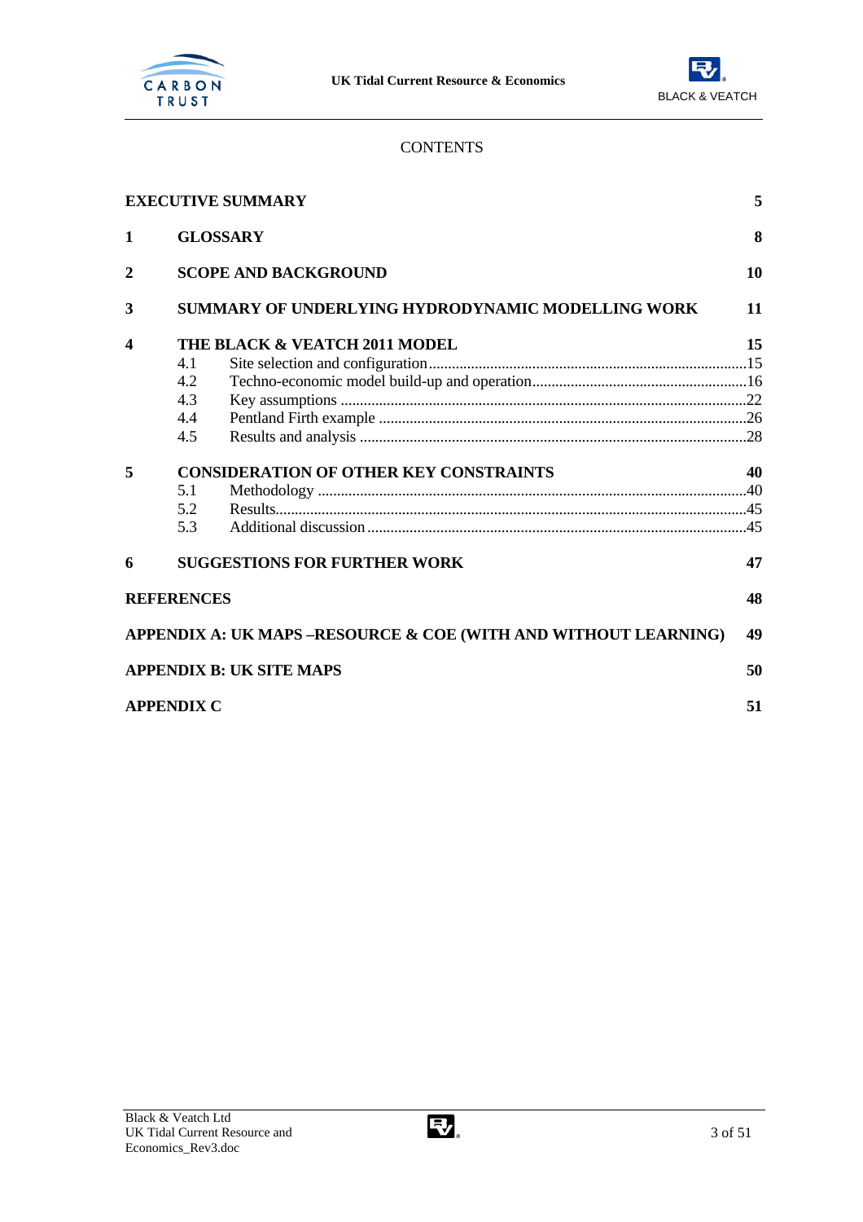# CONTENTS

| | | |
|---|---|---|
| **EXECUTIVE SUMMARY** | | **5** |
| **1** | **GLOSSARY** | **8** |
| **2** | **SCOPE AND BACKGROUND** | **10** |
| **3** | **SUMMARY OF UNDERLYING HYDRODYNAMIC MODELLING WORK** | **11** |
| **4** | **THE BLACK & VEATCH 2011 MODEL** | **15** |
| | 4.1 Site selection and configuration | 15 |
| | 4.2 Techno-economic model build-up and operation | 16 |
| | 4.3 Key assumptions | 22 |
| | 4.4 Pentland Firth example | 26 |
| | 4.5 Results and analysis | 28 |
| **5** | **CONSIDERATION OF OTHER KEY CONSTRAINTS** | **40** |
| | 5.1 Methodology | 40 |
| | 5.2 Results | 45 |
| | 5.3 Additional discussion | 45 |
| **6** | **SUGGESTIONS FOR FURTHER WORK** | **47** |
| **REFERENCES** | | **48** |
| **APPENDIX A: UK MAPS –RESOURCE & COE (WITH AND WITHOUT LEARNING)** | | **49** |
| **APPENDIX B: UK SITE MAPS** | | **50** |
| **APPENDIX C** | | **51** |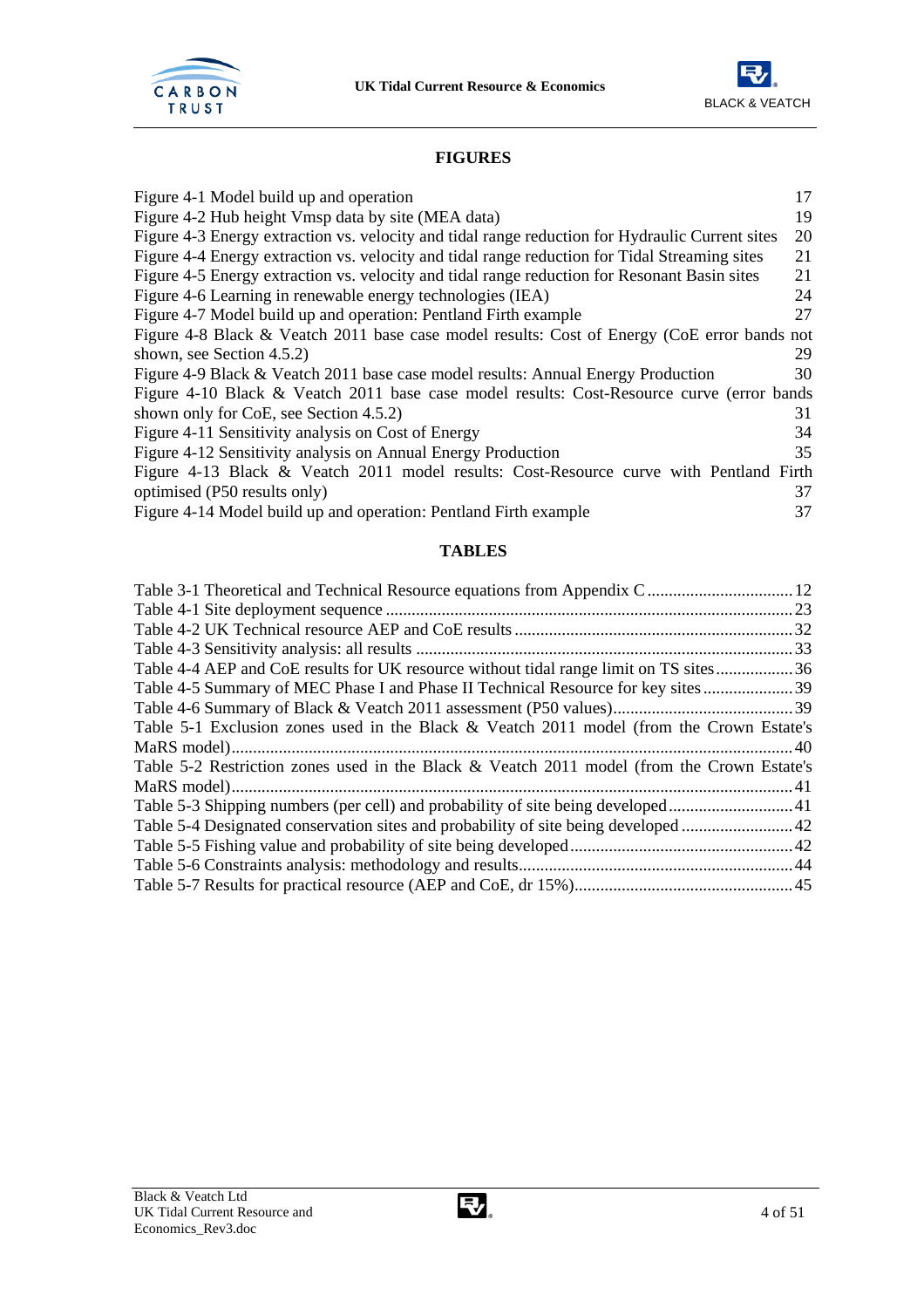## FIGURES

Figure 4-1 Model build up and operation 17
Figure 4-2 Hub height Vmsp data by site (MEA data) 19
Figure 4-3 Energy extraction vs. velocity and tidal range reduction for Hydraulic Current sites 20
Figure 4-4 Energy extraction vs. velocity and tidal range reduction for Tidal Streaming sites 21
Figure 4-5 Energy extraction vs. velocity and tidal range reduction for Resonant Basin sites 21
Figure 4-6 Learning in renewable energy technologies (IEA) 24
Figure 4-7 Model build up and operation: Pentland Firth example 27
Figure 4-8 Black & Veatch 2011 base case model results: Cost of Energy (CoE error bands not shown, see Section 4.5.2) 29
Figure 4-9 Black & Veatch 2011 base case model results: Annual Energy Production 30
Figure 4-10 Black & Veatch 2011 base case model results: Cost-Resource curve (error bands shown only for CoE, see Section 4.5.2) 31
Figure 4-11 Sensitivity analysis on Cost of Energy 34
Figure 4-12 Sensitivity analysis on Annual Energy Production 35
Figure 4-13 Black & Veatch 2011 model results: Cost-Resource curve with Pentland Firth optimised (P50 results only) 37
Figure 4-14 Model build up and operation: Pentland Firth example 37

## TABLES

Table 3-1 Theoretical and Technical Resource equations from Appendix C .................................. 12
Table 4-1 Site deployment sequence .............................................................................................. 23
Table 4-2 UK Technical resource AEP and CoE results ................................................................. 32
Table 4-3 Sensitivity analysis: all results ....................................................................................... 33
Table 4-4 AEP and CoE results for UK resource without tidal range limit on TS sites .................. 36
Table 4-5 Summary of MEC Phase I and Phase II Technical Resource for key sites ..................... 39
Table 4-6 Summary of Black & Veatch 2011 assessment (P50 values) .......................................... 39
Table 5-1 Exclusion zones used in the Black & Veatch 2011 model (from the Crown Estate's MaRS model) ................................................................................................................................ 40
Table 5-2 Restriction zones used in the Black & Veatch 2011 model (from the Crown Estate's MaRS model) ................................................................................................................................ 41
Table 5-3 Shipping numbers (per cell) and probability of site being developed ............................ 41
Table 5-4 Designated conservation sites and probability of site being developed .......................... 42
Table 5-5 Fishing value and probability of site being developed .................................................... 42
Table 5-6 Constraints analysis: methodology and results ................................................................ 44
Table 5-7 Results for practical resource (AEP and CoE, dr 15%) ................................................... 45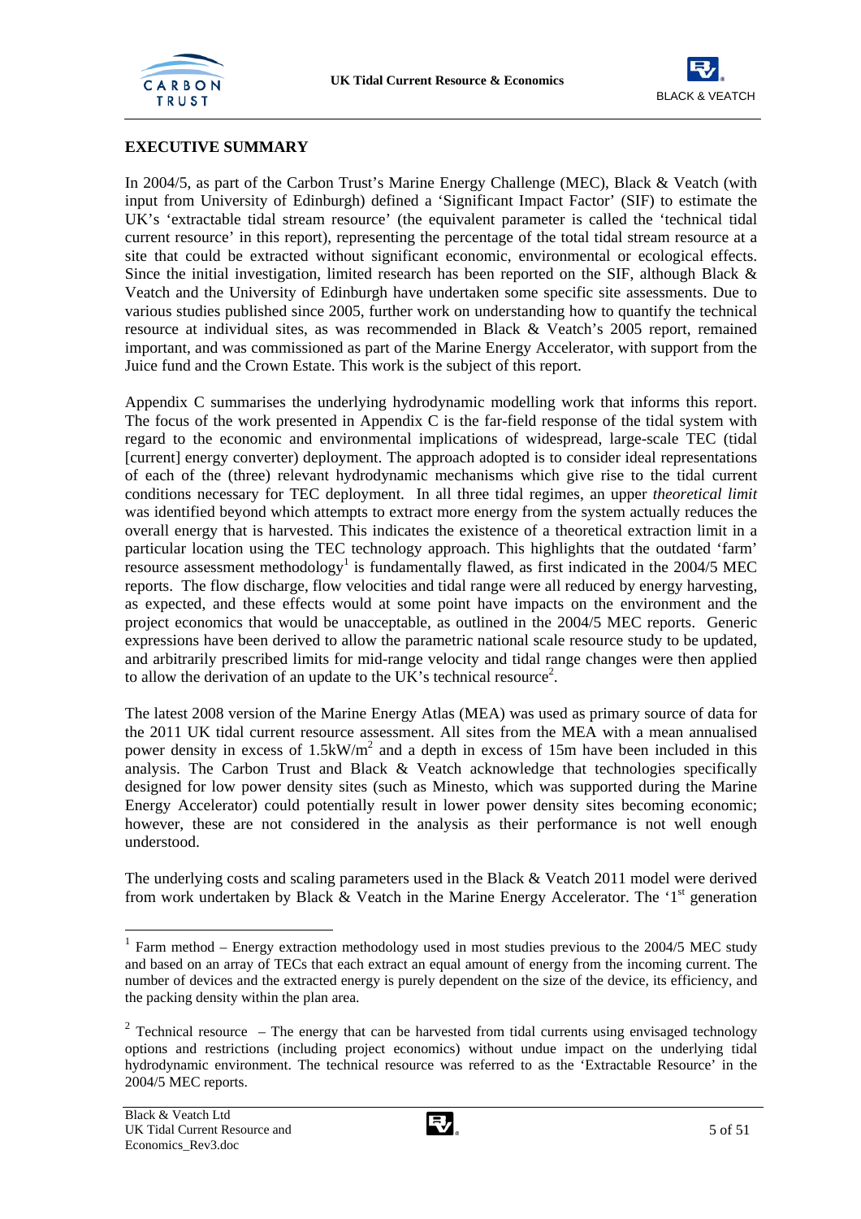## EXECUTIVE SUMMARY

In 2004/5, as part of the Carbon Trust's Marine Energy Challenge (MEC), Black & Veatch (with input from University of Edinburgh) defined a 'Significant Impact Factor' (SIF) to estimate the UK's 'extractable tidal stream resource' (the equivalent parameter is called the 'technical tidal current resource' in this report), representing the percentage of the total tidal stream resource at a site that could be extracted without significant economic, environmental or ecological effects. Since the initial investigation, limited research has been reported on the SIF, although Black & Veatch and the University of Edinburgh have undertaken some specific site assessments. Due to various studies published since 2005, further work on understanding how to quantify the technical resource at individual sites, as was recommended in Black & Veatch's 2005 report, remained important, and was commissioned as part of the Marine Energy Accelerator, with support from the Juice fund and the Crown Estate. This work is the subject of this report.

Appendix C summarises the underlying hydrodynamic modelling work that informs this report. The focus of the work presented in Appendix C is the far-field response of the tidal system with regard to the economic and environmental implications of widespread, large-scale TEC (tidal [current] energy converter) deployment. The approach adopted is to consider ideal representations of each of the (three) relevant hydrodynamic mechanisms which give rise to the tidal current conditions necessary for TEC deployment. In all three tidal regimes, an upper *theoretical limit* was identified beyond which attempts to extract more energy from the system actually reduces the overall energy that is harvested. This indicates the existence of a theoretical extraction limit in a particular location using the TEC technology approach. This highlights that the outdated 'farm' resource assessment methodology[1] is fundamentally flawed, as first indicated in the 2004/5 MEC reports. The flow discharge, flow velocities and tidal range were all reduced by energy harvesting, as expected, and these effects would at some point have impacts on the environment and the project economics that would be unacceptable, as outlined in the 2004/5 MEC reports. Generic expressions have been derived to allow the parametric national scale resource study to be updated, and arbitrarily prescribed limits for mid-range velocity and tidal range changes were then applied to allow the derivation of an update to the UK's technical resource[2].

The latest 2008 version of the Marine Energy Atlas (MEA) was used as primary source of data for the 2011 UK tidal current resource assessment. All sites from the MEA with a mean annualised power density in excess of 1.5kW/m$^2$ and a depth in excess of 15m have been included in this analysis. The Carbon Trust and Black & Veatch acknowledge that technologies specifically designed for low power density sites (such as Minesto, which was supported during the Marine Energy Accelerator) could potentially result in lower power density sites becoming economic; however, these are not considered in the analysis as their performance is not well enough understood.

The underlying costs and scaling parameters used in the Black & Veatch 2011 model were derived from work undertaken by Black & Veatch in the Marine Energy Accelerator. The '1$^{st}$ generation

---

[1] Farm method – Energy extraction methodology used in most studies previous to the 2004/5 MEC study and based on an array of TECs that each extract an equal amount of energy from the incoming current. The number of devices and the extracted energy is purely dependent on the size of the device, its efficiency, and the packing density within the plan area.

[2] Technical resource – The energy that can be harvested from tidal currents using envisaged technology options and restrictions (including project economics) without undue impact on the underlying tidal hydrodynamic environment. The technical resource was referred to as the 'Extractable Resource' in the 2004/5 MEC reports.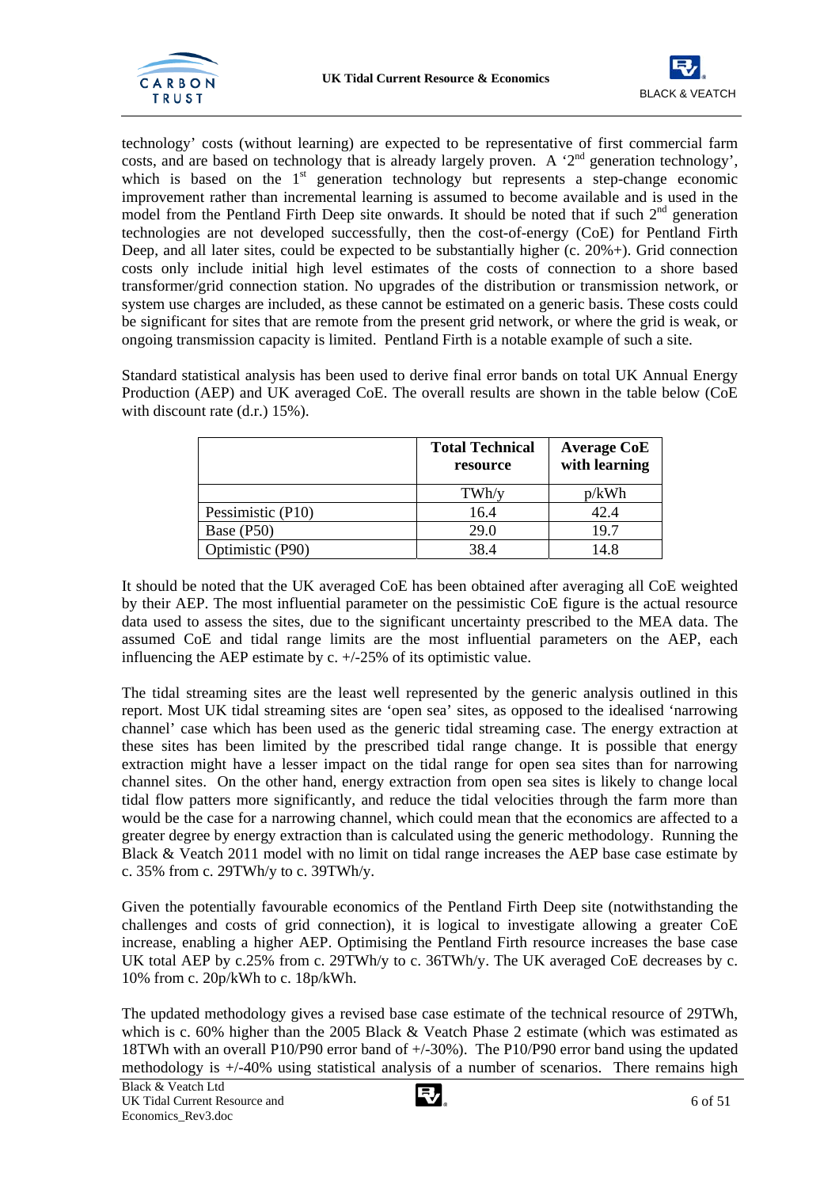technology' costs (without learning) are expected to be representative of first commercial farm costs, and are based on technology that is already largely proven. A '2nd generation technology', which is based on the 1st generation technology but represents a step-change economic improvement rather than incremental learning is assumed to become available and is used in the model from the Pentland Firth Deep site onwards. It should be noted that if such 2nd generation technologies are not developed successfully, then the cost-of-energy (CoE) for Pentland Firth Deep, and all later sites, could be expected to be substantially higher (c. 20%+). Grid connection costs only include initial high level estimates of the costs of connection to a shore based transformer/grid connection station. No upgrades of the distribution or transmission network, or system use charges are included, as these cannot be estimated on a generic basis. These costs could be significant for sites that are remote from the present grid network, or where the grid is weak, or ongoing transmission capacity is limited. Pentland Firth is a notable example of such a site.

Standard statistical analysis has been used to derive final error bands on total UK Annual Energy Production (AEP) and UK averaged CoE. The overall results are shown in the table below (CoE with discount rate (d.r.) 15%).

| | Total Technical resource | Average CoE with learning |
|---|---|---|
| | TWh/y | p/kWh |
| Pessimistic (P10) | 16.4 | 42.4 |
| Base (P50) | 29.0 | 19.7 |
| Optimistic (P90) | 38.4 | 14.8 |

It should be noted that the UK averaged CoE has been obtained after averaging all CoE weighted by their AEP. The most influential parameter on the pessimistic CoE figure is the actual resource data used to assess the sites, due to the significant uncertainty prescribed to the MEA data. The assumed CoE and tidal range limits are the most influential parameters on the AEP, each influencing the AEP estimate by c. +/-25% of its optimistic value.

The tidal streaming sites are the least well represented by the generic analysis outlined in this report. Most UK tidal streaming sites are 'open sea' sites, as opposed to the idealised 'narrowing channel' case which has been used as the generic tidal streaming case. The energy extraction at these sites has been limited by the prescribed tidal range change. It is possible that energy extraction might have a lesser impact on the tidal range for open sea sites than for narrowing channel sites. On the other hand, energy extraction from open sea sites is likely to change local tidal flow patters more significantly, and reduce the tidal velocities through the farm more than would be the case for a narrowing channel, which could mean that the economics are affected to a greater degree by energy extraction than is calculated using the generic methodology. Running the Black & Veatch 2011 model with no limit on tidal range increases the AEP base case estimate by c. 35% from c. 29TWh/y to c. 39TWh/y.

Given the potentially favourable economics of the Pentland Firth Deep site (notwithstanding the challenges and costs of grid connection), it is logical to investigate allowing a greater CoE increase, enabling a higher AEP. Optimising the Pentland Firth resource increases the base case UK total AEP by c.25% from c. 29TWh/y to c. 36TWh/y. The UK averaged CoE decreases by c. 10% from c. 20p/kWh to c. 18p/kWh.

The updated methodology gives a revised base case estimate of the technical resource of 29TWh, which is c. 60% higher than the 2005 Black & Veatch Phase 2 estimate (which was estimated as 18TWh with an overall P10/P90 error band of +/-30%). The P10/P90 error band using the updated methodology is +/-40% using statistical analysis of a number of scenarios. There remains high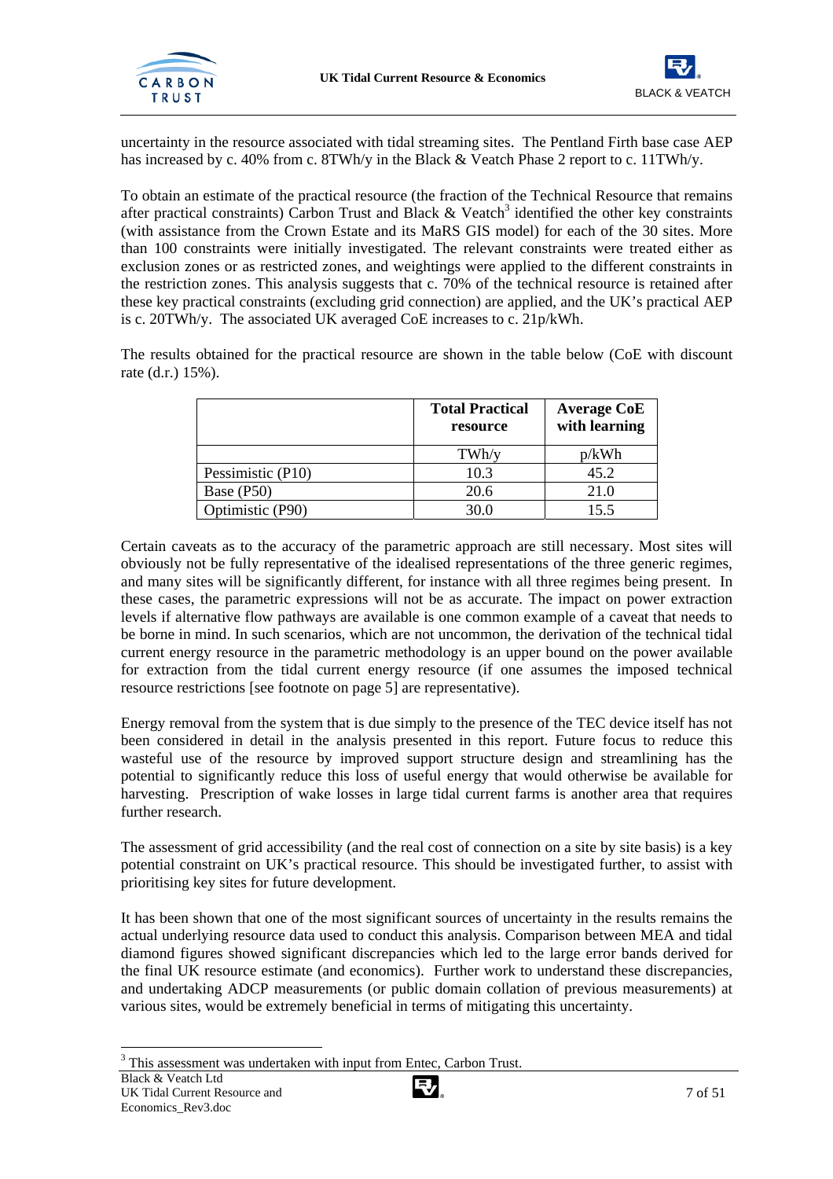uncertainty in the resource associated with tidal streaming sites. The Pentland Firth base case AEP has increased by c. 40% from c. 8TWh/y in the Black & Veatch Phase 2 report to c. 11TWh/y.

To obtain an estimate of the practical resource (the fraction of the Technical Resource that remains after practical constraints) Carbon Trust and Black & Veatch[3] identified the other key constraints (with assistance from the Crown Estate and its MaRS GIS model) for each of the 30 sites. More than 100 constraints were initially investigated. The relevant constraints were treated either as exclusion zones or as restricted zones, and weightings were applied to the different constraints in the restriction zones. This analysis suggests that c. 70% of the technical resource is retained after these key practical constraints (excluding grid connection) are applied, and the UK's practical AEP is c. 20TWh/y. The associated UK averaged CoE increases to c. 21p/kWh.

The results obtained for the practical resource are shown in the table below (CoE with discount rate (d.r.) 15%).

| | Total Practical resource | Average CoE with learning |
|---|---|---|
| | TWh/y | p/kWh |
| Pessimistic (P10) | 10.3 | 45.2 |
| Base (P50) | 20.6 | 21.0 |
| Optimistic (P90) | 30.0 | 15.5 |

Certain caveats as to the accuracy of the parametric approach are still necessary. Most sites will obviously not be fully representative of the idealised representations of the three generic regimes, and many sites will be significantly different, for instance with all three regimes being present. In these cases, the parametric expressions will not be as accurate. The impact on power extraction levels if alternative flow pathways are available is one common example of a caveat that needs to be borne in mind. In such scenarios, which are not uncommon, the derivation of the technical tidal current energy resource in the parametric methodology is an upper bound on the power available for extraction from the tidal current energy resource (if one assumes the imposed technical resource restrictions [see footnote on page 5] are representative).

Energy removal from the system that is due simply to the presence of the TEC device itself has not been considered in detail in the analysis presented in this report. Future focus to reduce this wasteful use of the resource by improved support structure design and streamlining has the potential to significantly reduce this loss of useful energy that would otherwise be available for harvesting. Prescription of wake losses in large tidal current farms is another area that requires further research.

The assessment of grid accessibility (and the real cost of connection on a site by site basis) is a key potential constraint on UK's practical resource. This should be investigated further, to assist with prioritising key sites for future development.

It has been shown that one of the most significant sources of uncertainty in the results remains the actual underlying resource data used to conduct this analysis. Comparison between MEA and tidal diamond figures showed significant discrepancies which led to the large error bands derived for the final UK resource estimate (and economics). Further work to understand these discrepancies, and undertaking ADCP measurements (or public domain collation of previous measurements) at various sites, would be extremely beneficial in terms of mitigating this uncertainty.

[3] This assessment was undertaken with input from Entec, Carbon Trust.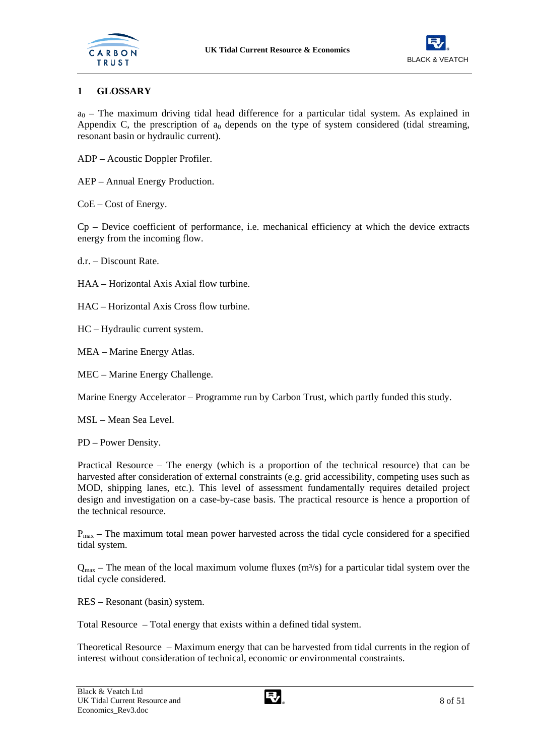# 1 GLOSSARY

$a_0$ – The maximum driving tidal head difference for a particular tidal system. As explained in Appendix C, the prescription of $a_0$ depends on the type of system considered (tidal streaming, resonant basin or hydraulic current).

ADP – Acoustic Doppler Profiler.

AEP – Annual Energy Production.

CoE – Cost of Energy.

Cp – Device coefficient of performance, i.e. mechanical efficiency at which the device extracts energy from the incoming flow.

d.r. – Discount Rate.

HAA – Horizontal Axis Axial flow turbine.

HAC – Horizontal Axis Cross flow turbine.

HC – Hydraulic current system.

MEA – Marine Energy Atlas.

MEC – Marine Energy Challenge.

Marine Energy Accelerator – Programme run by Carbon Trust, which partly funded this study.

MSL – Mean Sea Level.

PD – Power Density.

Practical Resource – The energy (which is a proportion of the technical resource) that can be harvested after consideration of external constraints (e.g. grid accessibility, competing uses such as MOD, shipping lanes, etc.). This level of assessment fundamentally requires detailed project design and investigation on a case-by-case basis. The practical resource is hence a proportion of the technical resource.

$P_{max}$ – The maximum total mean power harvested across the tidal cycle considered for a specified tidal system.

$Q_{max}$ – The mean of the local maximum volume fluxes ($m^3/s$) for a particular tidal system over the tidal cycle considered.

RES – Resonant (basin) system.

Total Resource – Total energy that exists within a defined tidal system.

Theoretical Resource – Maximum energy that can be harvested from tidal currents in the region of interest without consideration of technical, economic or environmental constraints.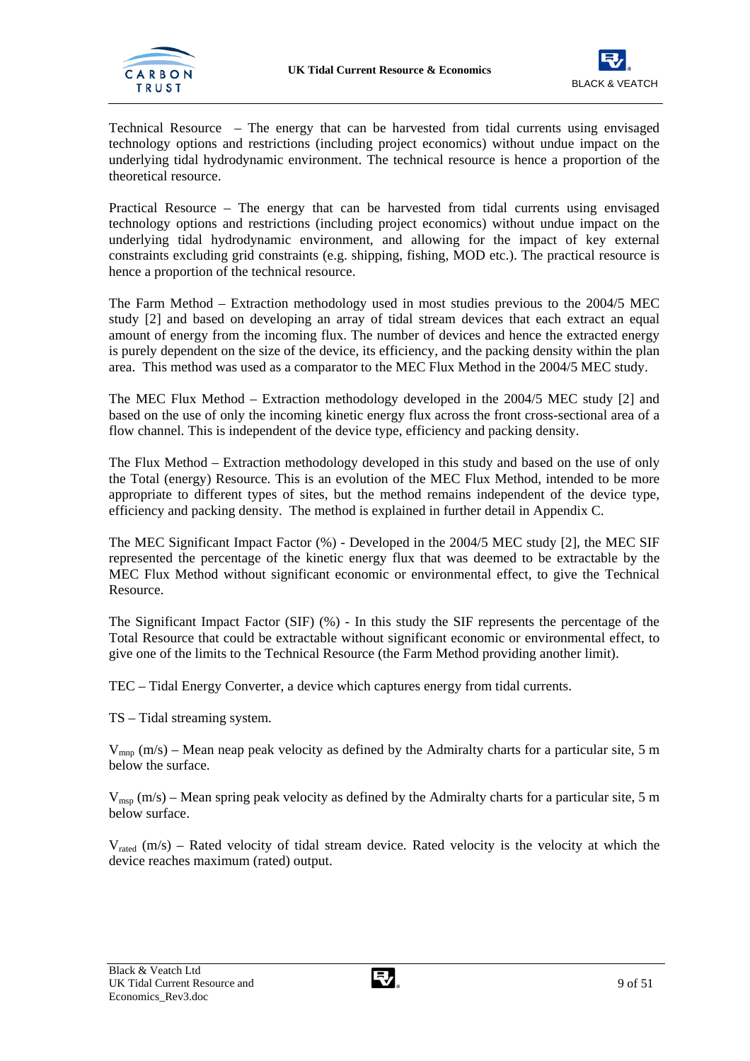Technical Resource – The energy that can be harvested from tidal currents using envisaged technology options and restrictions (including project economics) without undue impact on the underlying tidal hydrodynamic environment. The technical resource is hence a proportion of the theoretical resource.

Practical Resource – The energy that can be harvested from tidal currents using envisaged technology options and restrictions (including project economics) without undue impact on the underlying tidal hydrodynamic environment, and allowing for the impact of key external constraints excluding grid constraints (e.g. shipping, fishing, MOD etc.). The practical resource is hence a proportion of the technical resource.

The Farm Method – Extraction methodology used in most studies previous to the 2004/5 MEC study [2] and based on developing an array of tidal stream devices that each extract an equal amount of energy from the incoming flux. The number of devices and hence the extracted energy is purely dependent on the size of the device, its efficiency, and the packing density within the plan area. This method was used as a comparator to the MEC Flux Method in the 2004/5 MEC study.

The MEC Flux Method – Extraction methodology developed in the 2004/5 MEC study [2] and based on the use of only the incoming kinetic energy flux across the front cross-sectional area of a flow channel. This is independent of the device type, efficiency and packing density.

The Flux Method – Extraction methodology developed in this study and based on the use of only the Total (energy) Resource. This is an evolution of the MEC Flux Method, intended to be more appropriate to different types of sites, but the method remains independent of the device type, efficiency and packing density. The method is explained in further detail in Appendix C.

The MEC Significant Impact Factor (%) - Developed in the 2004/5 MEC study [2], the MEC SIF represented the percentage of the kinetic energy flux that was deemed to be extractable by the MEC Flux Method without significant economic or environmental effect, to give the Technical Resource.

The Significant Impact Factor (SIF) (%) - In this study the SIF represents the percentage of the Total Resource that could be extractable without significant economic or environmental effect, to give one of the limits to the Technical Resource (the Farm Method providing another limit).

TEC – Tidal Energy Converter, a device which captures energy from tidal currents.

TS – Tidal streaming system.

$V_{mnp}$ (m/s) – Mean neap peak velocity as defined by the Admiralty charts for a particular site, 5 m below the surface.

$V_{msp}$ (m/s) – Mean spring peak velocity as defined by the Admiralty charts for a particular site, 5 m below surface.

$V_{rated}$ (m/s) – Rated velocity of tidal stream device. Rated velocity is the velocity at which the device reaches maximum (rated) output.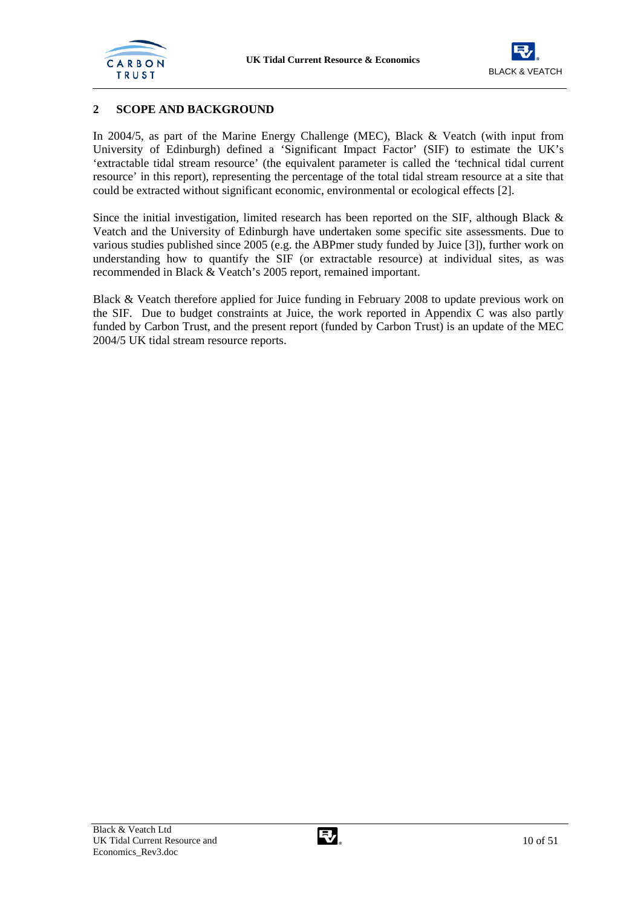## 2 SCOPE AND BACKGROUND

In 2004/5, as part of the Marine Energy Challenge (MEC), Black & Veatch (with input from University of Edinburgh) defined a 'Significant Impact Factor' (SIF) to estimate the UK's 'extractable tidal stream resource' (the equivalent parameter is called the 'technical tidal current resource' in this report), representing the percentage of the total tidal stream resource at a site that could be extracted without significant economic, environmental or ecological effects [2].

Since the initial investigation, limited research has been reported on the SIF, although Black & Veatch and the University of Edinburgh have undertaken some specific site assessments. Due to various studies published since 2005 (e.g. the ABPmer study funded by Juice [3]), further work on understanding how to quantify the SIF (or extractable resource) at individual sites, as was recommended in Black & Veatch's 2005 report, remained important.

Black & Veatch therefore applied for Juice funding in February 2008 to update previous work on the SIF. Due to budget constraints at Juice, the work reported in Appendix C was also partly funded by Carbon Trust, and the present report (funded by Carbon Trust) is an update of the MEC 2004/5 UK tidal stream resource reports.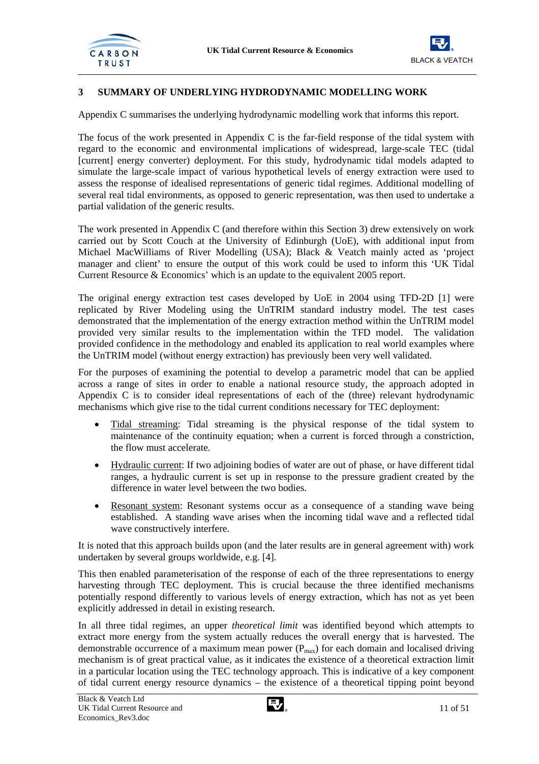# 3 SUMMARY OF UNDERLYING HYDRODYNAMIC MODELLING WORK

Appendix C summarises the underlying hydrodynamic modelling work that informs this report.

The focus of the work presented in Appendix C is the far-field response of the tidal system with regard to the economic and environmental implications of widespread, large-scale TEC (tidal [current] energy converter) deployment. For this study, hydrodynamic tidal models adapted to simulate the large-scale impact of various hypothetical levels of energy extraction were used to assess the response of idealised representations of generic tidal regimes. Additional modelling of several real tidal environments, as opposed to generic representation, was then used to undertake a partial validation of the generic results.

The work presented in Appendix C (and therefore within this Section 3) drew extensively on work carried out by Scott Couch at the University of Edinburgh (UoE), with additional input from Michael MacWilliams of River Modelling (USA); Black & Veatch mainly acted as 'project manager and client' to ensure the output of this work could be used to inform this 'UK Tidal Current Resource & Economics' which is an update to the equivalent 2005 report.

The original energy extraction test cases developed by UoE in 2004 using TFD-2D [1] were replicated by River Modeling using the UnTRIM standard industry model. The test cases demonstrated that the implementation of the energy extraction method within the UnTRIM model provided very similar results to the implementation within the TFD model. The validation provided confidence in the methodology and enabled its application to real world examples where the UnTRIM model (without energy extraction) has previously been very well validated.

For the purposes of examining the potential to develop a parametric model that can be applied across a range of sites in order to enable a national resource study, the approach adopted in Appendix C is to consider ideal representations of each of the (three) relevant hydrodynamic mechanisms which give rise to the tidal current conditions necessary for TEC deployment:

- Tidal streaming: Tidal streaming is the physical response of the tidal system to maintenance of the continuity equation; when a current is forced through a constriction, the flow must accelerate.
- Hydraulic current: If two adjoining bodies of water are out of phase, or have different tidal ranges, a hydraulic current is set up in response to the pressure gradient created by the difference in water level between the two bodies.
- Resonant system: Resonant systems occur as a consequence of a standing wave being established. A standing wave arises when the incoming tidal wave and a reflected tidal wave constructively interfere.

It is noted that this approach builds upon (and the later results are in general agreement with) work undertaken by several groups worldwide, e.g. [4].

This then enabled parameterisation of the response of each of the three representations to energy harvesting through TEC deployment. This is crucial because the three identified mechanisms potentially respond differently to various levels of energy extraction, which has not as yet been explicitly addressed in detail in existing research.

In all three tidal regimes, an upper *theoretical limit* was identified beyond which attempts to extract more energy from the system actually reduces the overall energy that is harvested. The demonstrable occurrence of a maximum mean power ($P_{max}$) for each domain and localised driving mechanism is of great practical value, as it indicates the existence of a theoretical extraction limit in a particular location using the TEC technology approach. This is indicative of a key component of tidal current energy resource dynamics – the existence of a theoretical tipping point beyond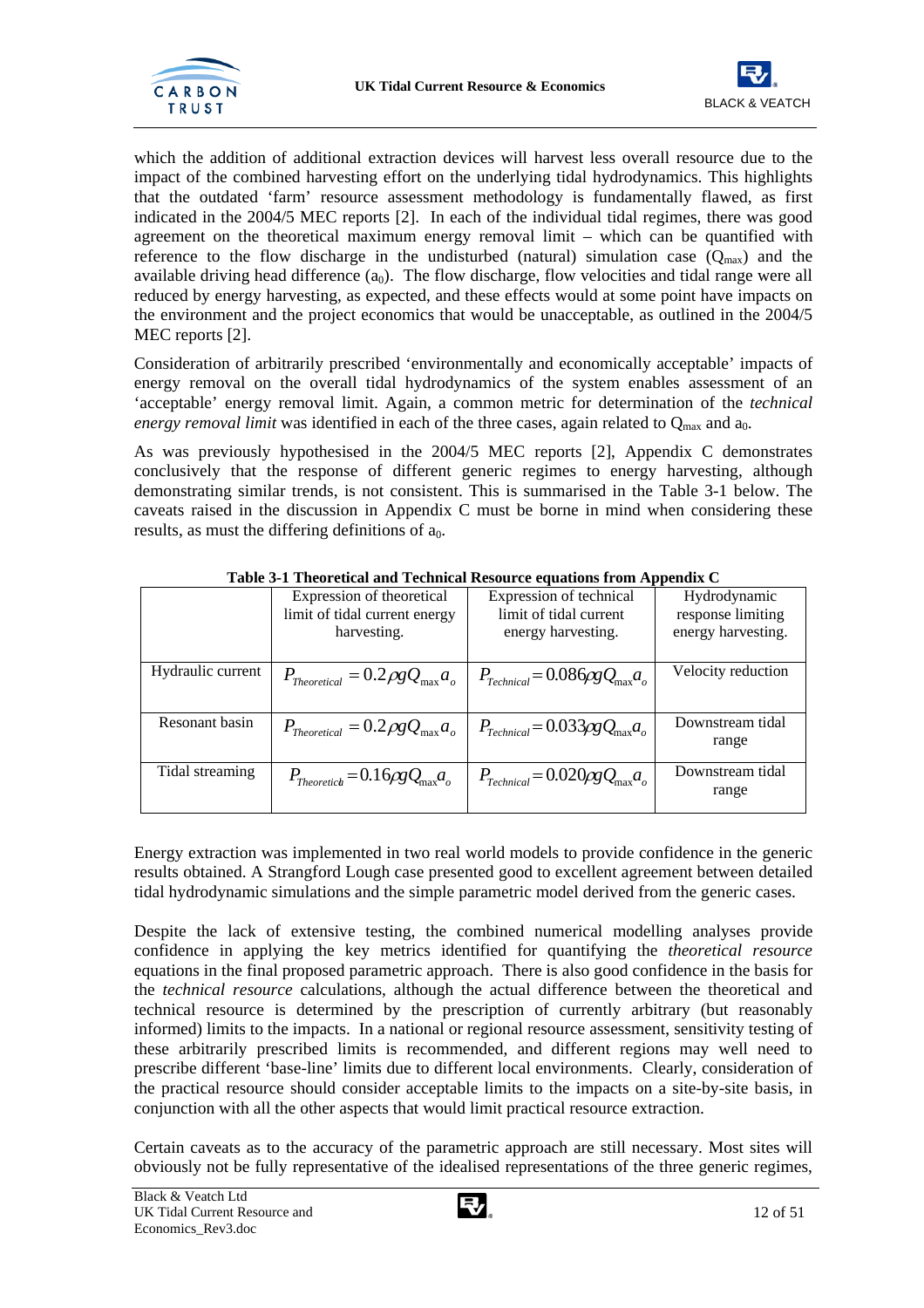which the addition of additional extraction devices will harvest less overall resource due to the impact of the combined harvesting effort on the underlying tidal hydrodynamics. This highlights that the outdated 'farm' resource assessment methodology is fundamentally flawed, as first indicated in the 2004/5 MEC reports [2]. In each of the individual tidal regimes, there was good agreement on the theoretical maximum energy removal limit – which can be quantified with reference to the flow discharge in the undisturbed (natural) simulation case ($Q_{max}$) and the available driving head difference ($a_0$). The flow discharge, flow velocities and tidal range were all reduced by energy harvesting, as expected, and these effects would at some point have impacts on the environment and the project economics that would be unacceptable, as outlined in the 2004/5 MEC reports [2].

Consideration of arbitrarily prescribed 'environmentally and economically acceptable' impacts of energy removal on the overall tidal hydrodynamics of the system enables assessment of an 'acceptable' energy removal limit. Again, a common metric for determination of the *technical energy removal limit* was identified in each of the three cases, again related to $Q_{max}$ and $a_0$.

As was previously hypothesised in the 2004/5 MEC reports [2], Appendix C demonstrates conclusively that the response of different generic regimes to energy harvesting, although demonstrating similar trends, is not consistent. This is summarised in the Table 3-1 below. The caveats raised in the discussion in Appendix C must be borne in mind when considering these results, as must the differing definitions of $a_0$.

**Table 3-1 Theoretical and Technical Resource equations from Appendix C**

| | Expression of theoretical limit of tidal current energy harvesting. | Expression of technical limit of tidal current energy harvesting. | Hydrodynamic response limiting energy harvesting. |
|---|---|---|---|
| Hydraulic current | $P_{Theoretical} = 0.2 \rho g Q_{max} a_o$ | $P_{Technical} = 0.086 \rho g Q_{max} a_o$ | Velocity reduction |
| Resonant basin | $P_{Theoretical} = 0.2 \rho g Q_{max} a_o$ | $P_{Technical} = 0.033 \rho g Q_{max} a_o$ | Downstream tidal range |
| Tidal streaming | $P_{Theoretical} = 0.16 \rho g Q_{max} a_o$ | $P_{Technical} = 0.020 \rho g Q_{max} a_o$ | Downstream tidal range |

Energy extraction was implemented in two real world models to provide confidence in the generic results obtained. A Strangford Lough case presented good to excellent agreement between detailed tidal hydrodynamic simulations and the simple parametric model derived from the generic cases.

Despite the lack of extensive testing, the combined numerical modelling analyses provide confidence in applying the key metrics identified for quantifying the *theoretical resource* equations in the final proposed parametric approach. There is also good confidence in the basis for the *technical resource* calculations, although the actual difference between the theoretical and technical resource is determined by the prescription of currently arbitrary (but reasonably informed) limits to the impacts. In a national or regional resource assessment, sensitivity testing of these arbitrarily prescribed limits is recommended, and different regions may well need to prescribe different 'base-line' limits due to different local environments. Clearly, consideration of the practical resource should consider acceptable limits to the impacts on a site-by-site basis, in conjunction with all the other aspects that would limit practical resource extraction.

Certain caveats as to the accuracy of the parametric approach are still necessary. Most sites will obviously not be fully representative of the idealised representations of the three generic regimes,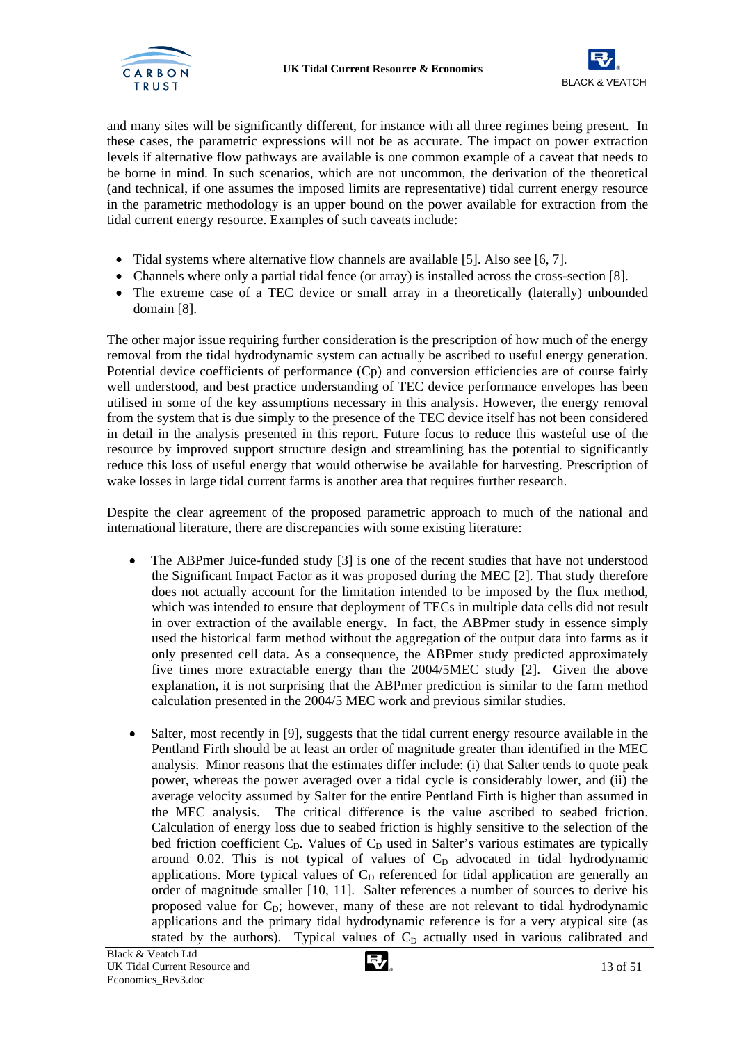and many sites will be significantly different, for instance with all three regimes being present. In these cases, the parametric expressions will not be as accurate. The impact on power extraction levels if alternative flow pathways are available is one common example of a caveat that needs to be borne in mind. In such scenarios, which are not uncommon, the derivation of the theoretical (and technical, if one assumes the imposed limits are representative) tidal current energy resource in the parametric methodology is an upper bound on the power available for extraction from the tidal current energy resource. Examples of such caveats include:

- Tidal systems where alternative flow channels are available [5]. Also see [6, 7].
- Channels where only a partial tidal fence (or array) is installed across the cross-section [8].
- The extreme case of a TEC device or small array in a theoretically (laterally) unbounded domain [8].

The other major issue requiring further consideration is the prescription of how much of the energy removal from the tidal hydrodynamic system can actually be ascribed to useful energy generation. Potential device coefficients of performance (Cp) and conversion efficiencies are of course fairly well understood, and best practice understanding of TEC device performance envelopes has been utilised in some of the key assumptions necessary in this analysis. However, the energy removal from the system that is due simply to the presence of the TEC device itself has not been considered in detail in the analysis presented in this report. Future focus to reduce this wasteful use of the resource by improved support structure design and streamlining has the potential to significantly reduce this loss of useful energy that would otherwise be available for harvesting. Prescription of wake losses in large tidal current farms is another area that requires further research.

Despite the clear agreement of the proposed parametric approach to much of the national and international literature, there are discrepancies with some existing literature:

- The ABPmer Juice-funded study [3] is one of the recent studies that have not understood the Significant Impact Factor as it was proposed during the MEC [2]. That study therefore does not actually account for the limitation intended to be imposed by the flux method, which was intended to ensure that deployment of TECs in multiple data cells did not result in over extraction of the available energy. In fact, the ABPmer study in essence simply used the historical farm method without the aggregation of the output data into farms as it only presented cell data. As a consequence, the ABPmer study predicted approximately five times more extractable energy than the 2004/5MEC study [2]. Given the above explanation, it is not surprising that the ABPmer prediction is similar to the farm method calculation presented in the 2004/5 MEC work and previous similar studies.

- Salter, most recently in [9], suggests that the tidal current energy resource available in the Pentland Firth should be at least an order of magnitude greater than identified in the MEC analysis. Minor reasons that the estimates differ include: (i) that Salter tends to quote peak power, whereas the power averaged over a tidal cycle is considerably lower, and (ii) the average velocity assumed by Salter for the entire Pentland Firth is higher than assumed in the MEC analysis. The critical difference is the value ascribed to seabed friction. Calculation of energy loss due to seabed friction is highly sensitive to the selection of the bed friction coefficient $C_D$. Values of $C_D$ used in Salter's various estimates are typically around 0.02. This is not typical of values of $C_D$ advocated in tidal hydrodynamic applications. More typical values of $C_D$ referenced for tidal application are generally an order of magnitude smaller [10, 11]. Salter references a number of sources to derive his proposed value for $C_D$; however, many of these are not relevant to tidal hydrodynamic applications and the primary tidal hydrodynamic reference is for a very atypical site (as stated by the authors). Typical values of $C_D$ actually used in various calibrated and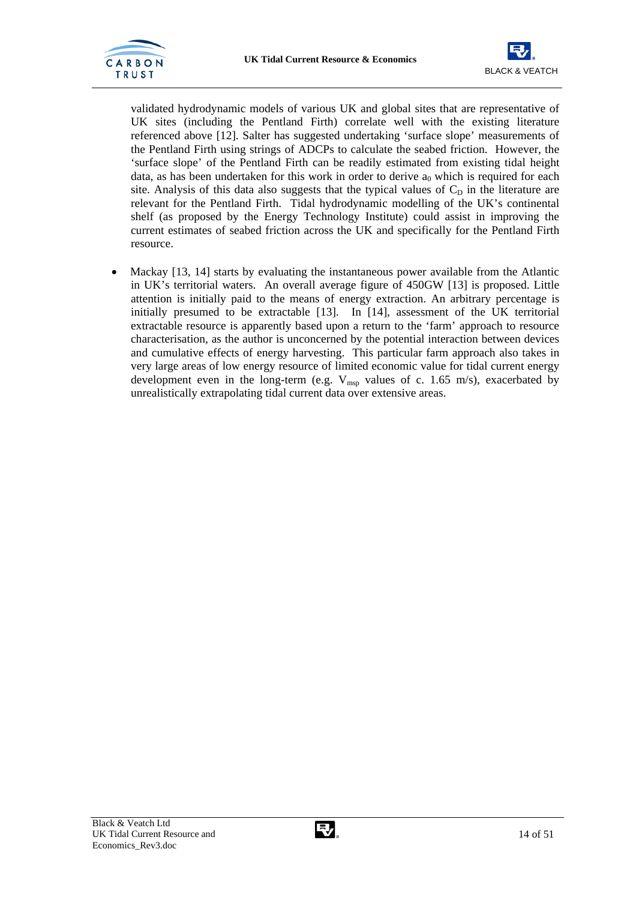validated hydrodynamic models of various UK and global sites that are representative of UK sites (including the Pentland Firth) correlate well with the existing literature referenced above [12]. Salter has suggested undertaking 'surface slope' measurements of the Pentland Firth using strings of ADCPs to calculate the seabed friction. However, the 'surface slope' of the Pentland Firth can be readily estimated from existing tidal height data, as has been undertaken for this work in order to derive $a_0$ which is required for each site. Analysis of this data also suggests that the typical values of $C_D$ in the literature are relevant for the Pentland Firth. Tidal hydrodynamic modelling of the UK's continental shelf (as proposed by the Energy Technology Institute) could assist in improving the current estimates of seabed friction across the UK and specifically for the Pentland Firth resource.

- Mackay [13, 14] starts by evaluating the instantaneous power available from the Atlantic in UK's territorial waters. An overall average figure of 450GW [13] is proposed. Little attention is initially paid to the means of energy extraction. An arbitrary percentage is initially presumed to be extractable [13]. In [14], assessment of the UK territorial extractable resource is apparently based upon a return to the 'farm' approach to resource characterisation, as the author is unconcerned by the potential interaction between devices and cumulative effects of energy harvesting. This particular farm approach also takes in very large areas of low energy resource of limited economic value for tidal current energy development even in the long-term (e.g. $V_{msp}$ values of c. 1.65 m/s), exacerbated by unrealistically extrapolating tidal current data over extensive areas.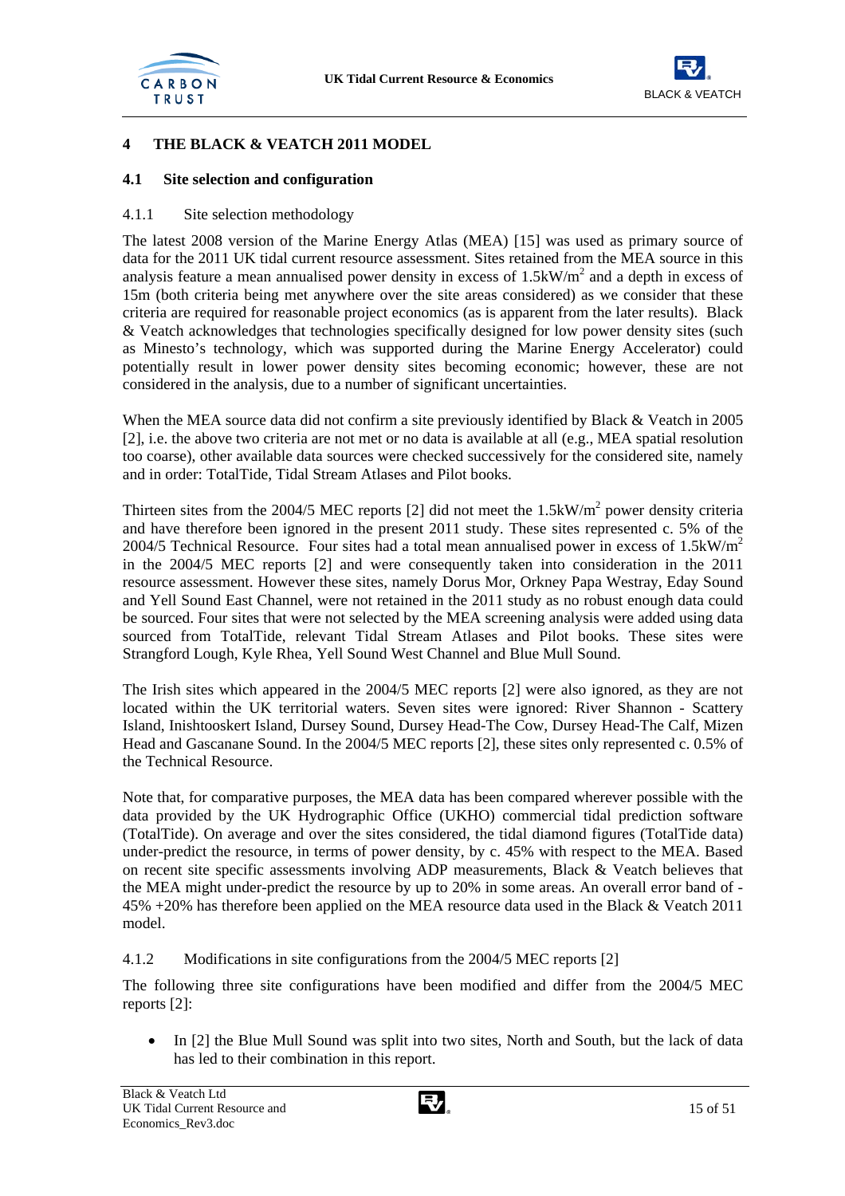# 4 THE BLACK & VEATCH 2011 MODEL

## 4.1 Site selection and configuration

### 4.1.1 Site selection methodology

The latest 2008 version of the Marine Energy Atlas (MEA) [15] was used as primary source of data for the 2011 UK tidal current resource assessment. Sites retained from the MEA source in this analysis feature a mean annualised power density in excess of $1.5kW/m^2$ and a depth in excess of 15m (both criteria being met anywhere over the site areas considered) as we consider that these criteria are required for reasonable project economics (as is apparent from the later results). Black & Veatch acknowledges that technologies specifically designed for low power density sites (such as Minesto's technology, which was supported during the Marine Energy Accelerator) could potentially result in lower power density sites becoming economic; however, these are not considered in the analysis, due to a number of significant uncertainties.

When the MEA source data did not confirm a site previously identified by Black & Veatch in 2005 [2], i.e. the above two criteria are not met or no data is available at all (e.g., MEA spatial resolution too coarse), other available data sources were checked successively for the considered site, namely and in order: TotalTide, Tidal Stream Atlases and Pilot books.

Thirteen sites from the 2004/5 MEC reports [2] did not meet the $1.5kW/m^2$ power density criteria and have therefore been ignored in the present 2011 study. These sites represented c. 5% of the 2004/5 Technical Resource. Four sites had a total mean annualised power in excess of $1.5kW/m^2$ in the 2004/5 MEC reports [2] and were consequently taken into consideration in the 2011 resource assessment. However these sites, namely Dorus Mor, Orkney Papa Westray, Eday Sound and Yell Sound East Channel, were not retained in the 2011 study as no robust enough data could be sourced. Four sites that were not selected by the MEA screening analysis were added using data sourced from TotalTide, relevant Tidal Stream Atlases and Pilot books. These sites were Strangford Lough, Kyle Rhea, Yell Sound West Channel and Blue Mull Sound.

The Irish sites which appeared in the 2004/5 MEC reports [2] were also ignored, as they are not located within the UK territorial waters. Seven sites were ignored: River Shannon - Scattery Island, Inishtooskert Island, Dursey Sound, Dursey Head-The Cow, Dursey Head-The Calf, Mizen Head and Gascanane Sound. In the 2004/5 MEC reports [2], these sites only represented c. 0.5% of the Technical Resource.

Note that, for comparative purposes, the MEA data has been compared wherever possible with the data provided by the UK Hydrographic Office (UKHO) commercial tidal prediction software (TotalTide). On average and over the sites considered, the tidal diamond figures (TotalTide data) under-predict the resource, in terms of power density, by c. 45% with respect to the MEA. Based on recent site specific assessments involving ADP measurements, Black & Veatch believes that the MEA might under-predict the resource by up to 20% in some areas. An overall error band of -45% +20% has therefore been applied on the MEA resource data used in the Black & Veatch 2011 model.

### 4.1.2 Modifications in site configurations from the 2004/5 MEC reports [2]

The following three site configurations have been modified and differ from the 2004/5 MEC reports [2]:

- In [2] the Blue Mull Sound was split into two sites, North and South, but the lack of data has led to their combination in this report.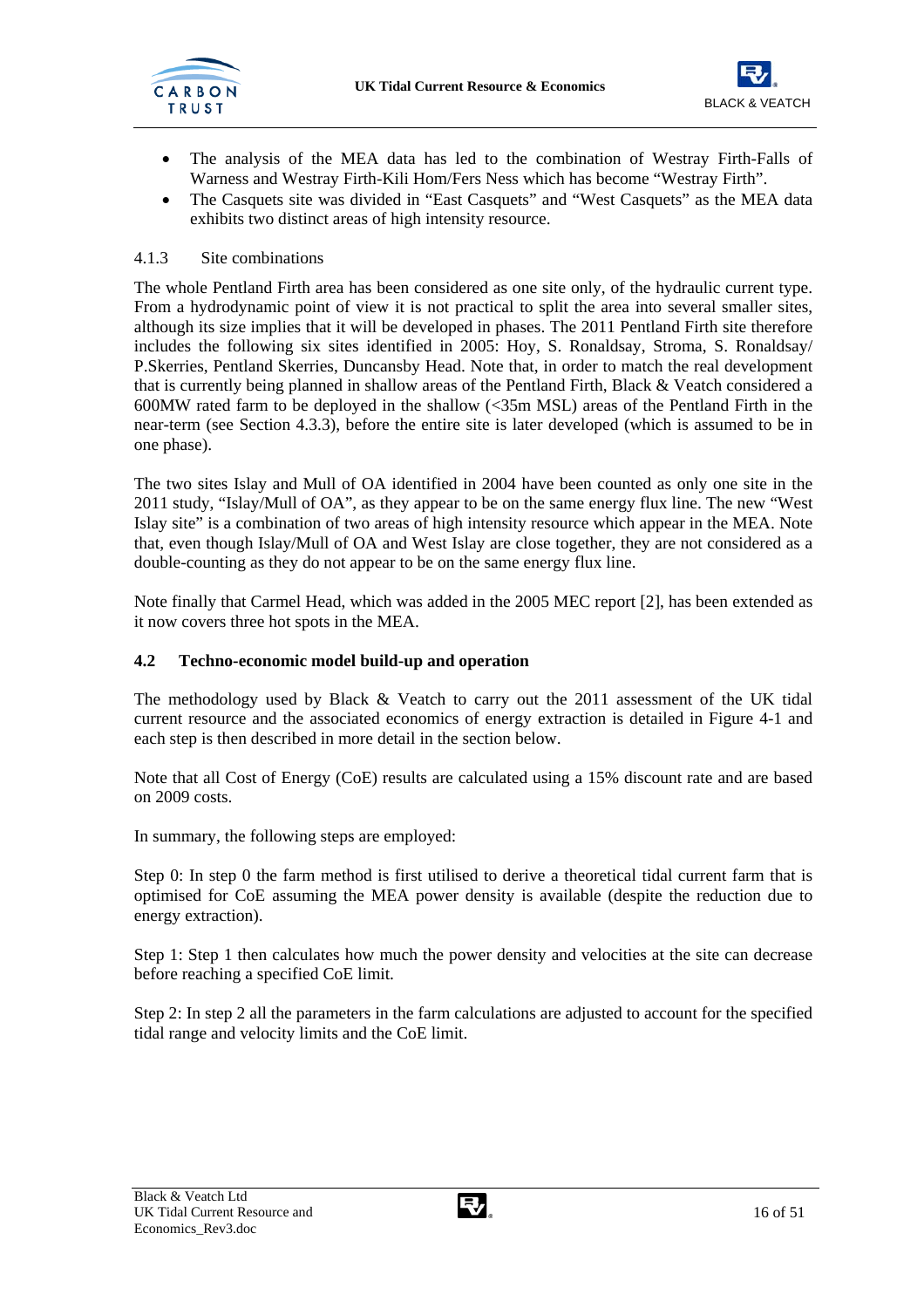- The analysis of the MEA data has led to the combination of Westray Firth-Falls of Warness and Westray Firth-Kili Hom/Fers Ness which has become "Westray Firth".
- The Casquets site was divided in "East Casquets" and "West Casquets" as the MEA data exhibits two distinct areas of high intensity resource.

### 4.1.3 Site combinations

The whole Pentland Firth area has been considered as one site only, of the hydraulic current type. From a hydrodynamic point of view it is not practical to split the area into several smaller sites, although its size implies that it will be developed in phases. The 2011 Pentland Firth site therefore includes the following six sites identified in 2005: Hoy, S. Ronaldsay, Stroma, S. Ronaldsay/ P.Skerries, Pentland Skerries, Duncansby Head. Note that, in order to match the real development that is currently being planned in shallow areas of the Pentland Firth, Black & Veatch considered a 600MW rated farm to be deployed in the shallow (<35m MSL) areas of the Pentland Firth in the near-term (see Section 4.3.3), before the entire site is later developed (which is assumed to be in one phase).

The two sites Islay and Mull of OA identified in 2004 have been counted as only one site in the 2011 study, "Islay/Mull of OA", as they appear to be on the same energy flux line. The new "West Islay site" is a combination of two areas of high intensity resource which appear in the MEA. Note that, even though Islay/Mull of OA and West Islay are close together, they are not considered as a double-counting as they do not appear to be on the same energy flux line.

Note finally that Carmel Head, which was added in the 2005 MEC report [2], has been extended as it now covers three hot spots in the MEA.

## 4.2 Techno-economic model build-up and operation

The methodology used by Black & Veatch to carry out the 2011 assessment of the UK tidal current resource and the associated economics of energy extraction is detailed in Figure 4-1 and each step is then described in more detail in the section below.

Note that all Cost of Energy (CoE) results are calculated using a 15% discount rate and are based on 2009 costs.

In summary, the following steps are employed:

Step 0: In step 0 the farm method is first utilised to derive a theoretical tidal current farm that is optimised for CoE assuming the MEA power density is available (despite the reduction due to energy extraction).

Step 1: Step 1 then calculates how much the power density and velocities at the site can decrease before reaching a specified CoE limit.

Step 2: In step 2 all the parameters in the farm calculations are adjusted to account for the specified tidal range and velocity limits and the CoE limit.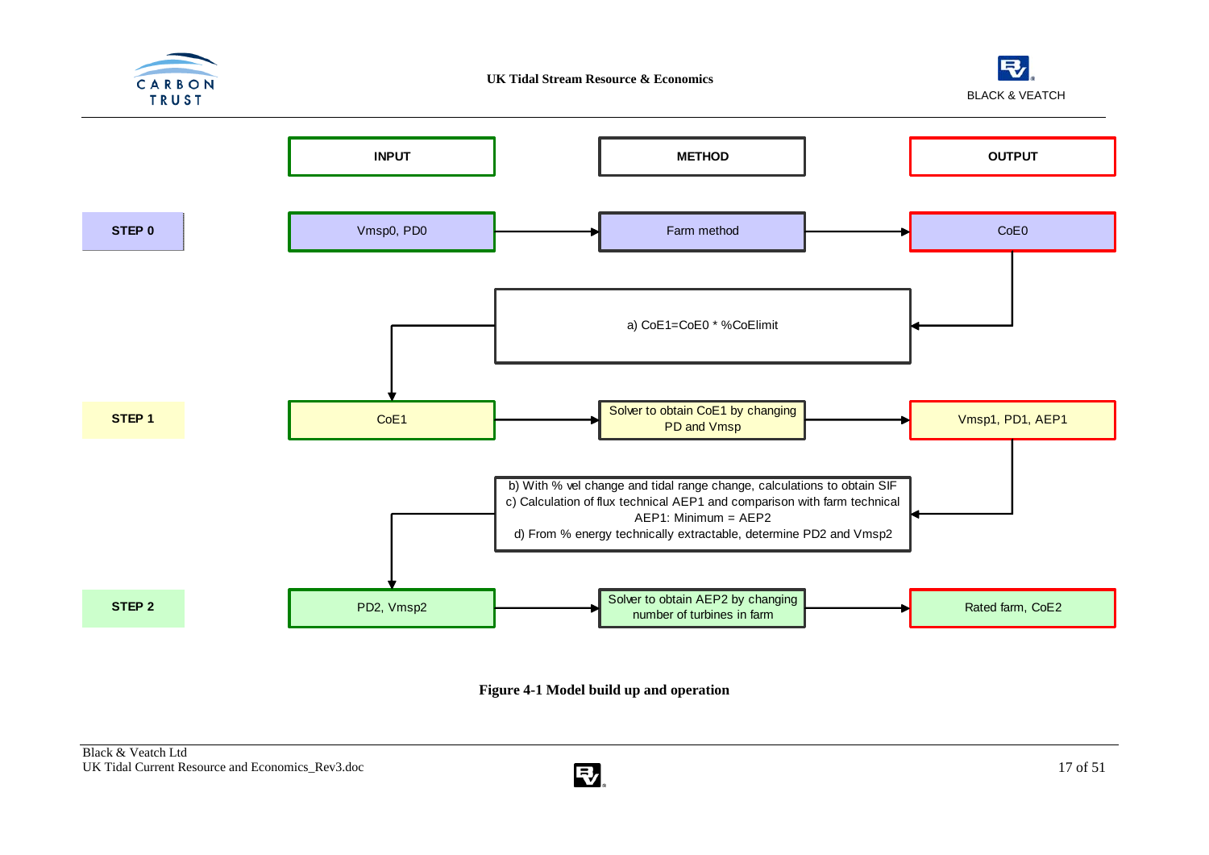| | INPUT | METHOD | OUTPUT |
|---|---|---|---|
| **STEP 0** | Vmsp0, PD0 | Farm method | CoE0 |
| | | a) CoE1=CoE0 * %CoElimit | |
| **STEP 1** | CoE1 | Solver to obtain CoE1 by changing PD and Vmsp | Vmsp1, PD1, AEP1 |
| | | b) With % vel change and tidal range change, calculations to obtain SIF<br>c) Calculation of flux technical AEP1 and comparison with farm technical AEP1: Minimum = AEP2<br>d) From % energy technically extractable, determine PD2 and Vmsp2 | |
| **STEP 2** | PD2, Vmsp2 | Solver to obtain AEP2 by changing number of turbines in farm | Rated farm, CoE2 |

**Figure 4-1 Model build up and operation**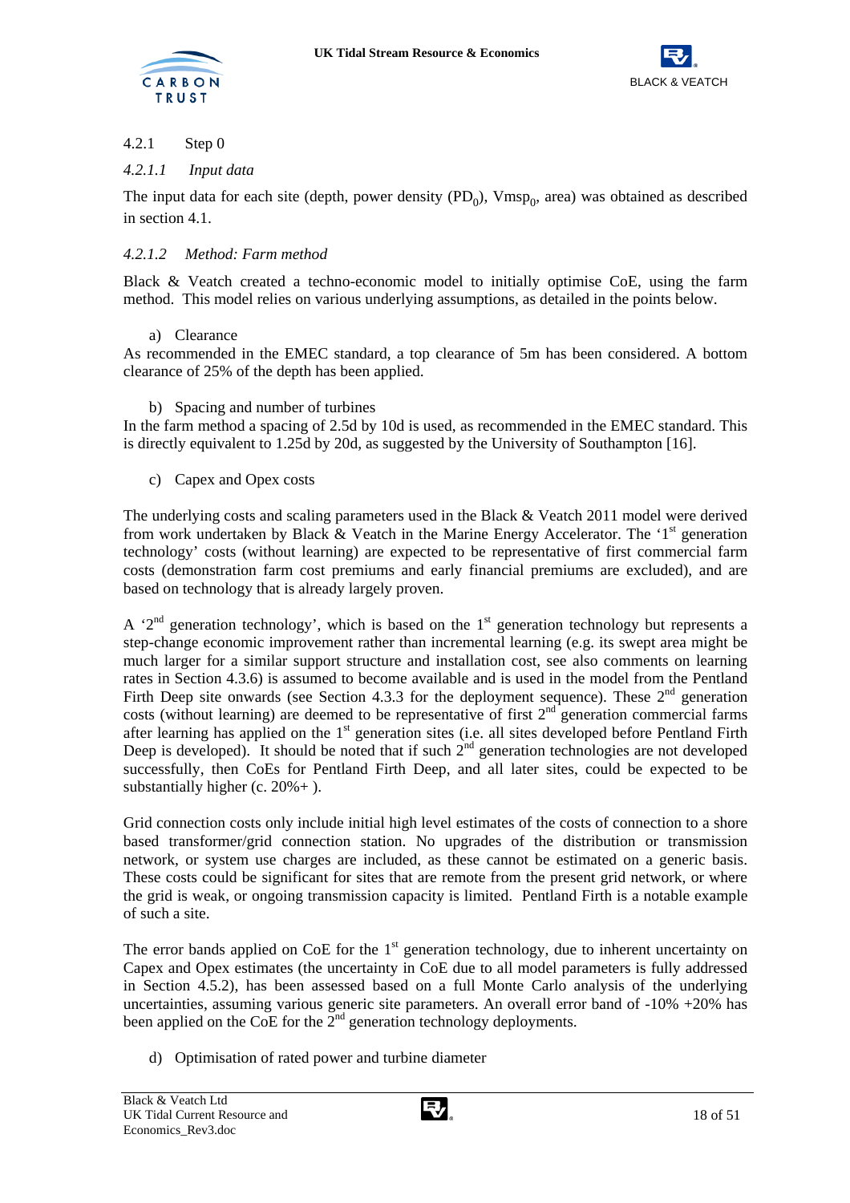### 4.2.1 Step 0

#### *4.2.1.1 Input data*

The input data for each site (depth, power density ($PD_0$), $Vmsp_0$, area) was obtained as described in section 4.1.

#### *4.2.1.2 Method: Farm method*

Black & Veatch created a techno-economic model to initially optimise CoE, using the farm method. This model relies on various underlying assumptions, as detailed in the points below.

a) Clearance

As recommended in the EMEC standard, a top clearance of 5m has been considered. A bottom clearance of 25% of the depth has been applied.

b) Spacing and number of turbines

In the farm method a spacing of 2.5d by 10d is used, as recommended in the EMEC standard. This is directly equivalent to 1.25d by 20d, as suggested by the University of Southampton [16].

c) Capex and Opex costs

The underlying costs and scaling parameters used in the Black & Veatch 2011 model were derived from work undertaken by Black & Veatch in the Marine Energy Accelerator. The '1st generation technology' costs (without learning) are expected to be representative of first commercial farm costs (demonstration farm cost premiums and early financial premiums are excluded), and are based on technology that is already largely proven.

A '2nd generation technology', which is based on the 1st generation technology but represents a step-change economic improvement rather than incremental learning (e.g. its swept area might be much larger for a similar support structure and installation cost, see also comments on learning rates in Section 4.3.6) is assumed to become available and is used in the model from the Pentland Firth Deep site onwards (see Section 4.3.3 for the deployment sequence). These 2nd generation costs (without learning) are deemed to be representative of first 2nd generation commercial farms after learning has applied on the 1st generation sites (i.e. all sites developed before Pentland Firth Deep is developed). It should be noted that if such 2nd generation technologies are not developed successfully, then CoEs for Pentland Firth Deep, and all later sites, could be expected to be substantially higher (c. 20%+ ).

Grid connection costs only include initial high level estimates of the costs of connection to a shore based transformer/grid connection station. No upgrades of the distribution or transmission network, or system use charges are included, as these cannot be estimated on a generic basis. These costs could be significant for sites that are remote from the present grid network, or where the grid is weak, or ongoing transmission capacity is limited. Pentland Firth is a notable example of such a site.

The error bands applied on CoE for the 1st generation technology, due to inherent uncertainty on Capex and Opex estimates (the uncertainty in CoE due to all model parameters is fully addressed in Section 4.5.2), has been assessed based on a full Monte Carlo analysis of the underlying uncertainties, assuming various generic site parameters. An overall error band of -10% +20% has been applied on the CoE for the 2nd generation technology deployments.

d) Optimisation of rated power and turbine diameter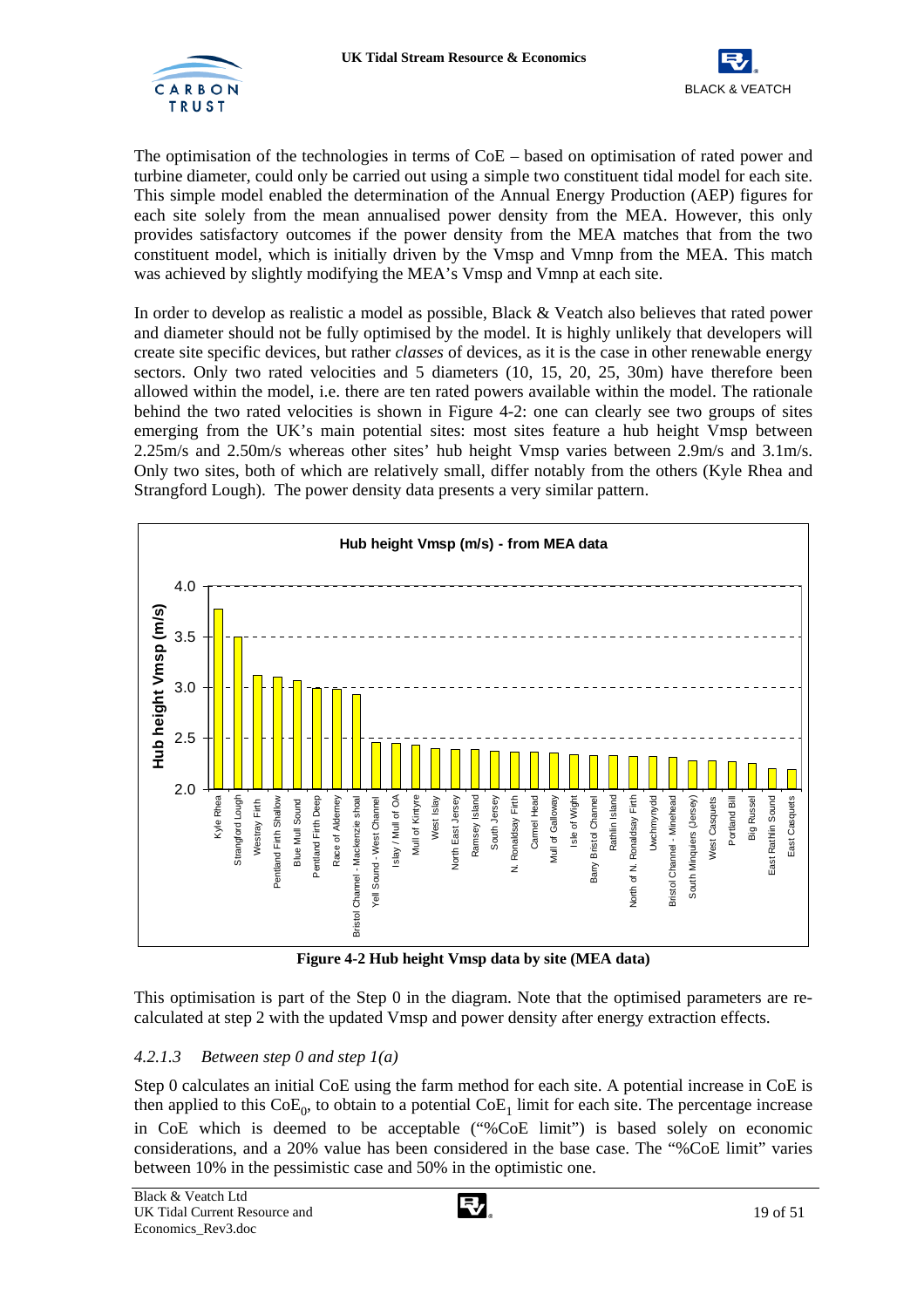The optimisation of the technologies in terms of CoE – based on optimisation of rated power and turbine diameter, could only be carried out using a simple two constituent tidal model for each site. This simple model enabled the determination of the Annual Energy Production (AEP) figures for each site solely from the mean annualised power density from the MEA. However, this only provides satisfactory outcomes if the power density from the MEA matches that from the two constituent model, which is initially driven by the Vmsp and Vmnp from the MEA. This match was achieved by slightly modifying the MEA's Vmsp and Vmnp at each site.

In order to develop as realistic a model as possible, Black & Veatch also believes that rated power and diameter should not be fully optimised by the model. It is highly unlikely that developers will create site specific devices, but rather *classes* of devices, as it is the case in other renewable energy sectors. Only two rated velocities and 5 diameters (10, 15, 20, 25, 30m) have therefore been allowed within the model, i.e. there are ten rated powers available within the model. The rationale behind the two rated velocities is shown in Figure 4-2: one can clearly see two groups of sites emerging from the UK's main potential sites: most sites feature a hub height Vmsp between 2.25m/s and 2.50m/s whereas other sites' hub height Vmsp varies between 2.9m/s and 3.1m/s. Only two sites, both of which are relatively small, differ notably from the others (Kyle Rhea and Strangford Lough). The power density data presents a very similar pattern.

**Figure 4-2 Hub height Vmsp data by site (MEA data)**

This optimisation is part of the Step 0 in the diagram. Note that the optimised parameters are re-calculated at step 2 with the updated Vmsp and power density after energy extraction effects.

#### *4.2.1.3 Between step 0 and step 1(a)*

Step 0 calculates an initial CoE using the farm method for each site. A potential increase in CoE is then applied to this $CoE_0$, to obtain to a potential $CoE_1$ limit for each site. The percentage increase in CoE which is deemed to be acceptable ("%CoE limit") is based solely on economic considerations, and a 20% value has been considered in the base case. The "%CoE limit" varies between 10% in the pessimistic case and 50% in the optimistic one.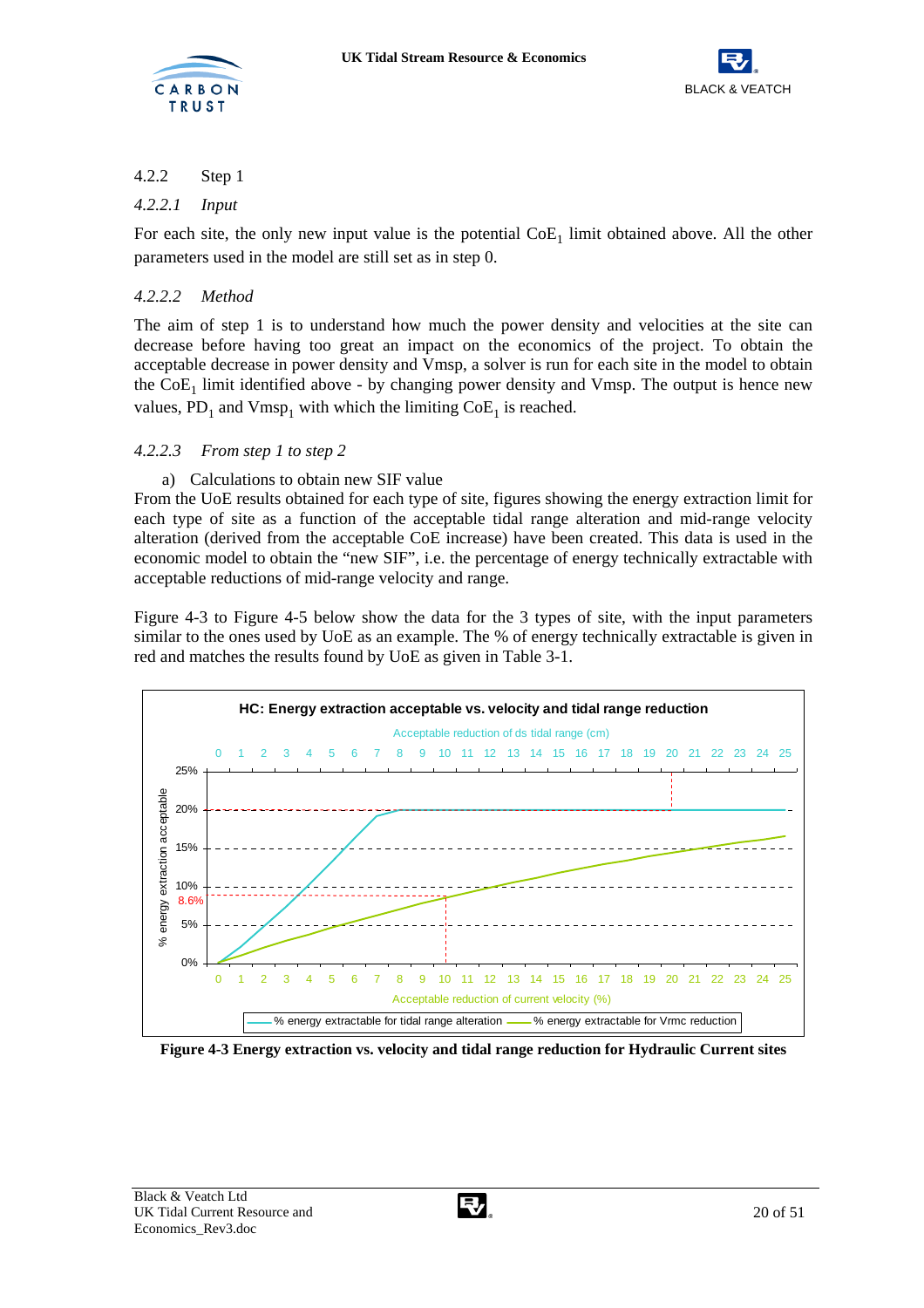### 4.2.2 Step 1

#### *4.2.2.1 Input*

For each site, the only new input value is the potential $CoE_1$ limit obtained above. All the other parameters used in the model are still set as in step 0.

#### *4.2.2.2 Method*

The aim of step 1 is to understand how much the power density and velocities at the site can decrease before having too great an impact on the economics of the project. To obtain the acceptable decrease in power density and Vmsp, a solver is run for each site in the model to obtain the $CoE_1$ limit identified above - by changing power density and Vmsp. The output is hence new values, $PD_1$ and $Vmsp_1$ with which the limiting $CoE_1$ is reached.

#### *4.2.2.3 From step 1 to step 2*

a) Calculations to obtain new SIF value

From the UoE results obtained for each type of site, figures showing the energy extraction limit for each type of site as a function of the acceptable tidal range alteration and mid-range velocity alteration (derived from the acceptable CoE increase) have been created. This data is used in the economic model to obtain the "new SIF", i.e. the percentage of energy technically extractable with acceptable reductions of mid-range velocity and range.

Figure 4-3 to Figure 4-5 below show the data for the 3 types of site, with the input parameters similar to the ones used by UoE as an example. The % of energy technically extractable is given in red and matches the results found by UoE as given in Table 3-1.

**Figure 4-3 Energy extraction vs. velocity and tidal range reduction for Hydraulic Current sites**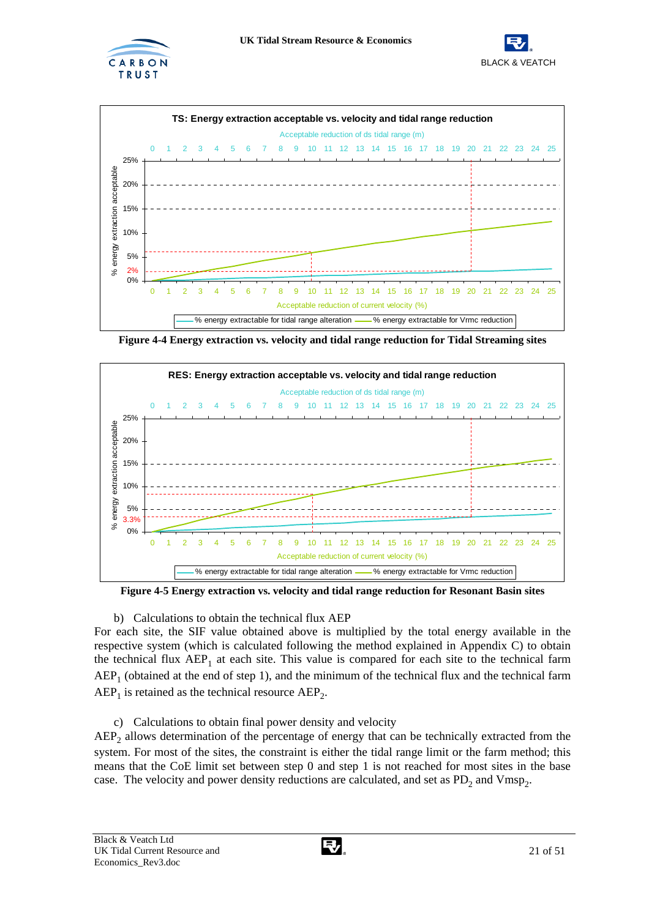**Figure 4-4 Energy extraction vs. velocity and tidal range reduction for Tidal Streaming sites**

**Figure 4-5 Energy extraction vs. velocity and tidal range reduction for Resonant Basin sites**

b) Calculations to obtain the technical flux AEP

For each site, the SIF value obtained above is multiplied by the total energy available in the respective system (which is calculated following the method explained in Appendix C) to obtain the technical flux $AEP_1$ at each site. This value is compared for each site to the technical farm $AEP_1$ (obtained at the end of step 1), and the minimum of the technical flux and the technical farm $AEP_1$ is retained as the technical resource $AEP_2$.

c) Calculations to obtain final power density and velocity

$AEP_2$ allows determination of the percentage of energy that can be technically extracted from the system. For most of the sites, the constraint is either the tidal range limit or the farm method; this means that the CoE limit set between step 0 and step 1 is not reached for most sites in the base case. The velocity and power density reductions are calculated, and set as $PD_2$ and $Vmsp_2$.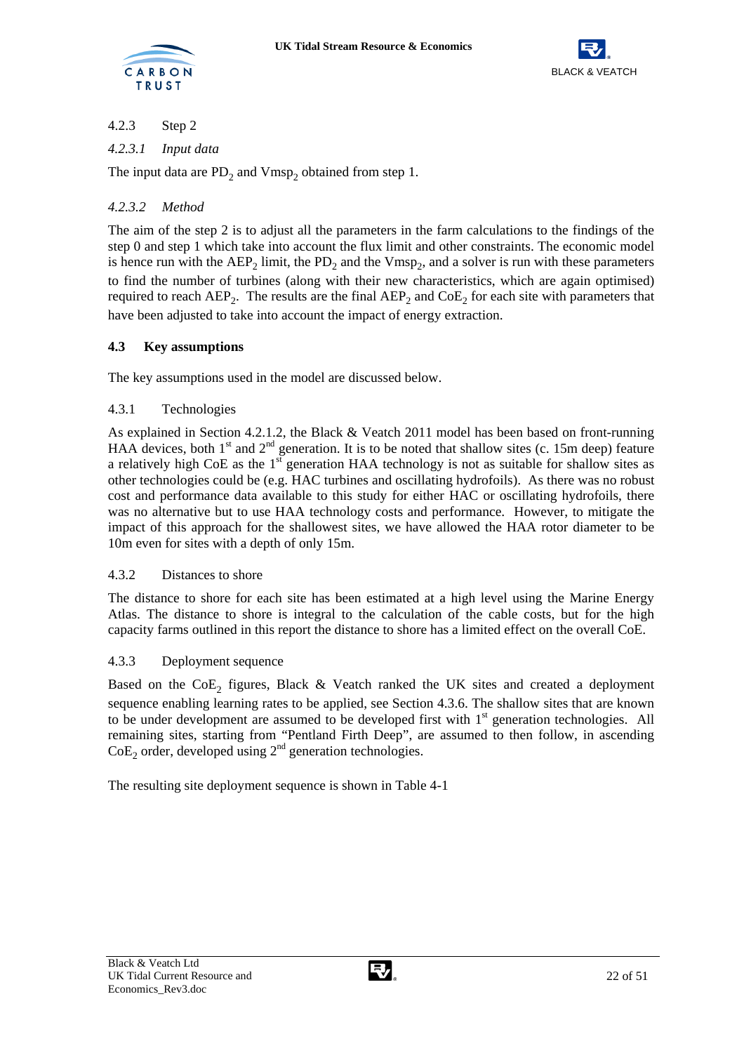#### 4.2.3 Step 2

##### *4.2.3.1 Input data*

The input data are $PD_2$ and $Vmsp_2$ obtained from step 1.

##### *4.2.3.2 Method*

The aim of the step 2 is to adjust all the parameters in the farm calculations to the findings of the step 0 and step 1 which take into account the flux limit and other constraints. The economic model is hence run with the $AEP_2$ limit, the $PD_2$ and the $Vmsp_2$, and a solver is run with these parameters to find the number of turbines (along with their new characteristics, which are again optimised) required to reach $AEP_2$. The results are the final $AEP_2$ and $CoE_2$ for each site with parameters that have been adjusted to take into account the impact of energy extraction.

### 4.3 Key assumptions

The key assumptions used in the model are discussed below.

#### 4.3.1 Technologies

As explained in Section 4.2.1.2, the Black & Veatch 2011 model has been based on front-running HAA devices, both 1st and 2nd generation. It is to be noted that shallow sites (c. 15m deep) feature a relatively high CoE as the 1st generation HAA technology is not as suitable for shallow sites as other technologies could be (e.g. HAC turbines and oscillating hydrofoils). As there was no robust cost and performance data available to this study for either HAC or oscillating hydrofoils, there was no alternative but to use HAA technology costs and performance. However, to mitigate the impact of this approach for the shallowest sites, we have allowed the HAA rotor diameter to be 10m even for sites with a depth of only 15m.

#### 4.3.2 Distances to shore

The distance to shore for each site has been estimated at a high level using the Marine Energy Atlas. The distance to shore is integral to the calculation of the cable costs, but for the high capacity farms outlined in this report the distance to shore has a limited effect on the overall CoE.

#### 4.3.3 Deployment sequence

Based on the $CoE_2$ figures, Black & Veatch ranked the UK sites and created a deployment sequence enabling learning rates to be applied, see Section 4.3.6. The shallow sites that are known to be under development are assumed to be developed first with 1st generation technologies. All remaining sites, starting from "Pentland Firth Deep", are assumed to then follow, in ascending $CoE_2$ order, developed using 2nd generation technologies.

The resulting site deployment sequence is shown in Table 4-1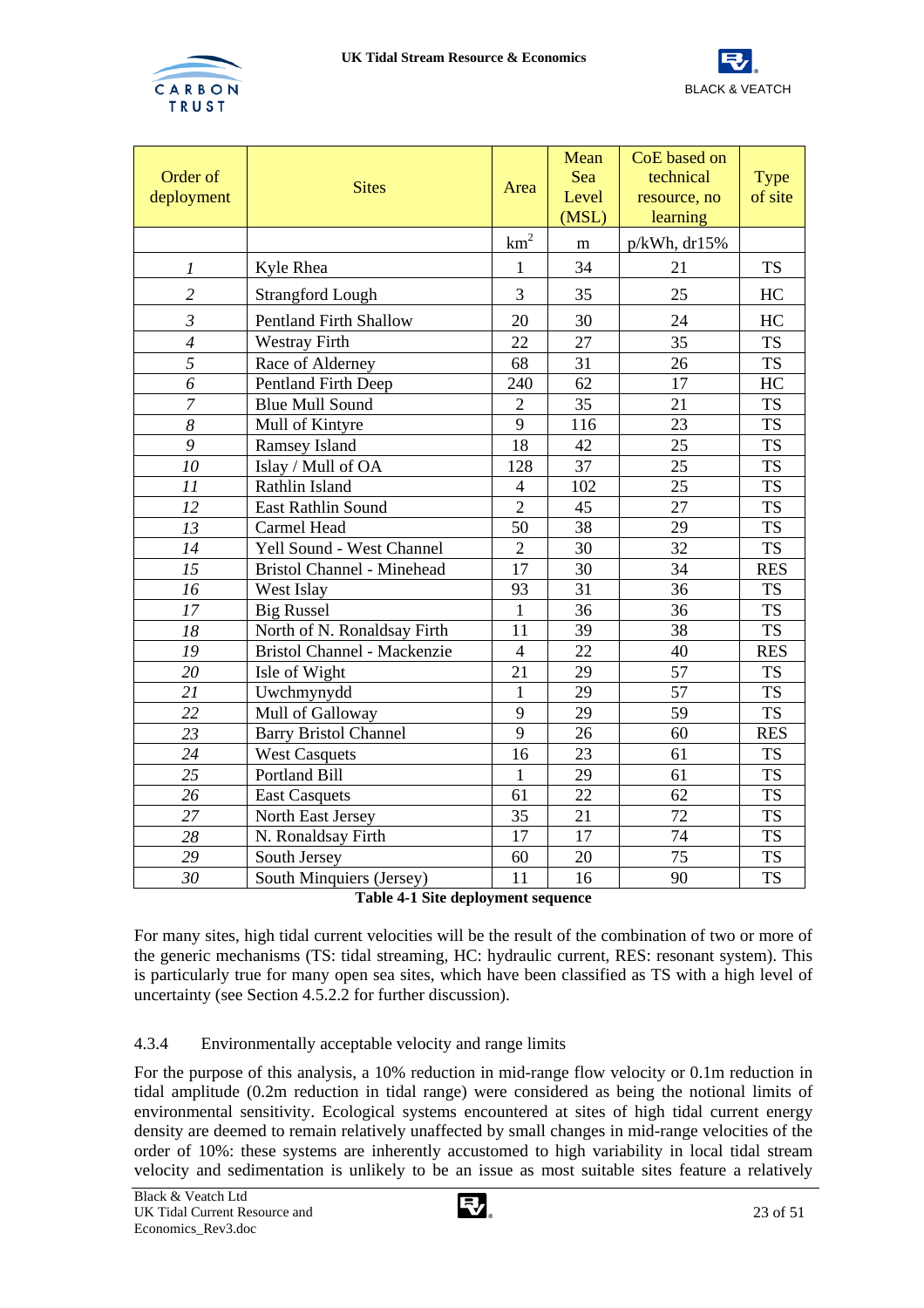| Order of deployment | Sites | Area | Mean Sea Level (MSL) | CoE based on technical resource, no learning | Type of site |
|---|---|---|---|---|---|
| | | $km^2$ | m | p/kWh, dr15% | |
| *1* | Kyle Rhea | 1 | 34 | 21 | TS |
| *2* | Strangford Lough | 3 | 35 | 25 | HC |
| *3* | Pentland Firth Shallow | 20 | 30 | 24 | HC |
| *4* | Westray Firth | 22 | 27 | 35 | TS |
| *5* | Race of Alderney | 68 | 31 | 26 | TS |
| *6* | Pentland Firth Deep | 240 | 62 | 17 | HC |
| *7* | Blue Mull Sound | 2 | 35 | 21 | TS |
| *8* | Mull of Kintyre | 9 | 116 | 23 | TS |
| *9* | Ramsey Island | 18 | 42 | 25 | TS |
| *10* | Islay / Mull of OA | 128 | 37 | 25 | TS |
| *11* | Rathlin Island | 4 | 102 | 25 | TS |
| *12* | East Rathlin Sound | 2 | 45 | 27 | TS |
| *13* | Carmel Head | 50 | 38 | 29 | TS |
| *14* | Yell Sound - West Channel | 2 | 30 | 32 | TS |
| *15* | Bristol Channel - Minehead | 17 | 30 | 34 | RES |
| *16* | West Islay | 93 | 31 | 36 | TS |
| *17* | Big Russel | 1 | 36 | 36 | TS |
| *18* | North of N. Ronaldsay Firth | 11 | 39 | 38 | TS |
| *19* | Bristol Channel - Mackenzie | 4 | 22 | 40 | RES |
| *20* | Isle of Wight | 21 | 29 | 57 | TS |
| *21* | Uwchmynydd | 1 | 29 | 57 | TS |
| *22* | Mull of Galloway | 9 | 29 | 59 | TS |
| *23* | Barry Bristol Channel | 9 | 26 | 60 | RES |
| *24* | West Casquets | 16 | 23 | 61 | TS |
| *25* | Portland Bill | 1 | 29 | 61 | TS |
| *26* | East Casquets | 61 | 22 | 62 | TS |
| *27* | North East Jersey | 35 | 21 | 72 | TS |
| *28* | N. Ronaldsay Firth | 17 | 17 | 74 | TS |
| *29* | South Jersey | 60 | 20 | 75 | TS |
| *30* | South Minquiers (Jersey) | 11 | 16 | 90 | TS |

**Table 4-1 Site deployment sequence**

For many sites, high tidal current velocities will be the result of the combination of two or more of the generic mechanisms (TS: tidal streaming, HC: hydraulic current, RES: resonant system). This is particularly true for many open sea sites, which have been classified as TS with a high level of uncertainty (see Section 4.5.2.2 for further discussion).

### 4.3.4 Environmentally acceptable velocity and range limits

For the purpose of this analysis, a 10% reduction in mid-range flow velocity or 0.1m reduction in tidal amplitude (0.2m reduction in tidal range) were considered as being the notional limits of environmental sensitivity. Ecological systems encountered at sites of high tidal current energy density are deemed to remain relatively unaffected by small changes in mid-range velocities of the order of 10%: these systems are inherently accustomed to high variability in local tidal stream velocity and sedimentation is unlikely to be an issue as most suitable sites feature a relatively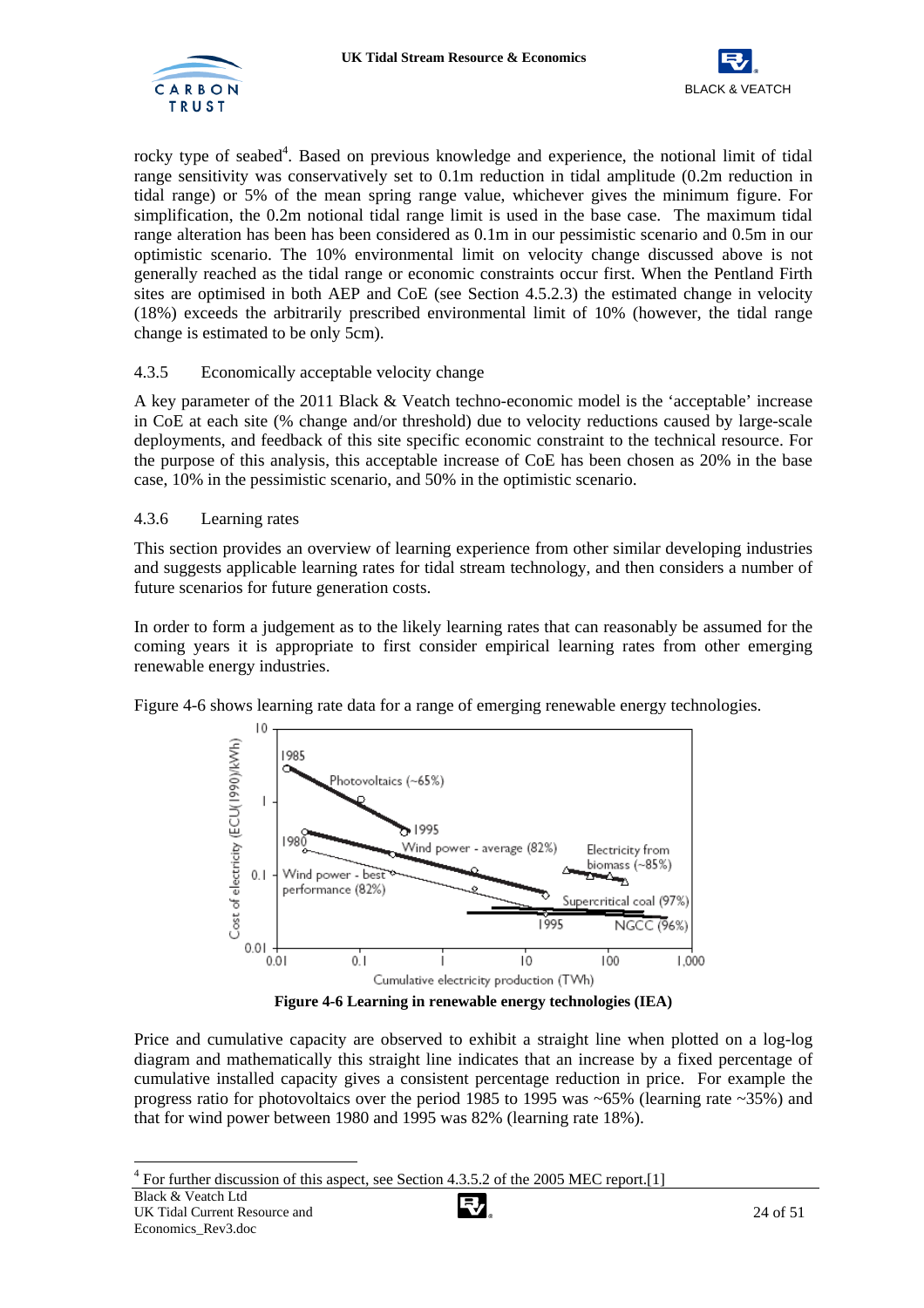rocky type of seabed[4]. Based on previous knowledge and experience, the notional limit of tidal range sensitivity was conservatively set to 0.1m reduction in tidal amplitude (0.2m reduction in tidal range) or 5% of the mean spring range value, whichever gives the minimum figure. For simplification, the 0.2m notional tidal range limit is used in the base case. The maximum tidal range alteration has been has been considered as 0.1m in our pessimistic scenario and 0.5m in our optimistic scenario. The 10% environmental limit on velocity change discussed above is not generally reached as the tidal range or economic constraints occur first. When the Pentland Firth sites are optimised in both AEP and CoE (see Section 4.5.2.3) the estimated change in velocity (18%) exceeds the arbitrarily prescribed environmental limit of 10% (however, the tidal range change is estimated to be only 5cm).

### 4.3.5 Economically acceptable velocity change

A key parameter of the 2011 Black & Veatch techno-economic model is the 'acceptable' increase in CoE at each site (% change and/or threshold) due to velocity reductions caused by large-scale deployments, and feedback of this site specific economic constraint to the technical resource. For the purpose of this analysis, this acceptable increase of CoE has been chosen as 20% in the base case, 10% in the pessimistic scenario, and 50% in the optimistic scenario.

### 4.3.6 Learning rates

This section provides an overview of learning experience from other similar developing industries and suggests applicable learning rates for tidal stream technology, and then considers a number of future scenarios for future generation costs.

In order to form a judgement as to the likely learning rates that can reasonably be assumed for the coming years it is appropriate to first consider empirical learning rates from other emerging renewable energy industries.

Figure 4-6 shows learning rate data for a range of emerging renewable energy technologies.

**Figure 4-6 Learning in renewable energy technologies (IEA)**

Price and cumulative capacity are observed to exhibit a straight line when plotted on a log-log diagram and mathematically this straight line indicates that an increase by a fixed percentage of cumulative installed capacity gives a consistent percentage reduction in price. For example the progress ratio for photovoltaics over the period 1985 to 1995 was ~65% (learning rate ~35%) and that for wind power between 1980 and 1995 was 82% (learning rate 18%).

---

[4] For further discussion of this aspect, see Section 4.3.5.2 of the 2005 MEC report.[1]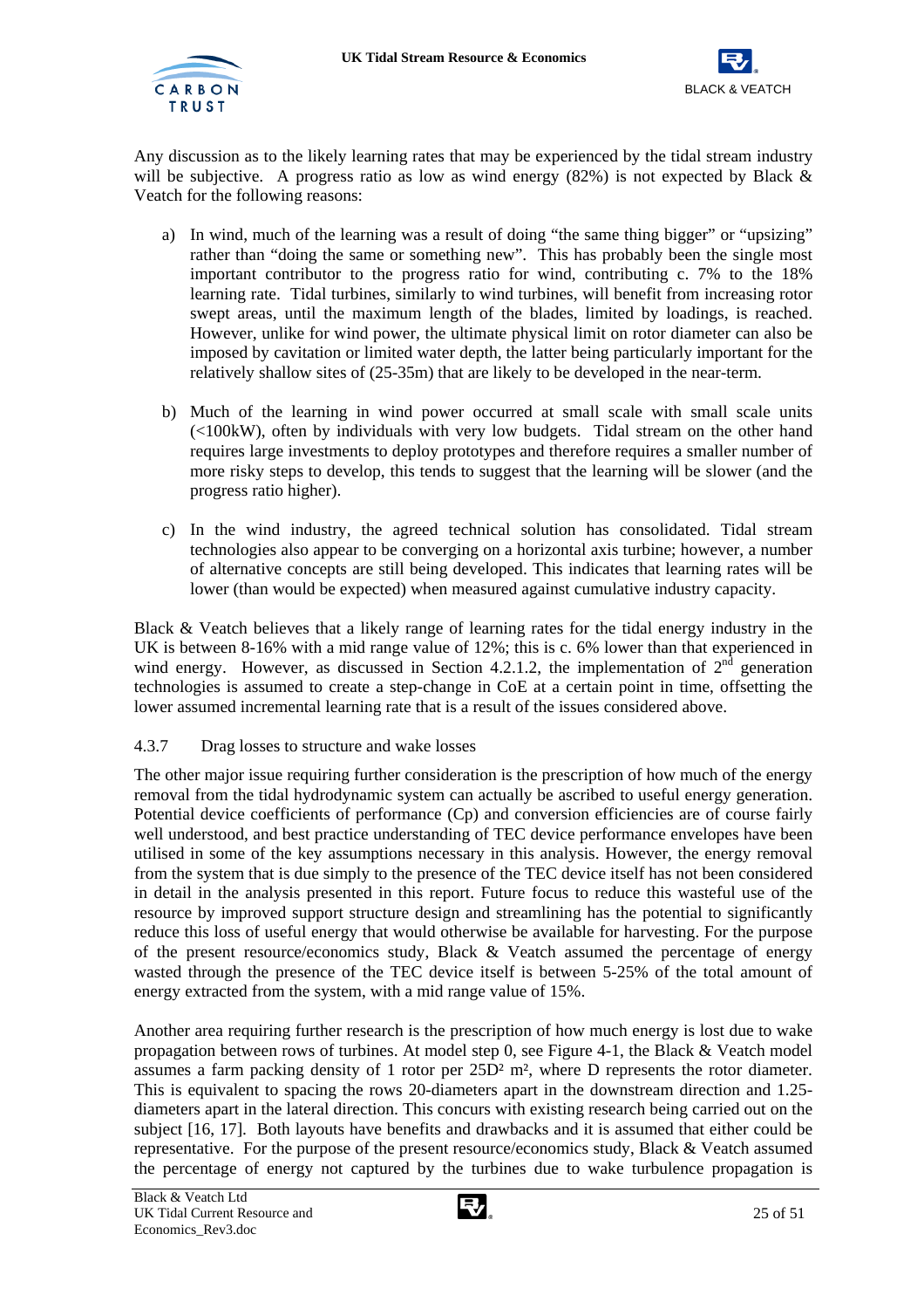Any discussion as to the likely learning rates that may be experienced by the tidal stream industry will be subjective. A progress ratio as low as wind energy (82%) is not expected by Black & Veatch for the following reasons:

a) In wind, much of the learning was a result of doing "the same thing bigger" or "upsizing" rather than "doing the same or something new". This has probably been the single most important contributor to the progress ratio for wind, contributing c. 7% to the 18% learning rate. Tidal turbines, similarly to wind turbines, will benefit from increasing rotor swept areas, until the maximum length of the blades, limited by loadings, is reached. However, unlike for wind power, the ultimate physical limit on rotor diameter can also be imposed by cavitation or limited water depth, the latter being particularly important for the relatively shallow sites of (25-35m) that are likely to be developed in the near-term.

b) Much of the learning in wind power occurred at small scale with small scale units (<100kW), often by individuals with very low budgets. Tidal stream on the other hand requires large investments to deploy prototypes and therefore requires a smaller number of more risky steps to develop, this tends to suggest that the learning will be slower (and the progress ratio higher).

c) In the wind industry, the agreed technical solution has consolidated. Tidal stream technologies also appear to be converging on a horizontal axis turbine; however, a number of alternative concepts are still being developed. This indicates that learning rates will be lower (than would be expected) when measured against cumulative industry capacity.

Black & Veatch believes that a likely range of learning rates for the tidal energy industry in the UK is between 8-16% with a mid range value of 12%; this is c. 6% lower than that experienced in wind energy. However, as discussed in Section 4.2.1.2, the implementation of 2$^{nd}$ generation technologies is assumed to create a step-change in CoE at a certain point in time, offsetting the lower assumed incremental learning rate that is a result of the issues considered above.

### 4.3.7 Drag losses to structure and wake losses

The other major issue requiring further consideration is the prescription of how much of the energy removal from the tidal hydrodynamic system can actually be ascribed to useful energy generation. Potential device coefficients of performance (Cp) and conversion efficiencies are of course fairly well understood, and best practice understanding of TEC device performance envelopes have been utilised in some of the key assumptions necessary in this analysis. However, the energy removal from the system that is due simply to the presence of the TEC device itself has not been considered in detail in the analysis presented in this report. Future focus to reduce this wasteful use of the resource by improved support structure design and streamlining has the potential to significantly reduce this loss of useful energy that would otherwise be available for harvesting. For the purpose of the present resource/economics study, Black & Veatch assumed the percentage of energy wasted through the presence of the TEC device itself is between 5-25% of the total amount of energy extracted from the system, with a mid range value of 15%.

Another area requiring further research is the prescription of how much energy is lost due to wake propagation between rows of turbines. At model step 0, see Figure 4-1, the Black & Veatch model assumes a farm packing density of 1 rotor per $25D^2$ m², where D represents the rotor diameter. This is equivalent to spacing the rows 20-diameters apart in the downstream direction and 1.25-diameters apart in the lateral direction. This concurs with existing research being carried out on the subject [16, 17]. Both layouts have benefits and drawbacks and it is assumed that either could be representative. For the purpose of the present resource/economics study, Black & Veatch assumed the percentage of energy not captured by the turbines due to wake turbulence propagation is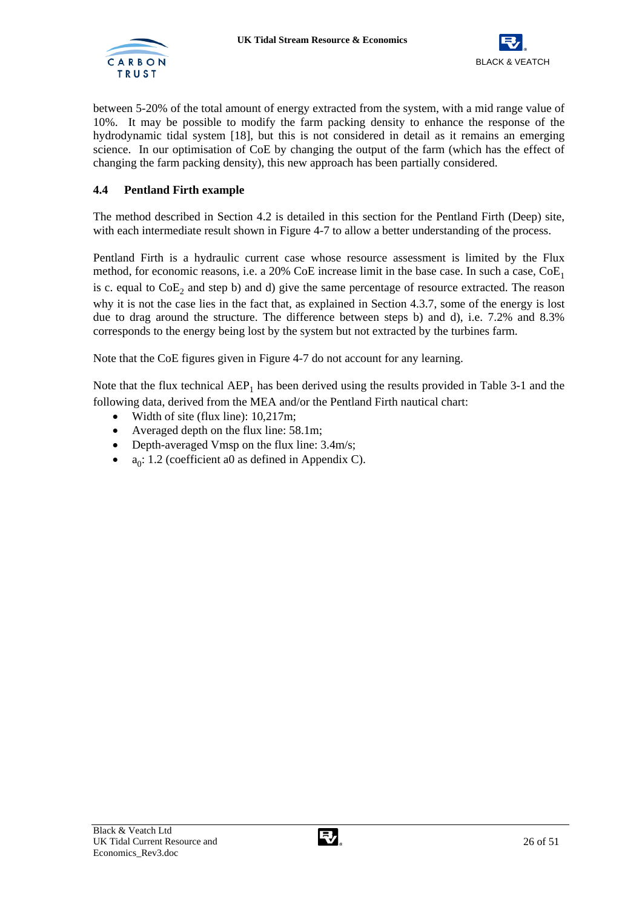between 5-20% of the total amount of energy extracted from the system, with a mid range value of 10%. It may be possible to modify the farm packing density to enhance the response of the hydrodynamic tidal system [18], but this is not considered in detail as it remains an emerging science. In our optimisation of CoE by changing the output of the farm (which has the effect of changing the farm packing density), this new approach has been partially considered.

### 4.4 Pentland Firth example

The method described in Section 4.2 is detailed in this section for the Pentland Firth (Deep) site, with each intermediate result shown in Figure 4-7 to allow a better understanding of the process.

Pentland Firth is a hydraulic current case whose resource assessment is limited by the Flux method, for economic reasons, i.e. a 20% CoE increase limit in the base case. In such a case, $CoE_1$ is c. equal to $CoE_2$ and step b) and d) give the same percentage of resource extracted. The reason why it is not the case lies in the fact that, as explained in Section 4.3.7, some of the energy is lost due to drag around the structure. The difference between steps b) and d), i.e. 7.2% and 8.3% corresponds to the energy being lost by the system but not extracted by the turbines farm.

Note that the CoE figures given in Figure 4-7 do not account for any learning.

Note that the flux technical $AEP_1$ has been derived using the results provided in Table 3-1 and the following data, derived from the MEA and/or the Pentland Firth nautical chart:

- Width of site (flux line): 10,217m;
- Averaged depth on the flux line: 58.1m;
- Depth-averaged Vmsp on the flux line: 3.4m/s;
- $a_0$: 1.2 (coefficient a0 as defined in Appendix C).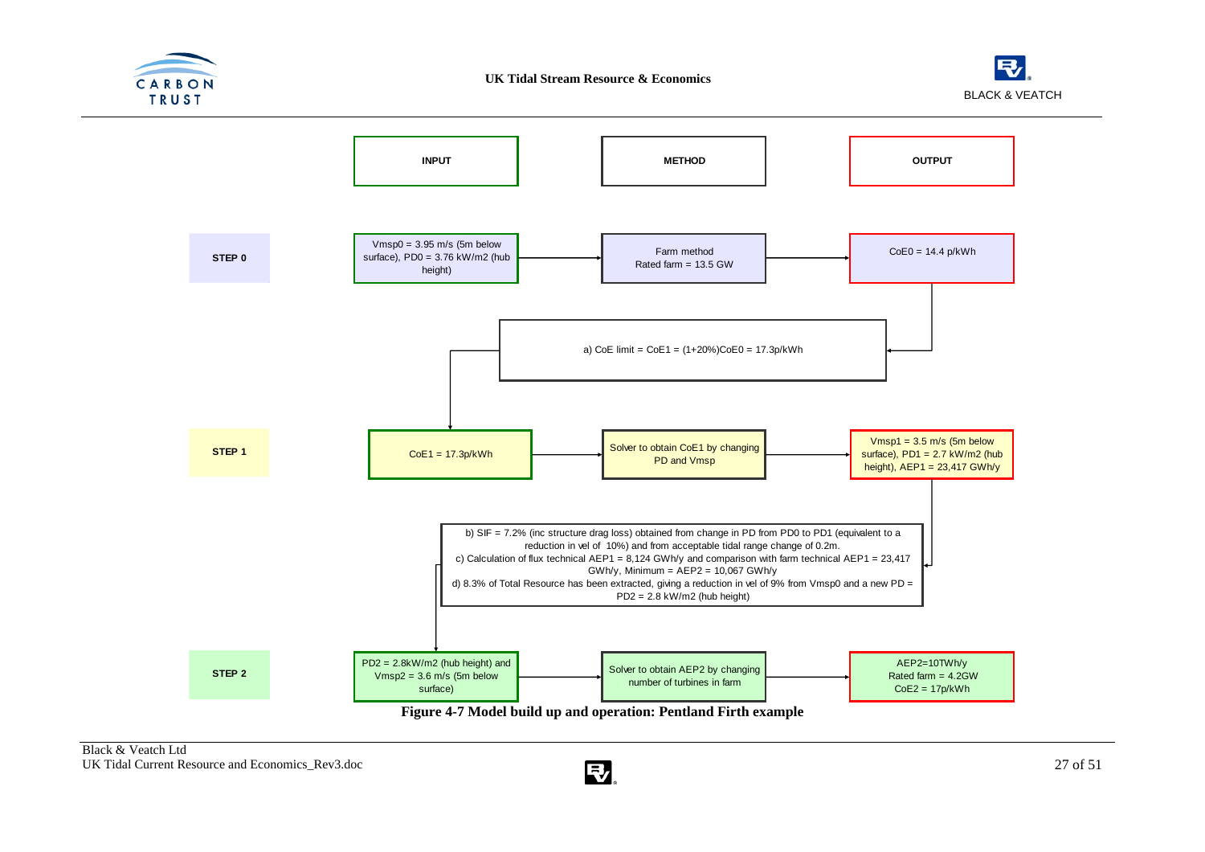| | INPUT | METHOD | OUTPUT |
|---|---|---|---|
| **STEP 0** | Vmsp0 = 3.95 m/s (5m below surface), PD0 = 3.76 kW/m2 (hub height) | Farm method Rated farm = 13.5 GW | CoE0 = 14.4 p/kWh |
| | | a) CoE limit = CoE1 = (1+20%)CoE0 = 17.3p/kWh | |
| **STEP 1** | CoE1 = 17.3p/kWh | Solver to obtain CoE1 by changing PD and Vmsp | Vmsp1 = 3.5 m/s (5m below surface), PD1 = 2.7 kW/m2 (hub height), AEP1 = 23,417 GWh/y |
| | | b) SIF = 7.2% (inc structure drag loss) obtained from change in PD from PD0 to PD1 (equivalent to a reduction in vel of 10%) and from acceptable tidal range change of 0.2m. c) Calculation of flux technical AEP1 = 8,124 GWh/y and comparison with farm technical AEP1 = 23,417 GWh/y, Minimum = AEP2 = 10,067 GWh/y d) 8.3% of Total Resource has been extracted, giving a reduction in vel of 9% from Vmsp0 and a new PD = PD2 = 2.8 kW/m2 (hub height) | |
| **STEP 2** | PD2 = 2.8kW/m2 (hub height) and Vmsp2 = 3.6 m/s (5m below surface) | Solver to obtain AEP2 by changing number of turbines in farm | AEP2=10TWh/y Rated farm = 4.2GW CoE2 = 17p/kWh |

**Figure 4-7 Model build up and operation: Pentland Firth example**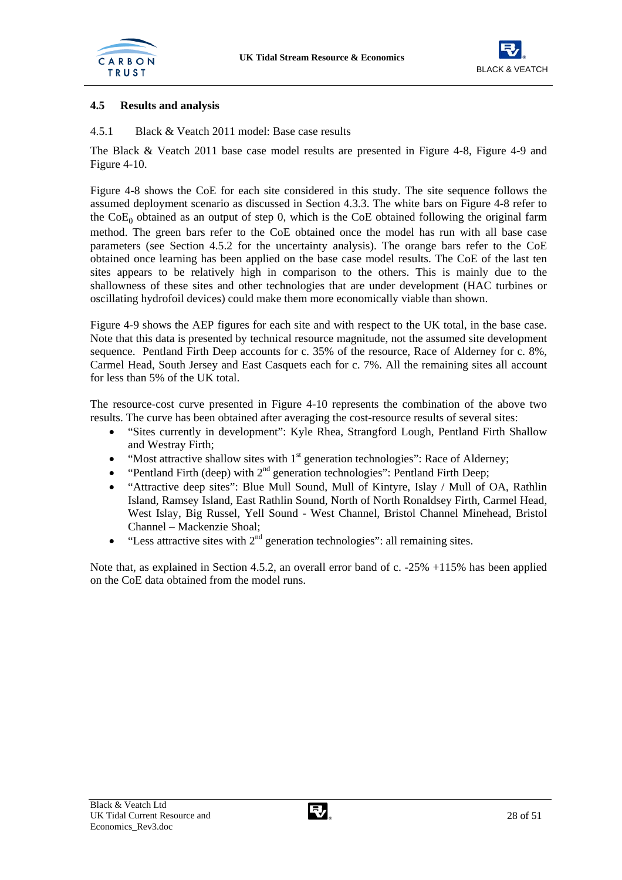## 4.5 Results and analysis

### 4.5.1 Black & Veatch 2011 model: Base case results

The Black & Veatch 2011 base case model results are presented in Figure 4-8, Figure 4-9 and Figure 4-10.

Figure 4-8 shows the CoE for each site considered in this study. The site sequence follows the assumed deployment scenario as discussed in Section 4.3.3. The white bars on Figure 4-8 refer to the $CoE_0$ obtained as an output of step 0, which is the CoE obtained following the original farm method. The green bars refer to the CoE obtained once the model has run with all base case parameters (see Section 4.5.2 for the uncertainty analysis). The orange bars refer to the CoE obtained once learning has been applied on the base case model results. The CoE of the last ten sites appears to be relatively high in comparison to the others. This is mainly due to the shallowness of these sites and other technologies that are under development (HAC turbines or oscillating hydrofoil devices) could make them more economically viable than shown.

Figure 4-9 shows the AEP figures for each site and with respect to the UK total, in the base case. Note that this data is presented by technical resource magnitude, not the assumed site development sequence. Pentland Firth Deep accounts for c. 35% of the resource, Race of Alderney for c. 8%, Carmel Head, South Jersey and East Casquets each for c. 7%. All the remaining sites all account for less than 5% of the UK total.

The resource-cost curve presented in Figure 4-10 represents the combination of the above two results. The curve has been obtained after averaging the cost-resource results of several sites:

- "Sites currently in development": Kyle Rhea, Strangford Lough, Pentland Firth Shallow and Westray Firth;
- "Most attractive shallow sites with 1st generation technologies": Race of Alderney;
- "Pentland Firth (deep) with 2nd generation technologies": Pentland Firth Deep;
- "Attractive deep sites": Blue Mull Sound, Mull of Kintyre, Islay / Mull of OA, Rathlin Island, Ramsey Island, East Rathlin Sound, North of North Ronaldsey Firth, Carmel Head, West Islay, Big Russel, Yell Sound - West Channel, Bristol Channel Minehead, Bristol Channel – Mackenzie Shoal;
- "Less attractive sites with 2nd generation technologies": all remaining sites.

Note that, as explained in Section 4.5.2, an overall error band of c. -25% +115% has been applied on the CoE data obtained from the model runs.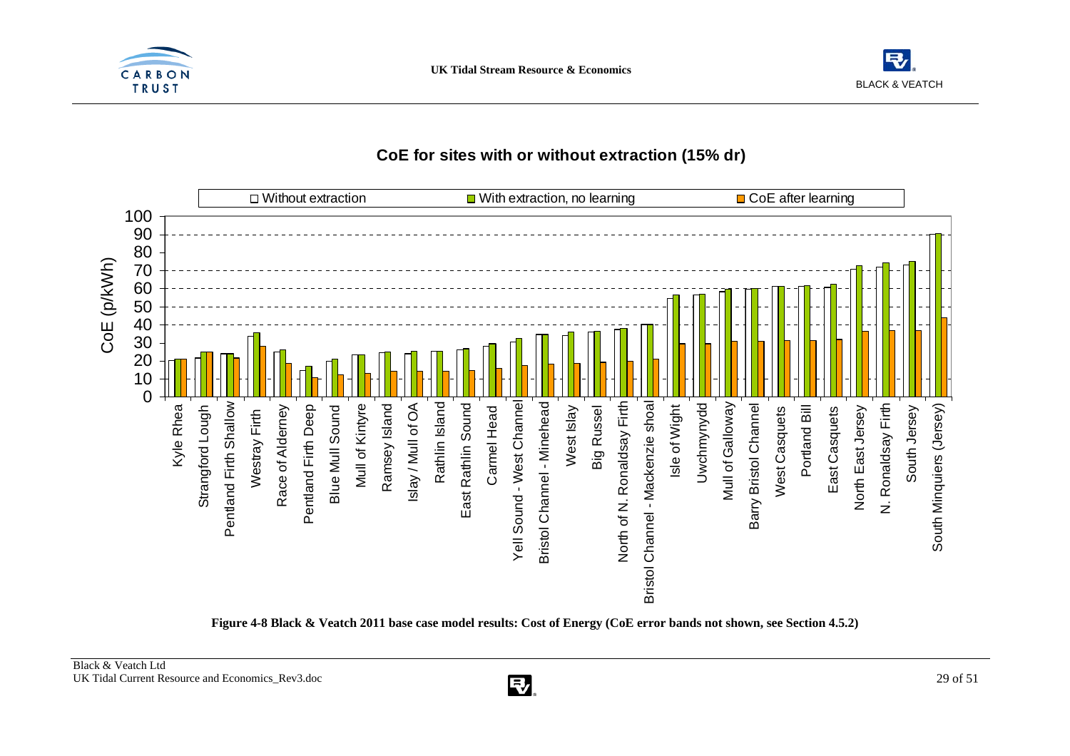**CoE for sites with or without extraction (15% dr)**

**Figure 4-8 Black & Veatch 2011 base case model results: Cost of Energy (CoE error bands not shown, see Section 4.5.2)**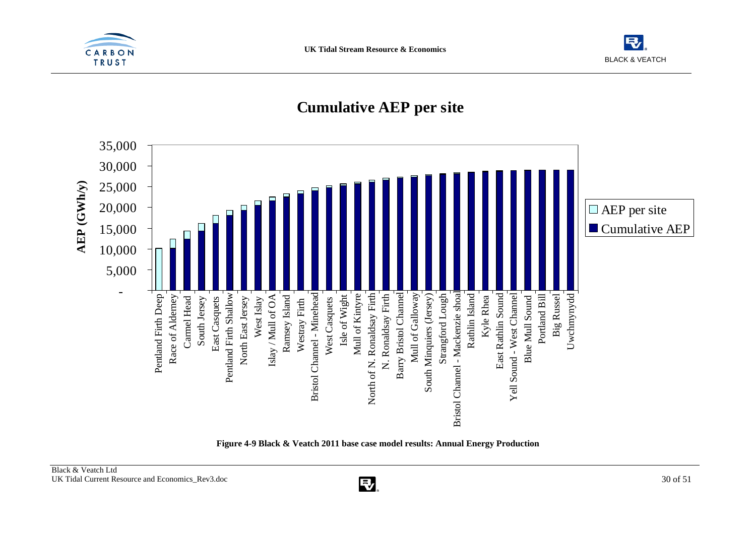## Cumulative AEP per site

Figure 4-9 Black & Veatch 2011 base case model results: Annual Energy Production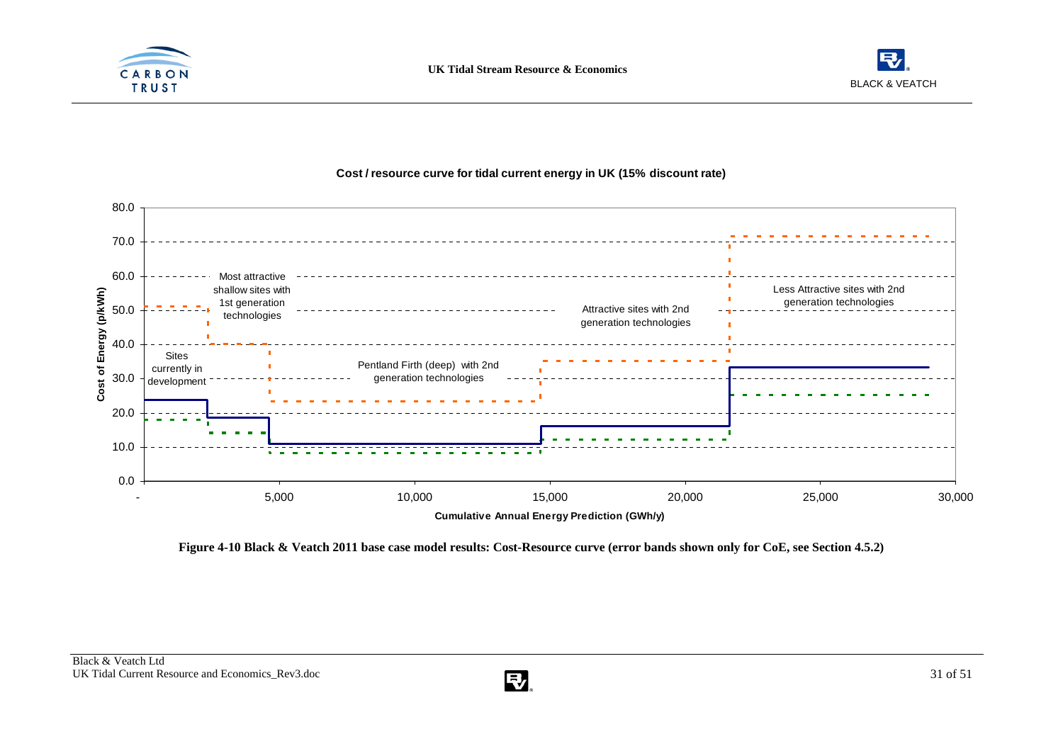**Cost / resource curve for tidal current energy in UK (15% discount rate)**

Sites currently in development

Most attractive shallow sites with 1st generation technologies

Pentland Firth (deep) with 2nd generation technologies

Attractive sites with 2nd generation technologies

Less Attractive sites with 2nd generation technologies

Cost of Energy (p/kWh)

Cumulative Annual Energy Prediction (GWh/y)

**Figure 4-10 Black & Veatch 2011 base case model results: Cost-Resource curve (error bands shown only for CoE, see Section 4.5.2)**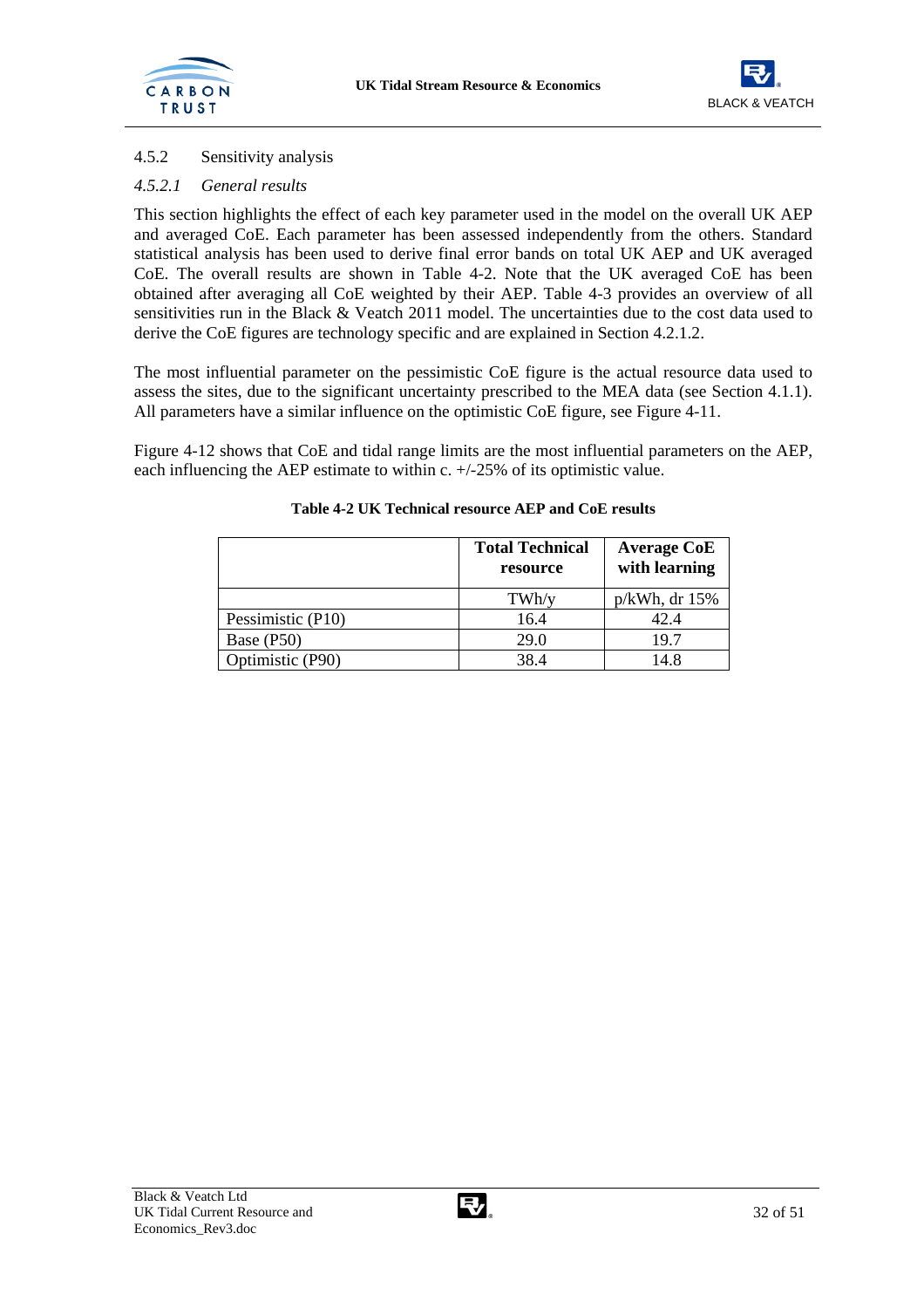### 4.5.2 Sensitivity analysis

#### *4.5.2.1 General results*

This section highlights the effect of each key parameter used in the model on the overall UK AEP and averaged CoE. Each parameter has been assessed independently from the others. Standard statistical analysis has been used to derive final error bands on total UK AEP and UK averaged CoE. The overall results are shown in Table 4-2. Note that the UK averaged CoE has been obtained after averaging all CoE weighted by their AEP. Table 4-3 provides an overview of all sensitivities run in the Black & Veatch 2011 model. The uncertainties due to the cost data used to derive the CoE figures are technology specific and are explained in Section 4.2.1.2.

The most influential parameter on the pessimistic CoE figure is the actual resource data used to assess the sites, due to the significant uncertainty prescribed to the MEA data (see Section 4.1.1). All parameters have a similar influence on the optimistic CoE figure, see Figure 4-11.

Figure 4-12 shows that CoE and tidal range limits are the most influential parameters on the AEP, each influencing the AEP estimate to within c. +/-25% of its optimistic value.

**Table 4-2 UK Technical resource AEP and CoE results**

| | Total Technical resource | Average CoE with learning |
|---|---|---|
| | TWh/y | p/kWh, dr 15% |
| Pessimistic (P10) | 16.4 | 42.4 |
| Base (P50) | 29.0 | 19.7 |
| Optimistic (P90) | 38.4 | 14.8 |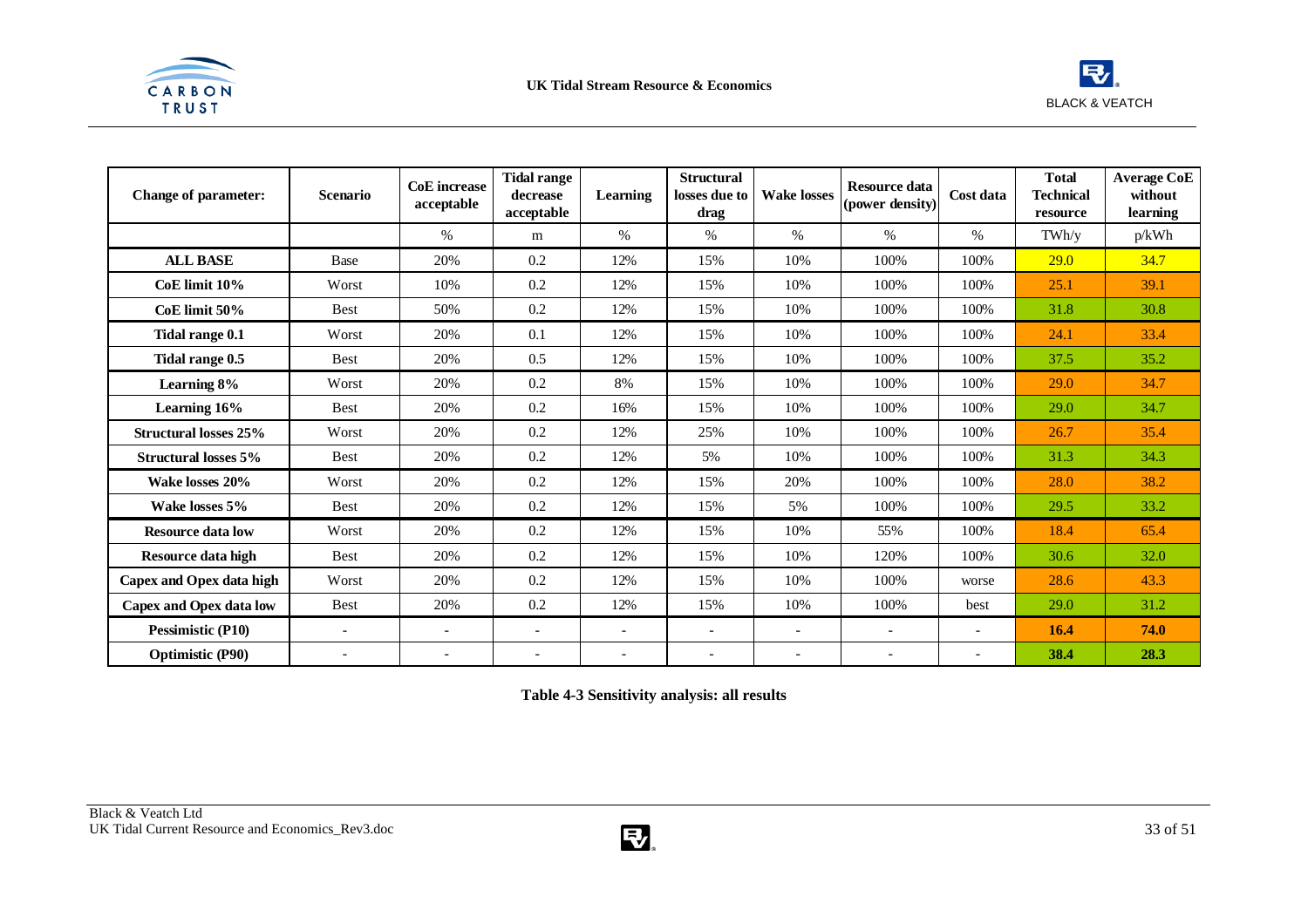| Change of parameter: | Scenario | CoE increase acceptable | Tidal range decrease acceptable | Learning | Structural losses due to drag | Wake losses | Resource data (power density) | Cost data | Total Technical resource | Average CoE without learning |
|---|---|---|---|---|---|---|---|---|---|---|
| | | % | m | % | % | % | % | % | TWh/y | p/kWh |
| **ALL BASE** | Base | 20% | 0.2 | 12% | 15% | 10% | 100% | 100% | 29.0 | 34.7 |
| **CoE limit 10%** | Worst | 10% | 0.2 | 12% | 15% | 10% | 100% | 100% | 25.1 | 39.1 |
| **CoE limit 50%** | Best | 50% | 0.2 | 12% | 15% | 10% | 100% | 100% | 31.8 | 30.8 |
| **Tidal range 0.1** | Worst | 20% | 0.1 | 12% | 15% | 10% | 100% | 100% | 24.1 | 33.4 |
| **Tidal range 0.5** | Best | 20% | 0.5 | 12% | 15% | 10% | 100% | 100% | 37.5 | 35.2 |
| **Learning 8%** | Worst | 20% | 0.2 | 8% | 15% | 10% | 100% | 100% | 29.0 | 34.7 |
| **Learning 16%** | Best | 20% | 0.2 | 16% | 15% | 10% | 100% | 100% | 29.0 | 34.7 |
| **Structural losses 25%** | Worst | 20% | 0.2 | 12% | 25% | 10% | 100% | 100% | 26.7 | 35.4 |
| **Structural losses 5%** | Best | 20% | 0.2 | 12% | 5% | 10% | 100% | 100% | 31.3 | 34.3 |
| **Wake losses 20%** | Worst | 20% | 0.2 | 12% | 15% | 20% | 100% | 100% | 28.0 | 38.2 |
| **Wake losses 5%** | Best | 20% | 0.2 | 12% | 15% | 5% | 100% | 100% | 29.5 | 33.2 |
| **Resource data low** | Worst | 20% | 0.2 | 12% | 15% | 10% | 55% | 100% | 18.4 | 65.4 |
| **Resource data high** | Best | 20% | 0.2 | 12% | 15% | 10% | 120% | 100% | 30.6 | 32.0 |
| **Capex and Opex data high** | Worst | 20% | 0.2 | 12% | 15% | 10% | 100% | worse | 28.6 | 43.3 |
| **Capex and Opex data low** | Best | 20% | 0.2 | 12% | 15% | 10% | 100% | best | 29.0 | 31.2 |
| **Pessimistic (P10)** | - | - | - | - | - | - | - | - | **16.4** | **74.0** |
| **Optimistic (P90)** | - | - | - | - | - | - | - | - | **38.4** | **28.3** |

**Table 4-3 Sensitivity analysis: all results**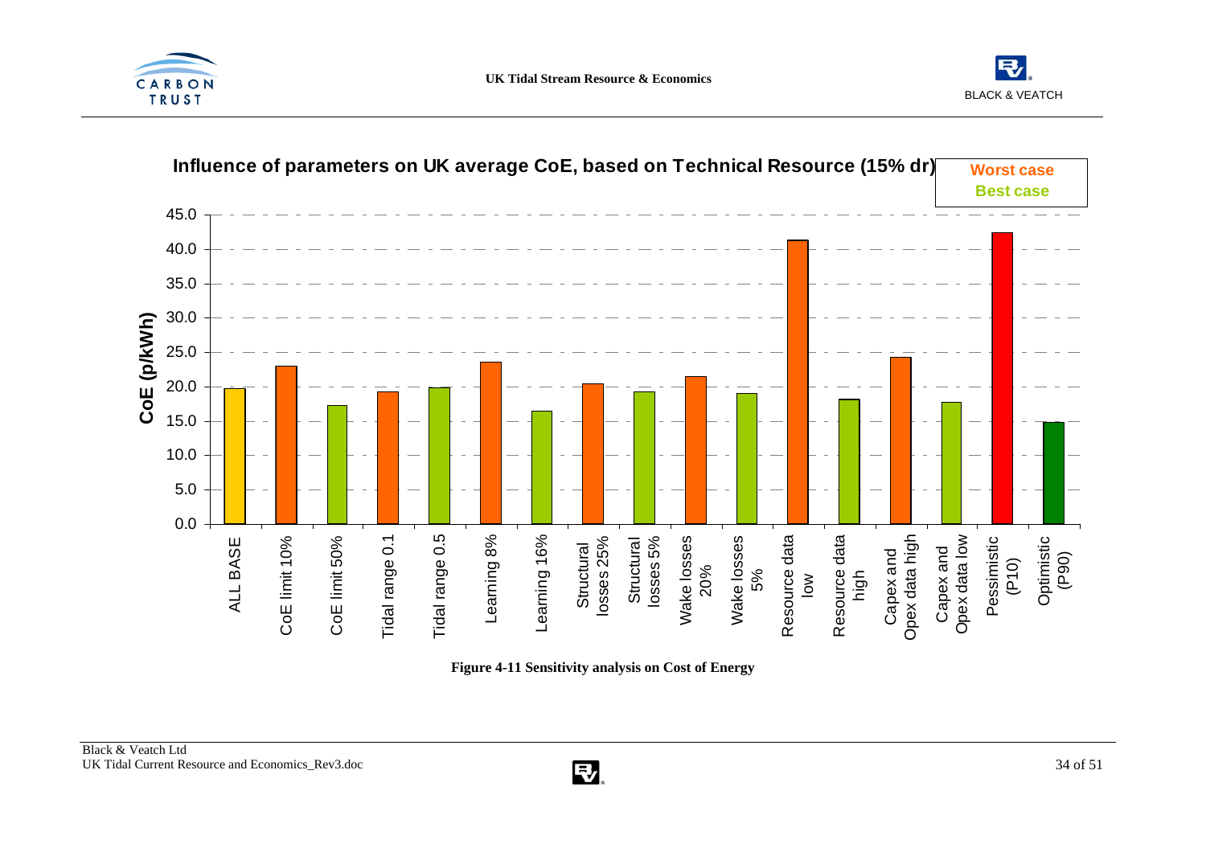**Influence of parameters on UK average CoE, based on Technical Resource (15% dr)**

Worst case
Best case

| Parameter | CoE (p/kWh) |
|---|---|
| ALL BASE | 19.7 |
| CoE limit 10% | 23.0 |
| CoE limit 50% | 17.3 |
| Tidal range 0.1 | 19.3 |
| Tidal range 0.5 | 19.9 |
| Learning 8% | 23.6 |
| Learning 16% | 16.5 |
| Structural losses 25% | 20.4 |
| Structural losses 5% | 19.3 |
| Wake losses 20% | 21.5 |
| Wake losses 5% | 19.1 |
| Resource data low | 41.3 |
| Resource data high | 18.2 |
| Capex and Opex data high | 24.3 |
| Capex and Opex data low | 17.8 |
| Pessimistic (P10) | 42.4 |
| Optimistic (P90) | 14.9 |

**Figure 4-11 Sensitivity analysis on Cost of Energy**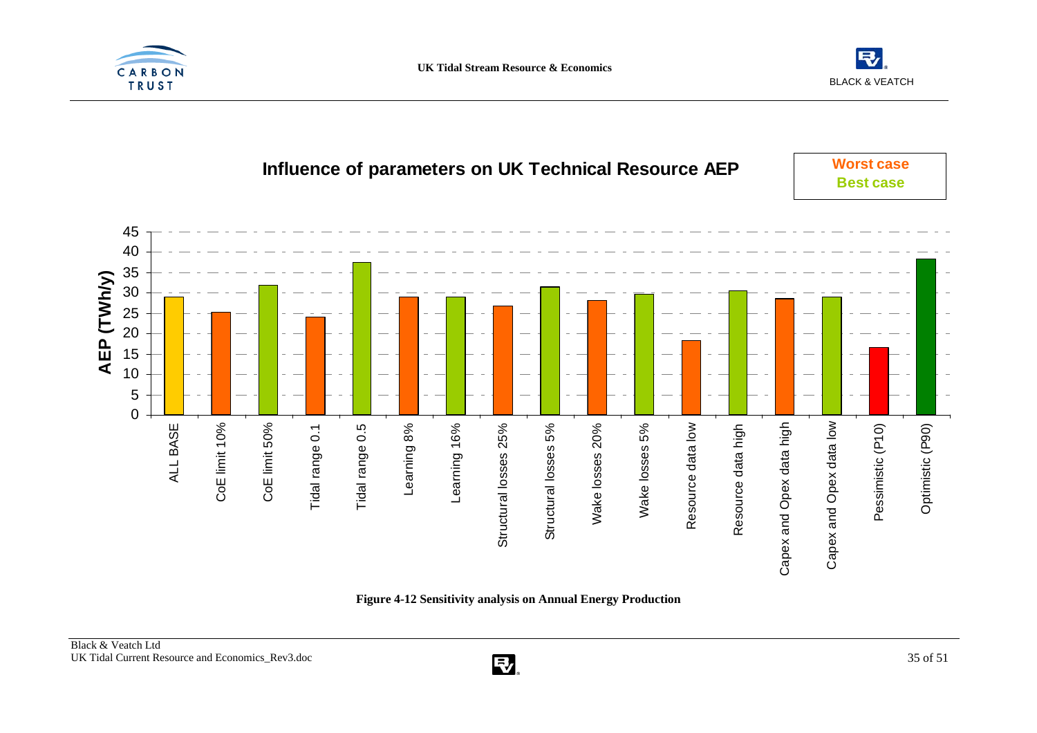**Influence of parameters on UK Technical Resource AEP**

Worst case
Best case

| Scenario | AEP (TWh/y) |
|---|---|
| ALL BASE | 29 |
| CoE limit 10% | 25.3 |
| CoE limit 50% | 31.9 |
| Tidal range 0.1 | 24.1 |
| Tidal range 0.5 | 37.5 |
| Learning 8% | 29 |
| Learning 16% | 29 |
| Structural losses 25% | 26.8 |
| Structural losses 5% | 31.5 |
| Wake losses 20% | 28.2 |
| Wake losses 5% | 29.7 |
| Resource data low | 18.4 |
| Resource data high | 30.5 |
| Capex and Opex data high | 28.6 |
| Capex and Opex data low | 29 |
| Pessimistic (P10) | 16.6 |
| Optimistic (P90) | 38.3 |

**Figure 4-12 Sensitivity analysis on Annual Energy Production**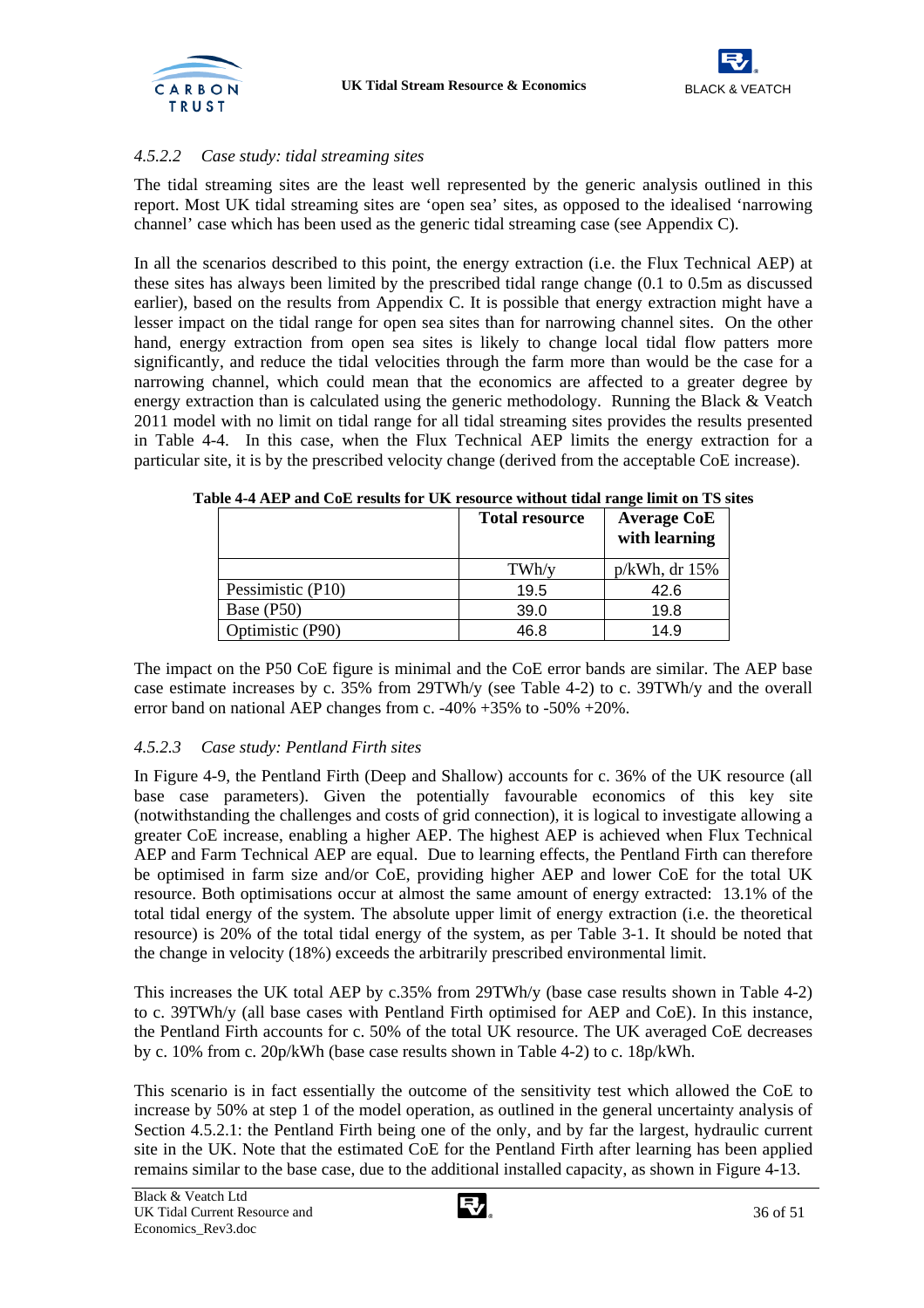#### 4.5.2.2 Case study: tidal streaming sites

The tidal streaming sites are the least well represented by the generic analysis outlined in this report. Most UK tidal streaming sites are 'open sea' sites, as opposed to the idealised 'narrowing channel' case which has been used as the generic tidal streaming case (see Appendix C).

In all the scenarios described to this point, the energy extraction (i.e. the Flux Technical AEP) at these sites has always been limited by the prescribed tidal range change (0.1 to 0.5m as discussed earlier), based on the results from Appendix C. It is possible that energy extraction might have a lesser impact on the tidal range for open sea sites than for narrowing channel sites. On the other hand, energy extraction from open sea sites is likely to change local tidal flow patters more significantly, and reduce the tidal velocities through the farm more than would be the case for a narrowing channel, which could mean that the economics are affected to a greater degree by energy extraction than is calculated using the generic methodology. Running the Black & Veatch 2011 model with no limit on tidal range for all tidal streaming sites provides the results presented in Table 4-4. In this case, when the Flux Technical AEP limits the energy extraction for a particular site, it is by the prescribed velocity change (derived from the acceptable CoE increase).

**Table 4-4 AEP and CoE results for UK resource without tidal range limit on TS sites**

| | Total resource | Average CoE with learning |
|---|---|---|
| | TWh/y | p/kWh, dr 15% |
| Pessimistic (P10) | 19.5 | 42.6 |
| Base (P50) | 39.0 | 19.8 |
| Optimistic (P90) | 46.8 | 14.9 |

The impact on the P50 CoE figure is minimal and the CoE error bands are similar. The AEP base case estimate increases by c. 35% from 29TWh/y (see Table 4-2) to c. 39TWh/y and the overall error band on national AEP changes from c. -40% +35% to -50% +20%.

#### 4.5.2.3 Case study: Pentland Firth sites

In Figure 4-9, the Pentland Firth (Deep and Shallow) accounts for c. 36% of the UK resource (all base case parameters). Given the potentially favourable economics of this key site (notwithstanding the challenges and costs of grid connection), it is logical to investigate allowing a greater CoE increase, enabling a higher AEP. The highest AEP is achieved when Flux Technical AEP and Farm Technical AEP are equal. Due to learning effects, the Pentland Firth can therefore be optimised in farm size and/or CoE, providing higher AEP and lower CoE for the total UK resource. Both optimisations occur at almost the same amount of energy extracted: 13.1% of the total tidal energy of the system. The absolute upper limit of energy extraction (i.e. the theoretical resource) is 20% of the total tidal energy of the system, as per Table 3-1. It should be noted that the change in velocity (18%) exceeds the arbitrarily prescribed environmental limit.

This increases the UK total AEP by c.35% from 29TWh/y (base case results shown in Table 4-2) to c. 39TWh/y (all base cases with Pentland Firth optimised for AEP and CoE). In this instance, the Pentland Firth accounts for c. 50% of the total UK resource. The UK averaged CoE decreases by c. 10% from c. 20p/kWh (base case results shown in Table 4-2) to c. 18p/kWh.

This scenario is in fact essentially the outcome of the sensitivity test which allowed the CoE to increase by 50% at step 1 of the model operation, as outlined in the general uncertainty analysis of Section 4.5.2.1: the Pentland Firth being one of the only, and by far the largest, hydraulic current site in the UK. Note that the estimated CoE for the Pentland Firth after learning has been applied remains similar to the base case, due to the additional installed capacity, as shown in Figure 4-13.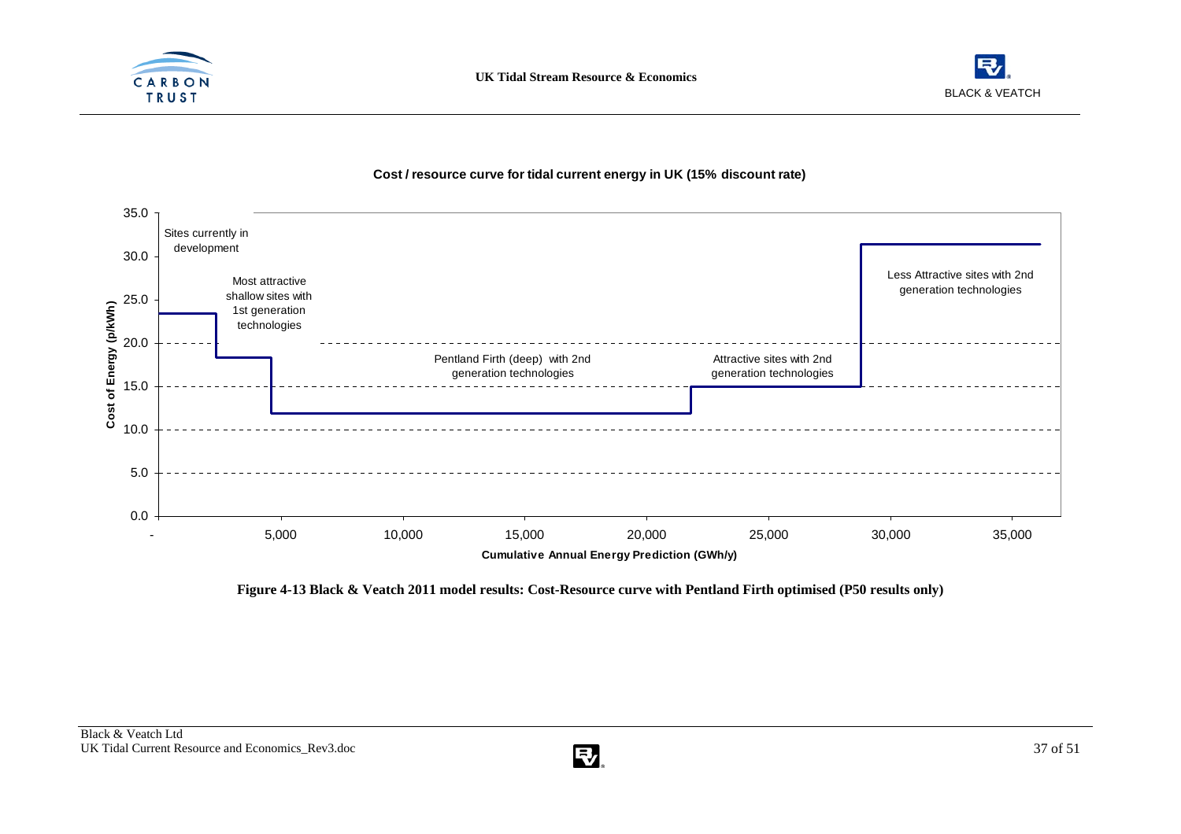**Cost / resource curve for tidal current energy in UK (15% discount rate)**

**Figure 4-13 Black & Veatch 2011 model results: Cost-Resource curve with Pentland Firth optimised (P50 results only)**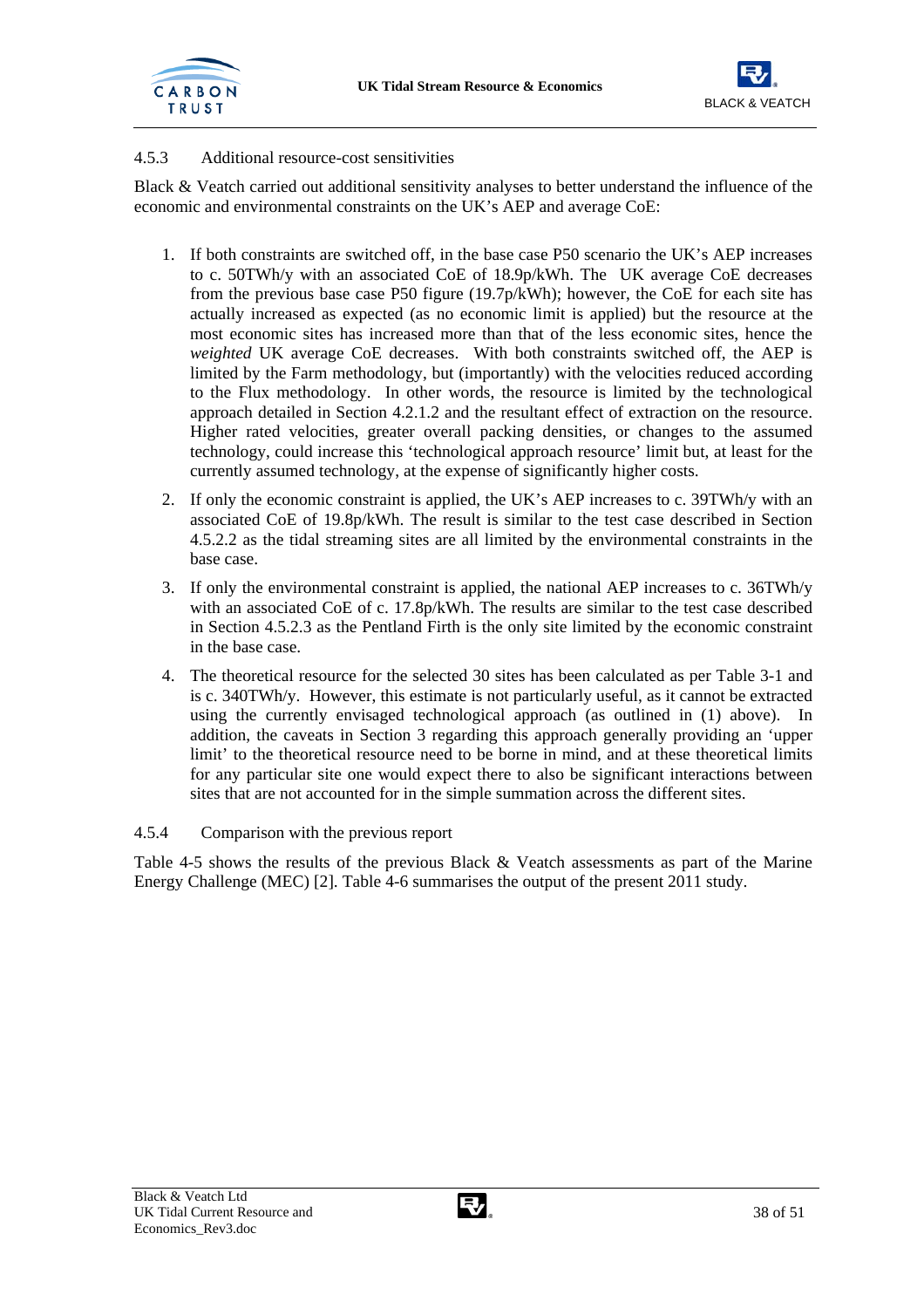### 4.5.3 Additional resource-cost sensitivities

Black & Veatch carried out additional sensitivity analyses to better understand the influence of the economic and environmental constraints on the UK's AEP and average CoE:

1. If both constraints are switched off, in the base case P50 scenario the UK's AEP increases to c. 50TWh/y with an associated CoE of 18.9p/kWh. The UK average CoE decreases from the previous base case P50 figure (19.7p/kWh); however, the CoE for each site has actually increased as expected (as no economic limit is applied) but the resource at the most economic sites has increased more than that of the less economic sites, hence the *weighted* UK average CoE decreases. With both constraints switched off, the AEP is limited by the Farm methodology, but (importantly) with the velocities reduced according to the Flux methodology. In other words, the resource is limited by the technological approach detailed in Section 4.2.1.2 and the resultant effect of extraction on the resource. Higher rated velocities, greater overall packing densities, or changes to the assumed technology, could increase this 'technological approach resource' limit but, at least for the currently assumed technology, at the expense of significantly higher costs.
2. If only the economic constraint is applied, the UK's AEP increases to c. 39TWh/y with an associated CoE of 19.8p/kWh. The result is similar to the test case described in Section 4.5.2.2 as the tidal streaming sites are all limited by the environmental constraints in the base case.
3. If only the environmental constraint is applied, the national AEP increases to c. 36TWh/y with an associated CoE of c. 17.8p/kWh. The results are similar to the test case described in Section 4.5.2.3 as the Pentland Firth is the only site limited by the economic constraint in the base case.
4. The theoretical resource for the selected 30 sites has been calculated as per Table 3-1 and is c. 340TWh/y. However, this estimate is not particularly useful, as it cannot be extracted using the currently envisaged technological approach (as outlined in (1) above). In addition, the caveats in Section 3 regarding this approach generally providing an 'upper limit' to the theoretical resource need to be borne in mind, and at these theoretical limits for any particular site one would expect there to also be significant interactions between sites that are not accounted for in the simple summation across the different sites.

### 4.5.4 Comparison with the previous report

Table 4-5 shows the results of the previous Black & Veatch assessments as part of the Marine Energy Challenge (MEC) [2]. Table 4-6 summarises the output of the present 2011 study.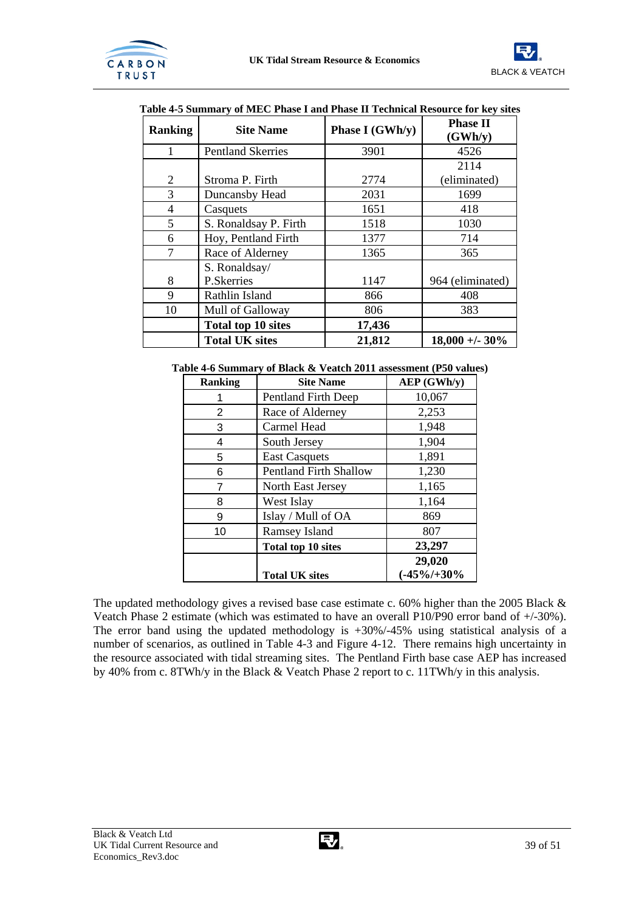**Table 4-5 Summary of MEC Phase I and Phase II Technical Resource for key sites**

| Ranking | Site Name | Phase I (GWh/y) | Phase II (GWh/y) |
|---|---|---|---|
| 1 | Pentland Skerries | 3901 | 4526 |
| 2 | Stroma P. Firth | 2774 | 2114 (eliminated) |
| 3 | Duncansby Head | 2031 | 1699 |
| 4 | Casquets | 1651 | 418 |
| 5 | S. Ronaldsay P. Firth | 1518 | 1030 |
| 6 | Hoy, Pentland Firth | 1377 | 714 |
| 7 | Race of Alderney | 1365 | 365 |
| 8 | S. Ronaldsay/ P.Skerries | 1147 | 964 (eliminated) |
| 9 | Rathlin Island | 866 | 408 |
| 10 | Mull of Galloway | 806 | 383 |
| | **Total top 10 sites** | **17,436** | |
| | **Total UK sites** | **21,812** | **18,000 +/- 30%** |

**Table 4-6 Summary of Black & Veatch 2011 assessment (P50 values)**

| Ranking | Site Name | AEP (GWh/y) |
|---|---|---|
| 1 | Pentland Firth Deep | 10,067 |
| 2 | Race of Alderney | 2,253 |
| 3 | Carmel Head | 1,948 |
| 4 | South Jersey | 1,904 |
| 5 | East Casquets | 1,891 |
| 6 | Pentland Firth Shallow | 1,230 |
| 7 | North East Jersey | 1,165 |
| 8 | West Islay | 1,164 |
| 9 | Islay / Mull of OA | 869 |
| 10 | Ramsey Island | 807 |
| | **Total top 10 sites** | **23,297** |
| | **Total UK sites** | **29,020 (-45%/+30%** |

The updated methodology gives a revised base case estimate c. 60% higher than the 2005 Black & Veatch Phase 2 estimate (which was estimated to have an overall P10/P90 error band of +/-30%). The error band using the updated methodology is +30%/-45% using statistical analysis of a number of scenarios, as outlined in Table 4-3 and Figure 4-12. There remains high uncertainty in the resource associated with tidal streaming sites. The Pentland Firth base case AEP has increased by 40% from c. 8TWh/y in the Black & Veatch Phase 2 report to c. 11TWh/y in this analysis.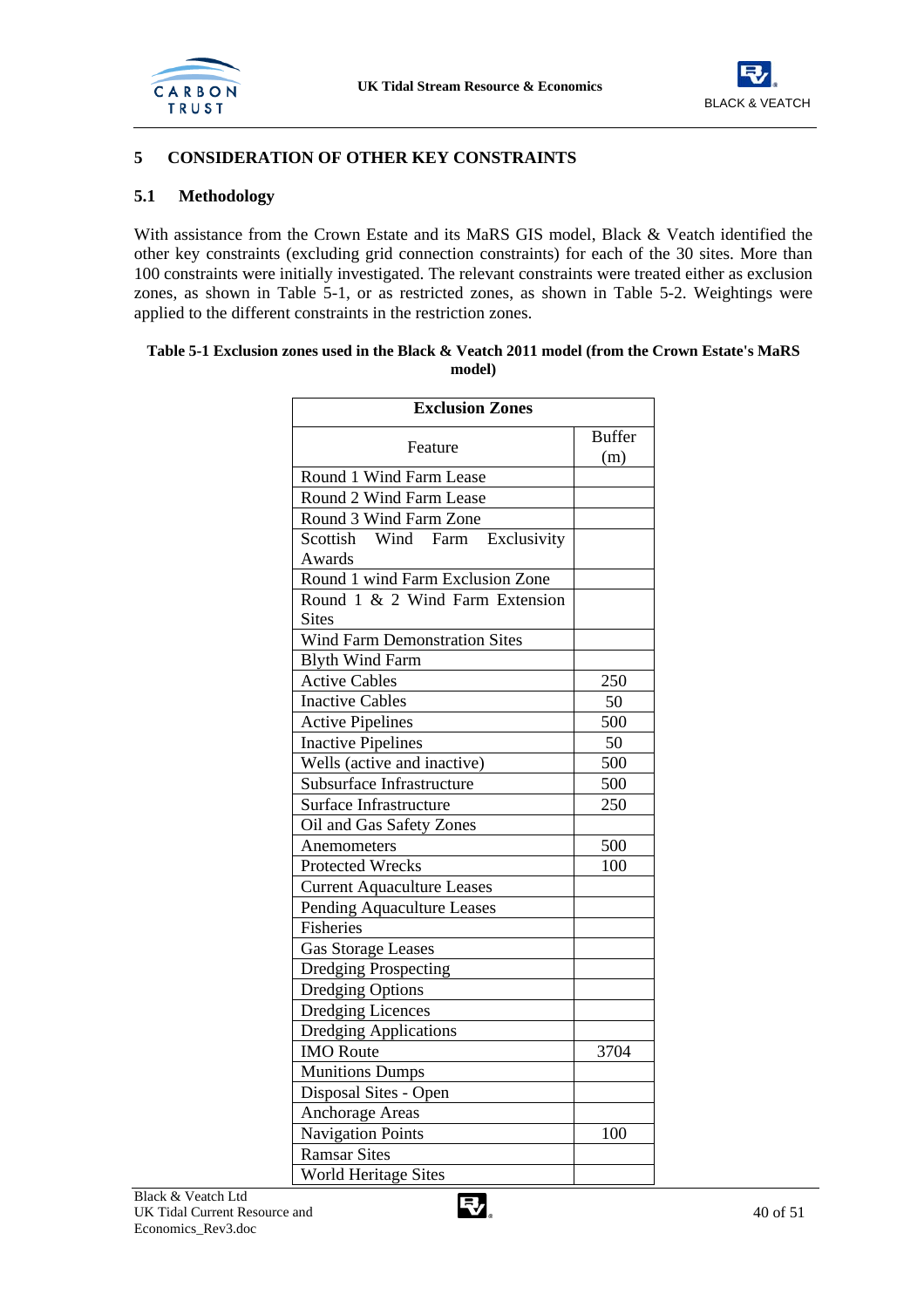# 5 CONSIDERATION OF OTHER KEY CONSTRAINTS

## 5.1 Methodology

With assistance from the Crown Estate and its MaRS GIS model, Black & Veatch identified the other key constraints (excluding grid connection constraints) for each of the 30 sites. More than 100 constraints were initially investigated. The relevant constraints were treated either as exclusion zones, as shown in Table 5-1, or as restricted zones, as shown in Table 5-2. Weightings were applied to the different constraints in the restriction zones.

**Table 5-1 Exclusion zones used in the Black & Veatch 2011 model (from the Crown Estate's MaRS model)**

| Exclusion Zones | |
|---|---|
| Feature | Buffer (m) |
| Round 1 Wind Farm Lease | |
| Round 2 Wind Farm Lease | |
| Round 3 Wind Farm Zone | |
| Scottish Wind Farm Exclusivity Awards | |
| Round 1 wind Farm Exclusion Zone | |
| Round 1 & 2 Wind Farm Extension Sites | |
| Wind Farm Demonstration Sites | |
| Blyth Wind Farm | |
| Active Cables | 250 |
| Inactive Cables | 50 |
| Active Pipelines | 500 |
| Inactive Pipelines | 50 |
| Wells (active and inactive) | 500 |
| Subsurface Infrastructure | 500 |
| Surface Infrastructure | 250 |
| Oil and Gas Safety Zones | |
| Anemometers | 500 |
| Protected Wrecks | 100 |
| Current Aquaculture Leases | |
| Pending Aquaculture Leases | |
| Fisheries | |
| Gas Storage Leases | |
| Dredging Prospecting | |
| Dredging Options | |
| Dredging Licences | |
| Dredging Applications | |
| IMO Route | 3704 |
| Munitions Dumps | |
| Disposal Sites - Open | |
| Anchorage Areas | |
| Navigation Points | 100 |
| Ramsar Sites | |
| World Heritage Sites | |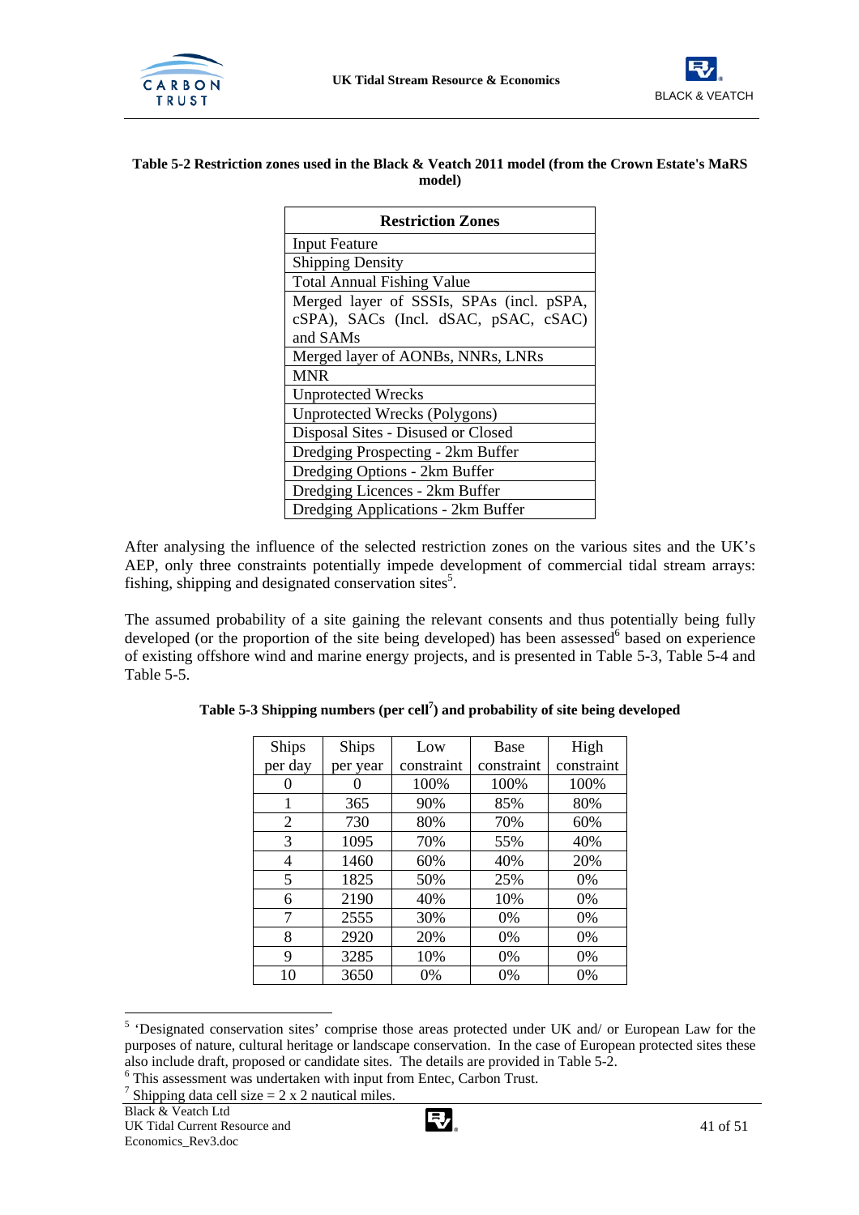**Table 5-2 Restriction zones used in the Black & Veatch 2011 model (from the Crown Estate's MaRS model)**

| Restriction Zones |
|---|
| Input Feature |
| Shipping Density |
| Total Annual Fishing Value |
| Merged layer of SSSIs, SPAs (incl. pSPA, cSPA), SACs (Incl. dSAC, pSAC, cSAC) and SAMs |
| Merged layer of AONBs, NNRs, LNRs |
| MNR |
| Unprotected Wrecks |
| Unprotected Wrecks (Polygons) |
| Disposal Sites - Disused or Closed |
| Dredging Prospecting - 2km Buffer |
| Dredging Options - 2km Buffer |
| Dredging Licences - 2km Buffer |
| Dredging Applications - 2km Buffer |

After analysing the influence of the selected restriction zones on the various sites and the UK's AEP, only three constraints potentially impede development of commercial tidal stream arrays: fishing, shipping and designated conservation sites[5].

The assumed probability of a site gaining the relevant consents and thus potentially being fully developed (or the proportion of the site being developed) has been assessed[6] based on experience of existing offshore wind and marine energy projects, and is presented in Table 5-3, Table 5-4 and Table 5-5.

**Table 5-3 Shipping numbers (per cell[7]) and probability of site being developed**

| Ships per day | Ships per year | Low constraint | Base constraint | High constraint |
|---|---|---|---|---|
| 0 | 0 | 100% | 100% | 100% |
| 1 | 365 | 90% | 85% | 80% |
| 2 | 730 | 80% | 70% | 60% |
| 3 | 1095 | 70% | 55% | 40% |
| 4 | 1460 | 60% | 40% | 20% |
| 5 | 1825 | 50% | 25% | 0% |
| 6 | 2190 | 40% | 10% | 0% |
| 7 | 2555 | 30% | 0% | 0% |
| 8 | 2920 | 20% | 0% | 0% |
| 9 | 3285 | 10% | 0% | 0% |
| 10 | 3650 | 0% | 0% | 0% |

[5] 'Designated conservation sites' comprise those areas protected under UK and/ or European Law for the purposes of nature, cultural heritage or landscape conservation. In the case of European protected sites these also include draft, proposed or candidate sites. The details are provided in Table 5-2.

[6] This assessment was undertaken with input from Entec, Carbon Trust.

[7] Shipping data cell size = 2 x 2 nautical miles.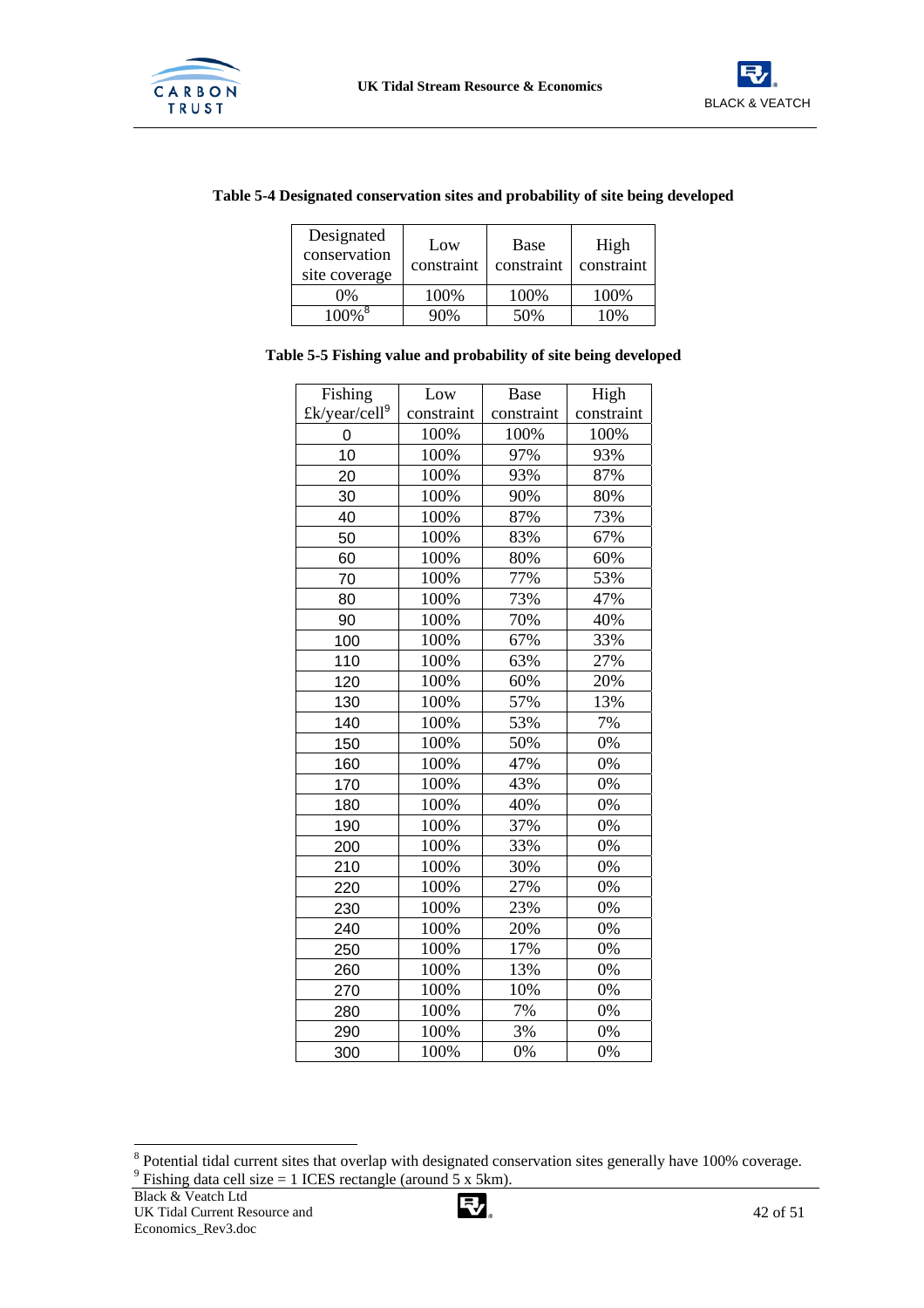**Table 5-4 Designated conservation sites and probability of site being developed**

| Designated conservation site coverage | Low constraint | Base constraint | High constraint |
|---|---|---|---|
| 0% | 100% | 100% | 100% |
| 100%[8] | 90% | 50% | 10% |

**Table 5-5 Fishing value and probability of site being developed**

| Fishing £k/year/cell[9] | Low constraint | Base constraint | High constraint |
|---|---|---|---|
| 0 | 100% | 100% | 100% |
| 10 | 100% | 97% | 93% |
| 20 | 100% | 93% | 87% |
| 30 | 100% | 90% | 80% |
| 40 | 100% | 87% | 73% |
| 50 | 100% | 83% | 67% |
| 60 | 100% | 80% | 60% |
| 70 | 100% | 77% | 53% |
| 80 | 100% | 73% | 47% |
| 90 | 100% | 70% | 40% |
| 100 | 100% | 67% | 33% |
| 110 | 100% | 63% | 27% |
| 120 | 100% | 60% | 20% |
| 130 | 100% | 57% | 13% |
| 140 | 100% | 53% | 7% |
| 150 | 100% | 50% | 0% |
| 160 | 100% | 47% | 0% |
| 170 | 100% | 43% | 0% |
| 180 | 100% | 40% | 0% |
| 190 | 100% | 37% | 0% |
| 200 | 100% | 33% | 0% |
| 210 | 100% | 30% | 0% |
| 220 | 100% | 27% | 0% |
| 230 | 100% | 23% | 0% |
| 240 | 100% | 20% | 0% |
| 250 | 100% | 17% | 0% |
| 260 | 100% | 13% | 0% |
| 270 | 100% | 10% | 0% |
| 280 | 100% | 7% | 0% |
| 290 | 100% | 3% | 0% |
| 300 | 100% | 0% | 0% |

[8] Potential tidal current sites that overlap with designated conservation sites generally have 100% coverage.

[9] Fishing data cell size = 1 ICES rectangle (around 5 x 5km).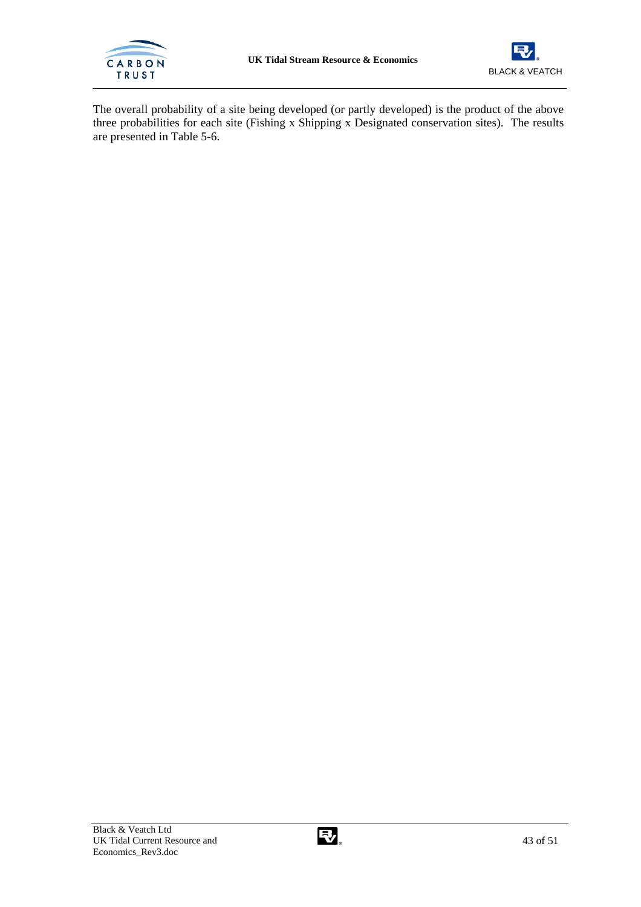The overall probability of a site being developed (or partly developed) is the product of the above three probabilities for each site (Fishing x Shipping x Designated conservation sites). The results are presented in Table 5-6.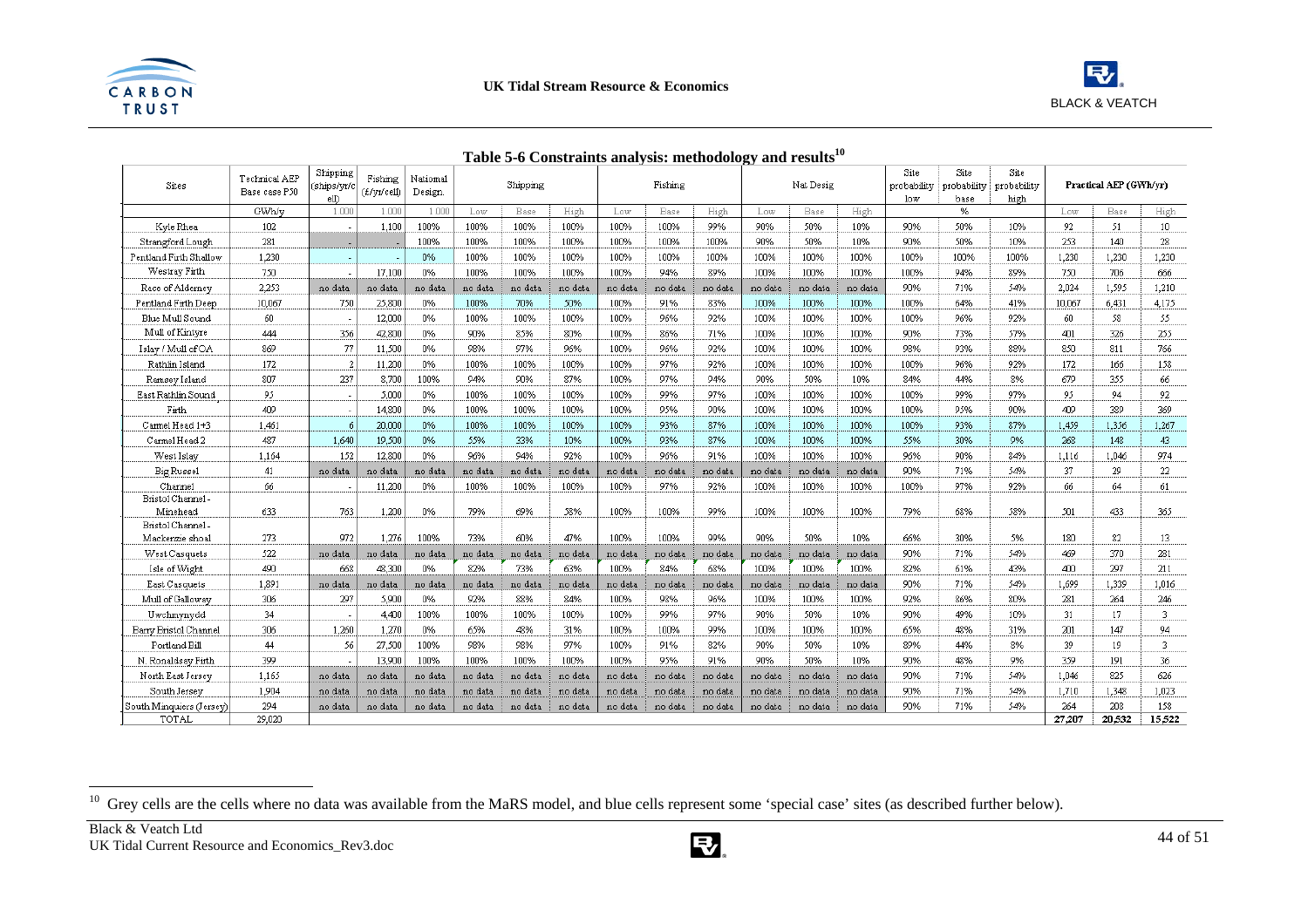**Table 5-6 Constraints analysis: methodology and results[10]**

| Sites | Technical AEP Base case P50 | Shipping (ships/yr/cell) | Fishing (£/yr/cell) | National Design. | Shipping | | | Fishing | | | Nat Desig | | | Site probability low | Site probability base | Site probability high | Practical AEP (GWh/yr) | | |
|---|---|---|---|---|---|---|---|---|---|---|---|---|---|---|---|---|---|---|---|
| | GWh/y | 1 000 | 1 000 | 1 000 | Low | Base | High | Low | Base | High | Low | Base | High | | % | | Low | Base | High |
| Kyle Rhea | 102 | - | 1,100 | 100% | 100% | 100% | 100% | 100% | 100% | 99% | 90% | 50% | 10% | 90% | 50% | 10% | 92 | 51 | 10 |
| Strangford Lough | 281 | - | - | 100% | 100% | 100% | 100% | 100% | 100% | 100% | 90% | 50% | 10% | 90% | 50% | 10% | 253 | 140 | 28 |
| Pentland Firth Shallow | 1,230 | - | - | 0% | 100% | 100% | 100% | 100% | 100% | 100% | 100% | 100% | 100% | 100% | 100% | 100% | 1,230 | 1,230 | 1,230 |
| Westray Firth | 750 | - | 17,100 | 0% | 100% | 100% | 100% | 100% | 94% | 89% | 100% | 100% | 100% | 100% | 94% | 89% | 750 | 706 | 666 |
| Race of Alderney | 2,253 | no data | no data | no data | no data | no data | no data | no data | no data | no data | no data | no data | no data | 90% | 71% | 54% | 2,024 | 1,595 | 1,210 |
| Pentland Firth Deep | 10,067 | 750 | 25,800 | 0% | 100% | 70% | 50% | 100% | 91% | 83% | 100% | 100% | 100% | 100% | 64% | 41% | 10,067 | 6,431 | 4,175 |
| Blue Mull Sound | 60 | - | 12,000 | 0% | 100% | 100% | 100% | 100% | 96% | 92% | 100% | 100% | 100% | 100% | 96% | 92% | 60 | 58 | 55 |
| Mull of Kintyre | 444 | 356 | 42,800 | 0% | 90% | 85% | 80% | 100% | 86% | 71% | 100% | 100% | 100% | 90% | 73% | 57% | 401 | 326 | 255 |
| Islay / Mull of OA | 869 | 77 | 11,500 | 0% | 98% | 97% | 96% | 100% | 96% | 92% | 100% | 100% | 100% | 98% | 93% | 88% | 850 | 811 | 766 |
| Rathlin Island | 172 | 2 | 11,200 | 0% | 100% | 100% | 100% | 100% | 97% | 92% | 100% | 100% | 100% | 100% | 96% | 92% | 172 | 166 | 158 |
| Ramsey Island | 807 | 237 | 8,700 | 100% | 94% | 90% | 87% | 100% | 97% | 94% | 90% | 50% | 10% | 84% | 44% | 8% | 679 | 355 | 66 |
| East Rathlin Sound | 95 | - | 5,000 | 0% | 100% | 100% | 100% | 100% | 99% | 97% | 100% | 100% | 100% | 100% | 99% | 97% | 95 | 94 | 92 |
| Firth | 409 | - | 14,800 | 0% | 100% | 100% | 100% | 100% | 95% | 90% | 100% | 100% | 100% | 100% | 95% | 90% | 409 | 389 | 369 |
| Carmel Head 1+3 | 1,461 | 6 | 20,000 | 0% | 100% | 100% | 100% | 100% | 93% | 87% | 100% | 100% | 100% | 100% | 93% | 87% | 1,459 | 1,356 | 1,267 |
| Carmel Head 2 | 487 | 1,640 | 19,500 | 0% | 55% | 33% | 10% | 100% | 93% | 87% | 100% | 100% | 100% | 55% | 30% | 9% | 268 | 148 | 43 |
| West Islay | 1,164 | 152 | 12,800 | 0% | 96% | 94% | 92% | 100% | 96% | 91% | 100% | 100% | 100% | 96% | 90% | 84% | 1,116 | 1,046 | 974 |
| Big Russel | 41 | no data | no data | no data | no data | no data | no data | no data | no data | no data | no data | no data | no data | 90% | 71% | 54% | 37 | 29 | 22 |
| Channel | 66 | - | 11,200 | 0% | 100% | 100% | 100% | 100% | 97% | 92% | 100% | 100% | 100% | 100% | 97% | 92% | 66 | 64 | 61 |
| Bristol Channel - Minehead | 633 | 763 | 1,200 | 0% | 79% | 69% | 58% | 100% | 100% | 99% | 100% | 100% | 100% | 79% | 68% | 58% | 501 | 433 | 365 |
| Bristol Channel - Mackenzie shoal | 273 | 972 | 1,276 | 100% | 73% | 60% | 47% | 100% | 100% | 99% | 90% | 50% | 10% | 66% | 30% | 5% | 180 | 82 | 13 |
| West Casquets | 522 | no data | no data | no data | no data | no data | no data | no data | no data | no data | no data | no data | no data | 90% | 71% | 54% | 469 | 370 | 281 |
| Isle of Wight | 490 | 668 | 48,300 | 0% | 82% | 73% | 63% | 100% | 84% | 68% | 100% | 100% | 100% | 82% | 61% | 43% | 400 | 297 | 211 |
| East Casquets | 1,891 | no data | no data | no data | no data | no data | no data | no data | no data | no data | no data | no data | no data | 90% | 71% | 54% | 1,699 | 1,339 | 1,016 |
| Mull of Galloway | 306 | 297 | 5,900 | 0% | 92% | 88% | 84% | 100% | 98% | 96% | 100% | 100% | 100% | 92% | 86% | 80% | 281 | 264 | 246 |
| Uwchmynydd | 34 | - | 4,400 | 100% | 100% | 100% | 100% | 100% | 99% | 97% | 90% | 50% | 10% | 90% | 49% | 10% | 31 | 17 | 3 |
| Barry Bristol Channel | 306 | 1,260 | 1,270 | 0% | 65% | 48% | 31% | 100% | 100% | 99% | 100% | 100% | 100% | 65% | 48% | 31% | 201 | 147 | 94 |
| Portland Bill | 44 | 56 | 27,500 | 100% | 98% | 98% | 97% | 100% | 91% | 82% | 90% | 50% | 10% | 89% | 44% | 8% | 39 | 19 | 3 |
| N. Ronaldsay Firth | 399 | - | 13,900 | 100% | 100% | 100% | 100% | 100% | 95% | 91% | 90% | 50% | 10% | 90% | 48% | 9% | 359 | 191 | 36 |
| North East Jersey | 1,165 | no data | no data | no data | no data | no data | no data | no data | no data | no data | no data | no data | no data | 90% | 71% | 54% | 1,046 | 825 | 626 |
| South Jersey | 1,904 | no data | no data | no data | no data | no data | no data | no data | no data | no data | no data | no data | no data | 90% | 71% | 54% | 1,710 | 1,348 | 1,023 |
| South Minquiers (Jersey) | 294 | no data | no data | no data | no data | no data | no data | no data | no data | no data | no data | no data | no data | 90% | 71% | 54% | 264 | 208 | 158 |
| TOTAL | 29,020 | | | | | | | | | | | | | | | | **27,207** | **20,532** | **15,522** |

[10] Grey cells are the cells where no data was available from the MaRS model, and blue cells represent some 'special case' sites (as described further below).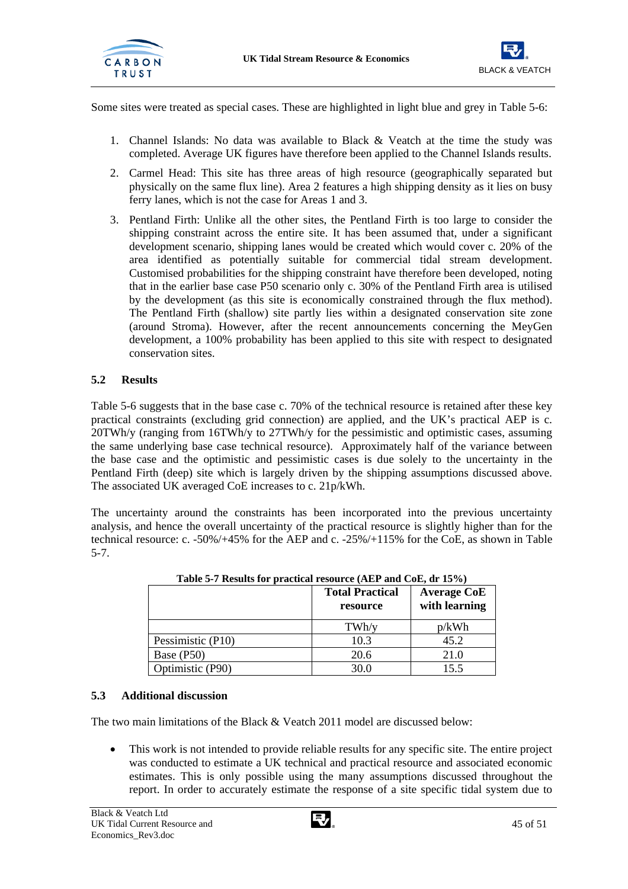Some sites were treated as special cases. These are highlighted in light blue and grey in Table 5-6:

1. Channel Islands: No data was available to Black & Veatch at the time the study was completed. Average UK figures have therefore been applied to the Channel Islands results.
2. Carmel Head: This site has three areas of high resource (geographically separated but physically on the same flux line). Area 2 features a high shipping density as it lies on busy ferry lanes, which is not the case for Areas 1 and 3.
3. Pentland Firth: Unlike all the other sites, the Pentland Firth is too large to consider the shipping constraint across the entire site. It has been assumed that, under a significant development scenario, shipping lanes would be created which would cover c. 20% of the area identified as potentially suitable for commercial tidal stream development. Customised probabilities for the shipping constraint have therefore been developed, noting that in the earlier base case P50 scenario only c. 30% of the Pentland Firth area is utilised by the development (as this site is economically constrained through the flux method). The Pentland Firth (shallow) site partly lies within a designated conservation site zone (around Stroma). However, after the recent announcements concerning the MeyGen development, a 100% probability has been applied to this site with respect to designated conservation sites.

## 5.2 Results

Table 5-6 suggests that in the base case c. 70% of the technical resource is retained after these key practical constraints (excluding grid connection) are applied, and the UK's practical AEP is c. 20TWh/y (ranging from 16TWh/y to 27TWh/y for the pessimistic and optimistic cases, assuming the same underlying base case technical resource). Approximately half of the variance between the base case and the optimistic and pessimistic cases is due solely to the uncertainty in the Pentland Firth (deep) site which is largely driven by the shipping assumptions discussed above. The associated UK averaged CoE increases to c. 21p/kWh.

The uncertainty around the constraints has been incorporated into the previous uncertainty analysis, and hence the overall uncertainty of the practical resource is slightly higher than for the technical resource: c. -50%/+45% for the AEP and c. -25%/+115% for the CoE, as shown in Table 5-7.

**Table 5-7 Results for practical resource (AEP and CoE, dr 15%)**

| | Total Practical resource | Average CoE with learning |
|---|---|---|
| | TWh/y | p/kWh |
| Pessimistic (P10) | 10.3 | 45.2 |
| Base (P50) | 20.6 | 21.0 |
| Optimistic (P90) | 30.0 | 15.5 |

## 5.3 Additional discussion

The two main limitations of the Black & Veatch 2011 model are discussed below:

- This work is not intended to provide reliable results for any specific site. The entire project was conducted to estimate a UK technical and practical resource and associated economic estimates. This is only possible using the many assumptions discussed throughout the report. In order to accurately estimate the response of a site specific tidal system due to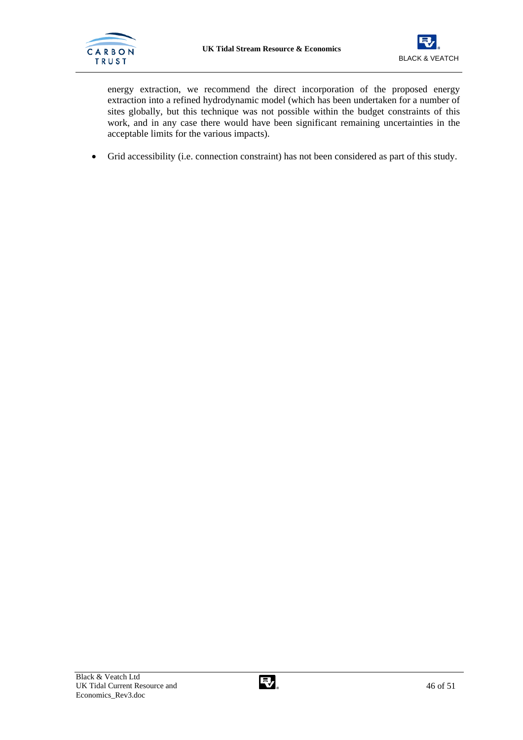energy extraction, we recommend the direct incorporation of the proposed energy extraction into a refined hydrodynamic model (which has been undertaken for a number of sites globally, but this technique was not possible within the budget constraints of this work, and in any case there would have been significant remaining uncertainties in the acceptable limits for the various impacts).

- Grid accessibility (i.e. connection constraint) has not been considered as part of this study.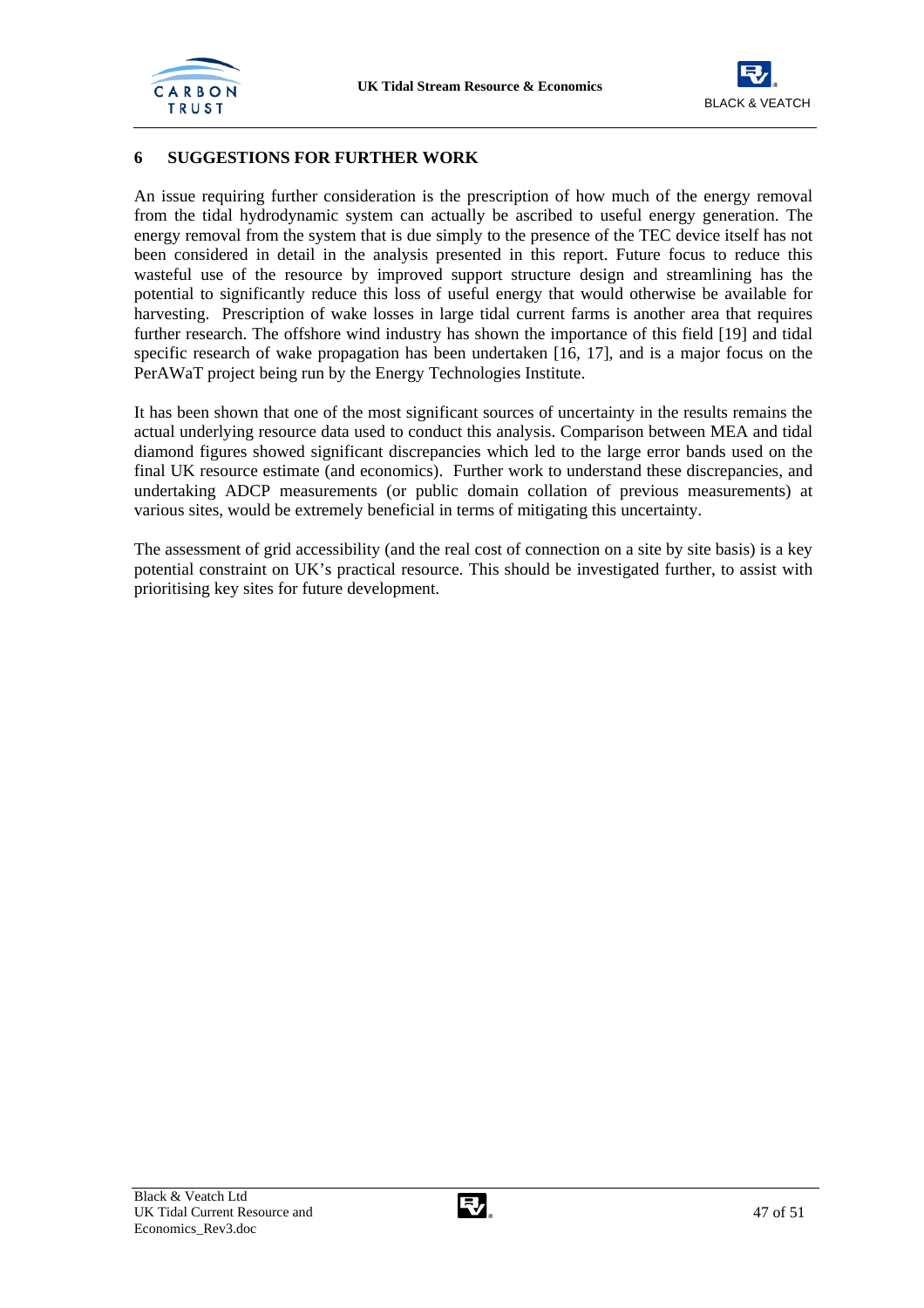## 6 SUGGESTIONS FOR FURTHER WORK

An issue requiring further consideration is the prescription of how much of the energy removal from the tidal hydrodynamic system can actually be ascribed to useful energy generation. The energy removal from the system that is due simply to the presence of the TEC device itself has not been considered in detail in the analysis presented in this report. Future focus to reduce this wasteful use of the resource by improved support structure design and streamlining has the potential to significantly reduce this loss of useful energy that would otherwise be available for harvesting. Prescription of wake losses in large tidal current farms is another area that requires further research. The offshore wind industry has shown the importance of this field [19] and tidal specific research of wake propagation has been undertaken [16, 17], and is a major focus on the PerAWaT project being run by the Energy Technologies Institute.

It has been shown that one of the most significant sources of uncertainty in the results remains the actual underlying resource data used to conduct this analysis. Comparison between MEA and tidal diamond figures showed significant discrepancies which led to the large error bands used on the final UK resource estimate (and economics). Further work to understand these discrepancies, and undertaking ADCP measurements (or public domain collation of previous measurements) at various sites, would be extremely beneficial in terms of mitigating this uncertainty.

The assessment of grid accessibility (and the real cost of connection on a site by site basis) is a key potential constraint on UK's practical resource. This should be investigated further, to assist with prioritising key sites for future development.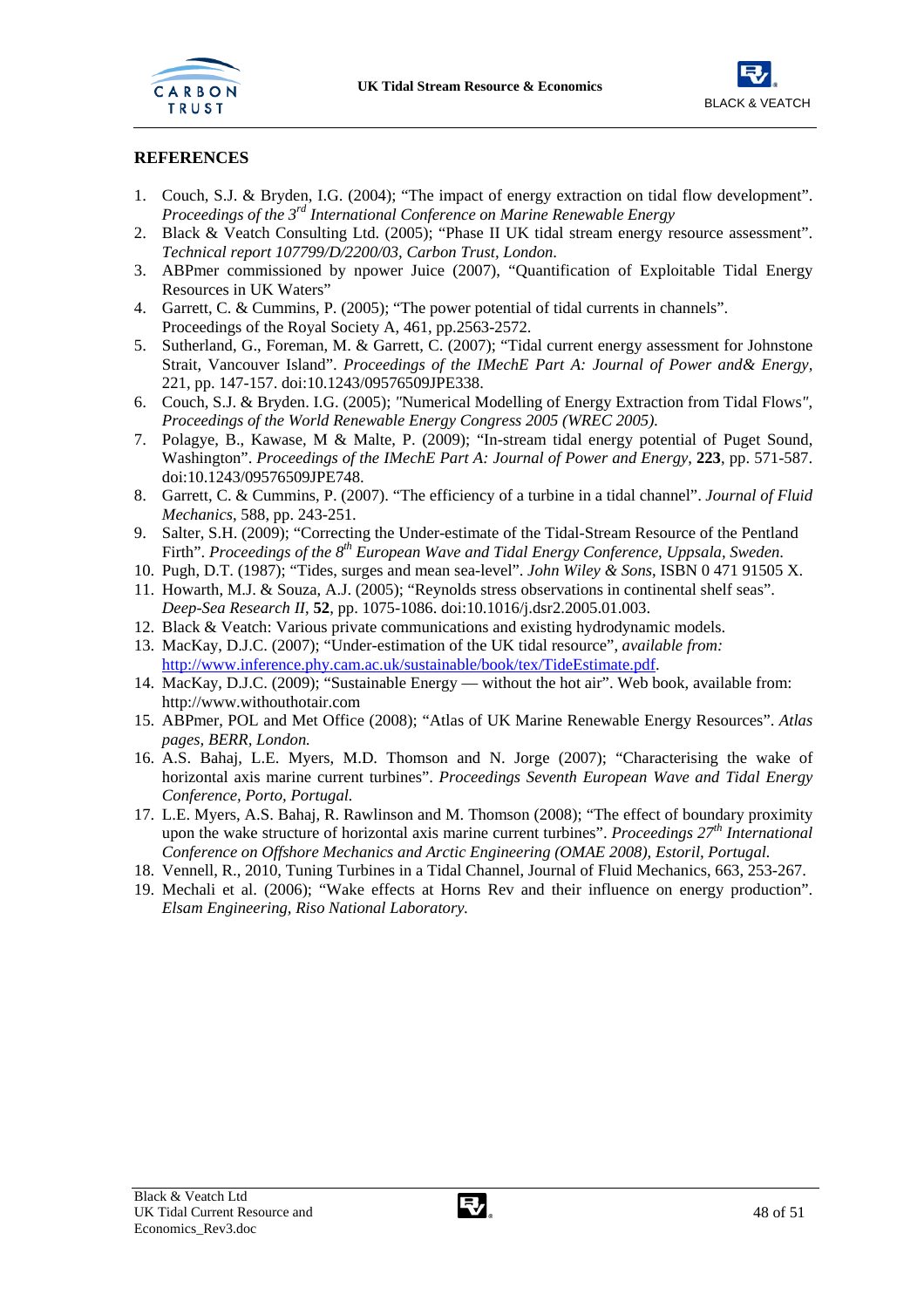## REFERENCES

1. Couch, S.J. & Bryden, I.G. (2004); "The impact of energy extraction on tidal flow development". *Proceedings of the 3rd International Conference on Marine Renewable Energy*
2. Black & Veatch Consulting Ltd. (2005); "Phase II UK tidal stream energy resource assessment". *Technical report 107799/D/2200/03, Carbon Trust, London.*
3. ABPmer commissioned by npower Juice (2007), "Quantification of Exploitable Tidal Energy Resources in UK Waters"
4. Garrett, C. & Cummins, P. (2005); "The power potential of tidal currents in channels". Proceedings of the Royal Society A, 461, pp.2563-2572.
5. Sutherland, G., Foreman, M. & Garrett, C. (2007); "Tidal current energy assessment for Johnstone Strait, Vancouver Island". *Proceedings of the IMechE Part A: Journal of Power and& Energy*, 221, pp. 147-157. doi:10.1243/09576509JPE338.
6. Couch, S.J. & Bryden. I.G. (2005); "Numerical Modelling of Energy Extraction from Tidal Flows", *Proceedings of the World Renewable Energy Congress 2005 (WREC 2005).*
7. Polagye, B., Kawase, M & Malte, P. (2009); "In-stream tidal energy potential of Puget Sound, Washington". *Proceedings of the IMechE Part A: Journal of Power and Energy*, **223**, pp. 571-587. doi:10.1243/09576509JPE748.
8. Garrett, C. & Cummins, P. (2007). "The efficiency of a turbine in a tidal channel". *Journal of Fluid Mechanics*, 588, pp. 243-251.
9. Salter, S.H. (2009); "Correcting the Under-estimate of the Tidal-Stream Resource of the Pentland Firth". *Proceedings of the 8th European Wave and Tidal Energy Conference, Uppsala, Sweden.*
10. Pugh, D.T. (1987); "Tides, surges and mean sea-level". *John Wiley & Sons*, ISBN 0 471 91505 X.
11. Howarth, M.J. & Souza, A.J. (2005); "Reynolds stress observations in continental shelf seas". *Deep-Sea Research II*, **52**, pp. 1075-1086. doi:10.1016/j.dsr2.2005.01.003.
12. Black & Veatch: Various private communications and existing hydrodynamic models.
13. MacKay, D.J.C. (2007); "Under-estimation of the UK tidal resource", *available from:* http://www.inference.phy.cam.ac.uk/sustainable/book/tex/TideEstimate.pdf.
14. MacKay, D.J.C. (2009); "Sustainable Energy — without the hot air". Web book, available from: http://www.withouthotair.com
15. ABPmer, POL and Met Office (2008); "Atlas of UK Marine Renewable Energy Resources". *Atlas pages, BERR, London.*
16. A.S. Bahaj, L.E. Myers, M.D. Thomson and N. Jorge (2007); "Characterising the wake of horizontal axis marine current turbines". *Proceedings Seventh European Wave and Tidal Energy Conference, Porto, Portugal.*
17. L.E. Myers, A.S. Bahaj, R. Rawlinson and M. Thomson (2008); "The effect of boundary proximity upon the wake structure of horizontal axis marine current turbines". *Proceedings 27th International Conference on Offshore Mechanics and Arctic Engineering (OMAE 2008), Estoril, Portugal.*
18. Vennell, R., 2010, Tuning Turbines in a Tidal Channel, Journal of Fluid Mechanics, 663, 253-267.
19. Mechali et al. (2006); "Wake effects at Horns Rev and their influence on energy production". *Elsam Engineering, Riso National Laboratory.*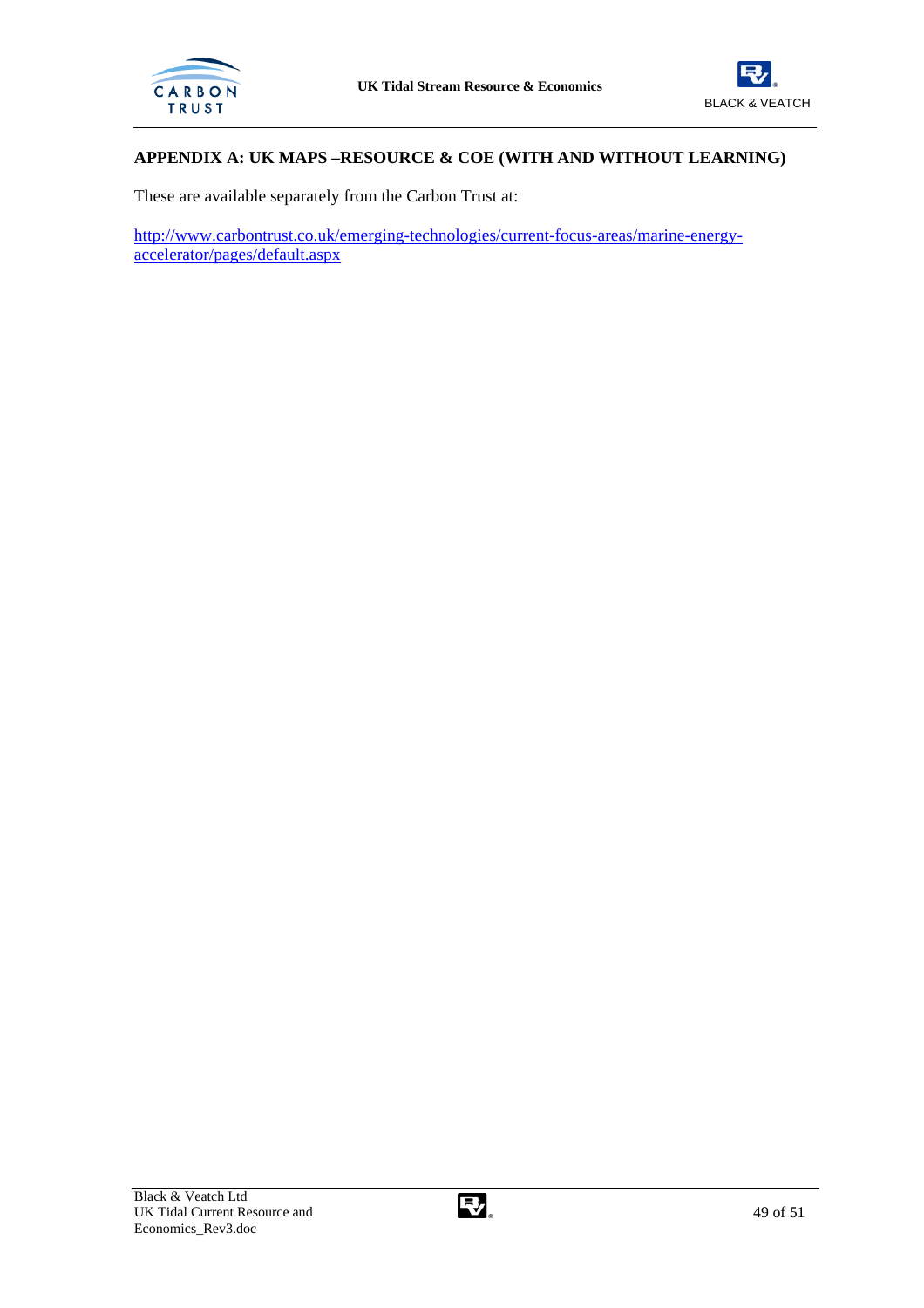## APPENDIX A: UK MAPS –RESOURCE & COE (WITH AND WITHOUT LEARNING)

These are available separately from the Carbon Trust at:

[http://www.carbontrust.co.uk/emerging-technologies/current-focus-areas/marine-energy-accelerator/pages/default.aspx](http://www.carbontrust.co.uk/emerging-technologies/current-focus-areas/marine-energy-accelerator/pages/default.aspx)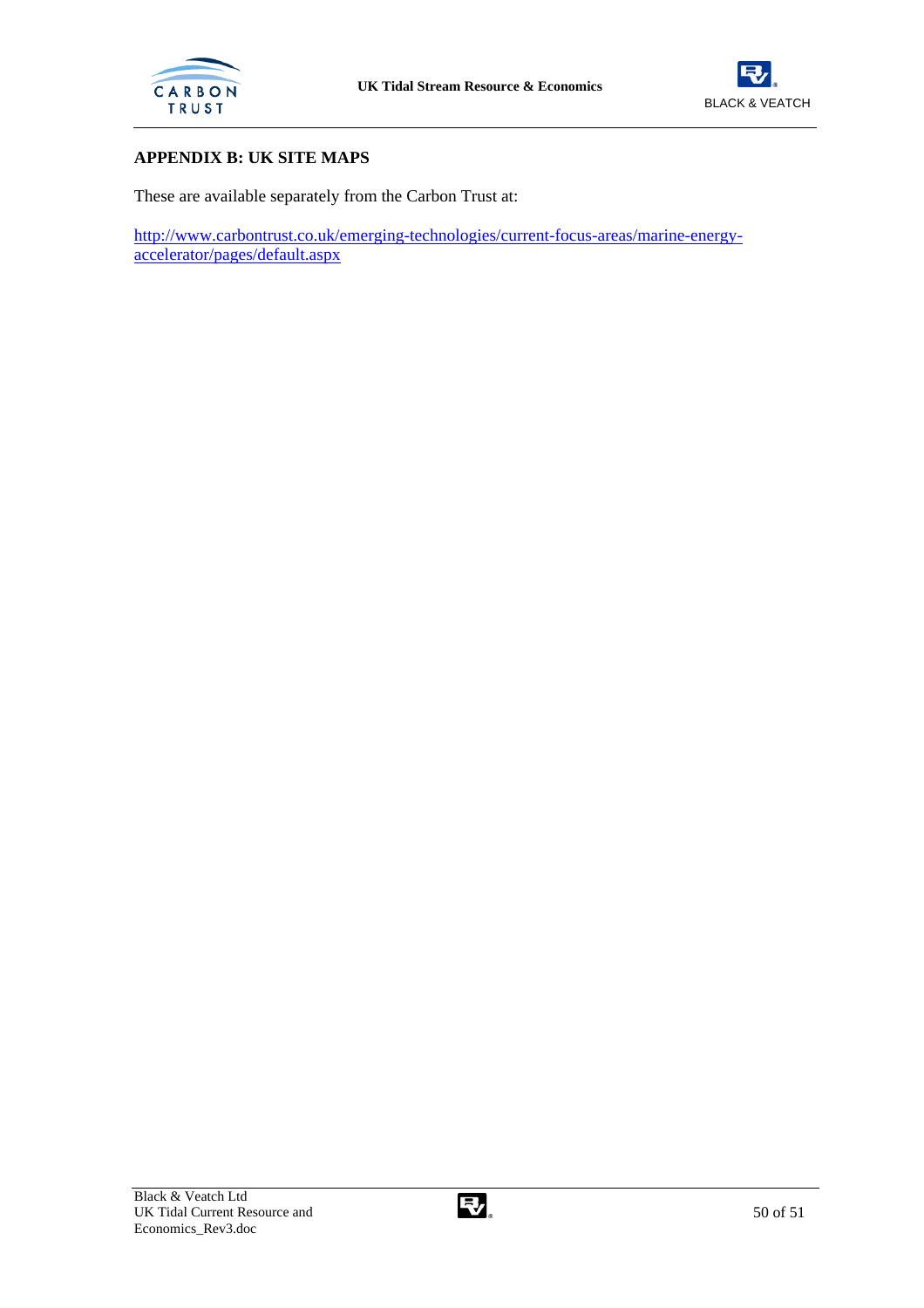## APPENDIX B: UK SITE MAPS

These are available separately from the Carbon Trust at:

http://www.carbontrust.co.uk/emerging-technologies/current-focus-areas/marine-energy-accelerator/pages/default.aspx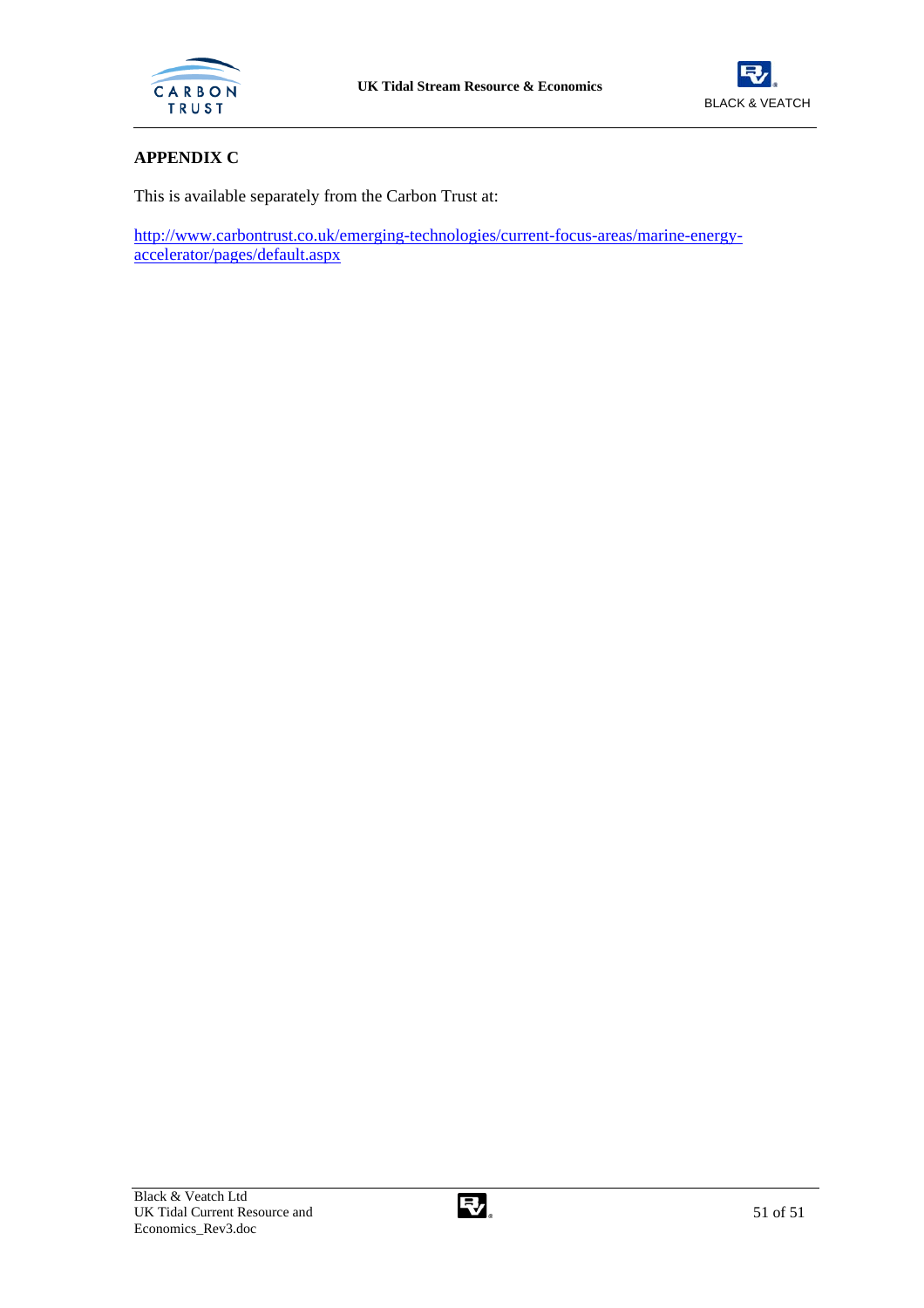## APPENDIX C

This is available separately from the Carbon Trust at:

http://www.carbontrust.co.uk/emerging-technologies/current-focus-areas/marine-energy-accelerator/pages/default.aspx